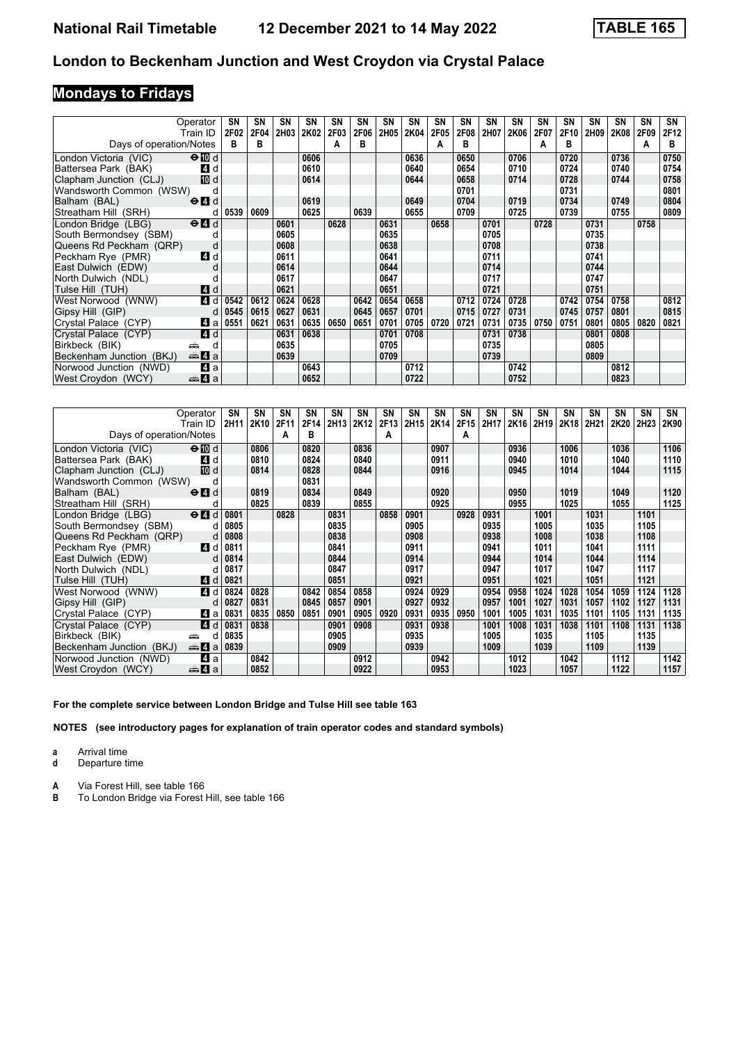# London to Beckenham Junction and West Croydon via Crystal Palace

## Mondays to Fridays

| Operator | SN | SN | SN | SN | SN | SN | SN | SN | SN | SN | SN | SN | SN | SN | SN | SN | SN | SN |
|---|---|---|---|---|---|---|---|---|---|---|---|---|---|---|---|---|---|---|
| Train ID | 2F02 | 2F04 | 2H03 | 2K02 | 2F03 | 2F06 | 2H05 | 2K04 | 2F05 | 2F08 | 2H07 | 2K06 | 2F07 | 2F10 | 2H09 | 2K08 | 2F09 | 2F12 |
| Days of operation/Notes | B | B | | | A | B | | | A | B | | | A | B | | | A | B |
| London Victoria (VIC) ⊖ 10 d | | | | 0606 | | | | 0636 | | 0650 | | 0706 | | 0720 | | 0736 | | 0750 |
| Battersea Park (BAK) 4 d | | | | 0610 | | | | 0640 | | 0654 | | 0710 | | 0724 | | 0740 | | 0754 |
| Clapham Junction (CLJ) 10 d | | | | 0614 | | | | 0644 | | 0658 | | 0714 | | 0728 | | 0744 | | 0758 |
| Wandsworth Common (WSW) d | | | | | | | | | | 0701 | | | | 0731 | | | | 0801 |
| Balham (BAL) ⊖ 4 d | | | | 0619 | | | | 0649 | | 0704 | | 0719 | | 0734 | | 0749 | | 0804 |
| Streatham Hill (SRH) d | 0539 | 0609 | | 0625 | | 0639 | | 0655 | | 0709 | | 0725 | | 0739 | | 0755 | | 0809 |
| London Bridge (LBG) ⊖ 4 d | | | 0601 | | 0628 | | 0631 | | 0658 | | 0701 | | 0728 | | 0731 | | 0758 | |
| South Bermondsey (SBM) d | | | 0605 | | | | 0635 | | | | 0705 | | | | 0735 | | | |
| Queens Rd Peckham (QRP) d | | | 0608 | | | | 0638 | | | | 0708 | | | | 0738 | | | |
| Peckham Rye (PMR) 4 d | | | 0611 | | | | 0641 | | | | 0711 | | | | 0741 | | | |
| East Dulwich (EDW) d | | | 0614 | | | | 0644 | | | | 0714 | | | | 0744 | | | |
| North Dulwich (NDL) d | | | 0617 | | | | 0647 | | | | 0717 | | | | 0747 | | | |
| Tulse Hill (TUH) 4 d | | | 0621 | | | | 0651 | | | | 0721 | | | | 0751 | | | |
| West Norwood (WNW) 4 d | 0542 | 0612 | 0624 | 0628 | | 0642 | 0654 | 0658 | | 0712 | 0724 | 0728 | | 0742 | 0754 | 0758 | | 0812 |
| Gipsy Hill (GIP) d | 0545 | 0615 | 0627 | 0631 | | 0645 | 0657 | 0701 | | 0715 | 0727 | 0731 | | 0745 | 0757 | 0801 | | 0815 |
| Crystal Palace (CYP) 4 a | 0551 | 0621 | 0631 | 0635 | 0650 | 0651 | 0701 | 0705 | 0720 | 0721 | 0731 | 0735 | 0750 | 0751 | 0801 | 0805 | 0820 | 0821 |
| Crystal Palace (CYP) 4 d | | | 0631 | 0638 | | | 0701 | 0708 | | | 0731 | 0738 | | | 0801 | 0808 | | |
| Birkbeck (BIK) 🚌 d | | | 0635 | | | | 0705 | | | | 0735 | | | | 0805 | | | |
| Beckenham Junction (BKJ) 🚌 4 a | | | 0639 | | | | 0709 | | | | 0739 | | | | 0809 | | | |
| Norwood Junction (NWD) 4 a | | | | 0643 | | | | 0712 | | | | 0742 | | | | 0812 | | |
| West Croydon (WCY) 🚌 4 a | | | | 0652 | | | | 0722 | | | | 0752 | | | | 0823 | | |

| Operator | SN | SN | SN | SN | SN | SN | SN | SN | SN | SN | SN | SN | SN | SN | SN | SN | SN | SN |
|---|---|---|---|---|---|---|---|---|---|---|---|---|---|---|---|---|---|---|
| Train ID | 2H11 | 2K10 | 2F11 | 2F14 | 2H13 | 2K12 | 2F13 | 2H15 | 2K14 | 2F15 | 2H17 | 2K16 | 2H19 | 2K18 | 2H21 | 2K20 | 2H23 | 2K90 |
| Days of operation/Notes | | | A | B | | | A | | | A | | | | | | | | |
| London Victoria (VIC) ⊖ 10 d | | 0806 | | 0820 | | 0836 | | | 0907 | | | 0936 | | 1006 | | 1036 | | 1106 |
| Battersea Park (BAK) 4 d | | 0810 | | 0824 | | 0840 | | | 0911 | | | 0940 | | 1010 | | 1040 | | 1110 |
| Clapham Junction (CLJ) 10 d | | 0814 | | 0828 | | 0844 | | | 0916 | | | 0945 | | 1014 | | 1044 | | 1115 |
| Wandsworth Common (WSW) d | | | | 0831 | | | | | | | | | | | | | | |
| Balham (BAL) ⊖ 4 d | | 0819 | | 0834 | | 0849 | | | 0920 | | | 0950 | | 1019 | | 1049 | | 1120 |
| Streatham Hill (SRH) d | | 0825 | | 0839 | | 0855 | | | 0925 | | | 0955 | | 1025 | | 1055 | | 1125 |
| London Bridge (LBG) ⊖ 4 d | 0801 | | 0828 | | 0831 | | 0858 | 0901 | | 0928 | 0931 | | 1001 | | 1031 | | 1101 | |
| South Bermondsey (SBM) d | 0805 | | | | 0835 | | | 0905 | | | 0935 | | 1005 | | 1035 | | 1105 | |
| Queens Rd Peckham (QRP) d | 0808 | | | | 0838 | | | 0908 | | | 0938 | | 1008 | | 1038 | | 1108 | |
| Peckham Rye (PMR) 4 d | 0811 | | | | 0841 | | | 0911 | | | 0941 | | 1011 | | 1041 | | 1111 | |
| East Dulwich (EDW) d | 0814 | | | | 0844 | | | 0914 | | | 0944 | | 1014 | | 1044 | | 1114 | |
| North Dulwich (NDL) d | 0817 | | | | 0847 | | | 0917 | | | 0947 | | 1017 | | 1047 | | 1117 | |
| Tulse Hill (TUH) 4 d | 0821 | | | | 0851 | | | 0921 | | | 0951 | | 1021 | | 1051 | | 1121 | |
| West Norwood (WNW) 4 d | 0824 | 0828 | | 0842 | 0854 | 0858 | | 0924 | 0929 | | 0954 | 0958 | 1024 | 1028 | 1054 | 1059 | 1124 | 1128 |
| Gipsy Hill (GIP) d | 0827 | 0831 | | 0845 | 0857 | 0901 | | 0927 | 0932 | | 0957 | 1001 | 1027 | 1031 | 1057 | 1102 | 1127 | 1131 |
| Crystal Palace (CYP) 4 a | 0831 | 0835 | 0850 | 0851 | 0901 | 0905 | 0920 | 0931 | 0935 | 0950 | 1001 | 1005 | 1031 | 1035 | 1101 | 1105 | 1131 | 1135 |
| Crystal Palace (CYP) 4 d | 0831 | 0838 | | | 0901 | 0908 | | 0931 | 0938 | | 1001 | 1008 | 1031 | 1038 | 1101 | 1108 | 1131 | 1138 |
| Birkbeck (BIK) 🚌 d | 0835 | | | | 0905 | | | 0935 | | | 1005 | | 1035 | | 1105 | | 1135 | |
| Beckenham Junction (BKJ) 🚌 4 a | 0839 | | | | 0909 | | | 0939 | | | 1009 | | 1039 | | 1109 | | 1139 | |
| Norwood Junction (NWD) 4 a | | 0842 | | | | 0912 | | | 0942 | | | 1012 | | 1042 | | 1112 | | 1142 |
| West Croydon (WCY) 🚌 4 a | | 0852 | | | | 0922 | | | 0953 | | | 1023 | | 1057 | | 1122 | | 1157 |

**For the complete service between London Bridge and Tulse Hill see table 163**

**NOTES (see introductory pages for explanation of train operator codes and standard symbols)**

- **a** Arrival time
- **d** Departure time

- **A** Via Forest Hill, see table 166
- **B** To London Bridge via Forest Hill, see table 166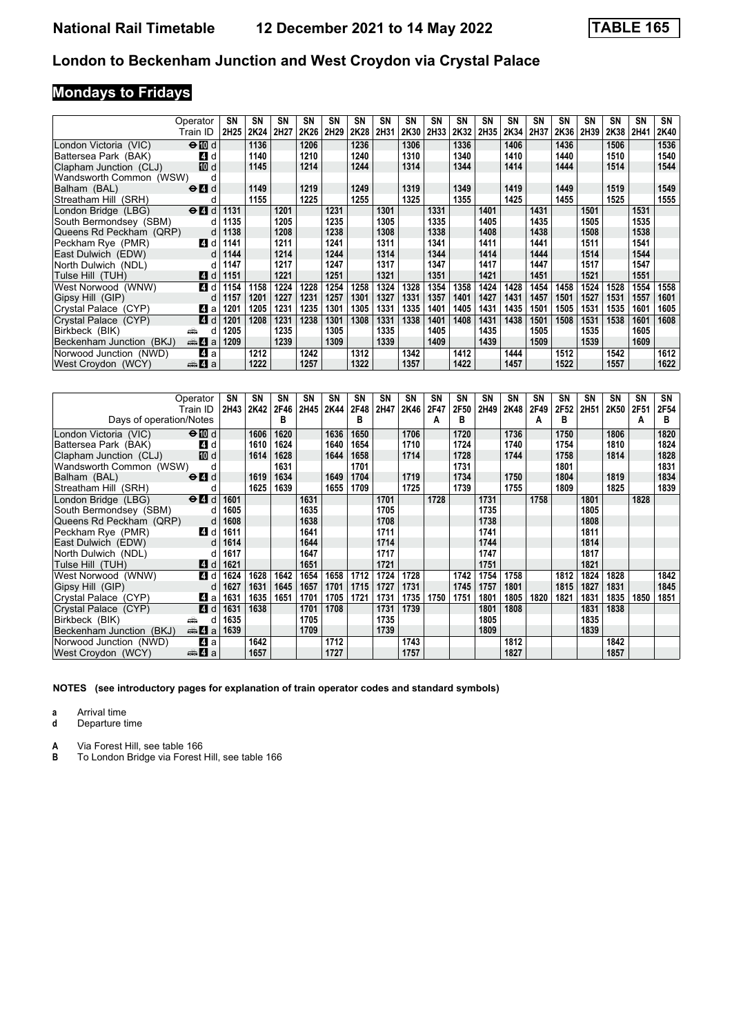# National Rail Timetable 12 December 2021 to 14 May 2022 TABLE 165

## London to Beckenham Junction and West Croydon via Crystal Palace

### Mondays to Fridays

| Operator | | SN | SN | SN | SN | SN | SN | SN | SN | SN | SN | SN | SN | SN | SN | SN | SN | SN | SN |
|---|---|---|---|---|---|---|---|---|---|---|---|---|---|---|---|---|---|---|---|
| Train ID | | 2H25 | 2K24 | 2H27 | 2K26 | 2H29 | 2K28 | 2H31 | 2K30 | 2H33 | 2K32 | 2H35 | 2K34 | 2H37 | 2K36 | 2H39 | 2K38 | 2H41 | 2K40 |
| London Victoria (VIC) | ⊖ 10 d | | 1136 | | 1206 | | 1236 | | 1306 | | 1336 | | 1406 | | 1436 | | 1506 | | 1536 |
| Battersea Park (BAK) | 4 d | | 1140 | | 1210 | | 1240 | | 1310 | | 1340 | | 1410 | | 1440 | | 1510 | | 1540 |
| Clapham Junction (CLJ) | 10 d | | 1145 | | 1214 | | 1244 | | 1314 | | 1344 | | 1414 | | 1444 | | 1514 | | 1544 |
| Wandsworth Common (WSW) | d | | | | | | | | | | | | | | | | | | |
| Balham (BAL) | ⊖ 4 d | | 1149 | | 1219 | | 1249 | | 1319 | | 1349 | | 1419 | | 1449 | | 1519 | | 1549 |
| Streatham Hill (SRH) | d | | 1155 | | 1225 | | 1255 | | 1325 | | 1355 | | 1425 | | 1455 | | 1525 | | 1555 |
| London Bridge (LBG) | ⊖ 4 d | 1131 | | 1201 | | 1231 | | 1301 | | 1331 | | 1401 | | 1431 | | 1501 | | 1531 | |
| South Bermondsey (SBM) | d | 1135 | | 1205 | | 1235 | | 1305 | | 1335 | | 1405 | | 1435 | | 1505 | | 1535 | |
| Queens Rd Peckham (QRP) | d | 1138 | | 1208 | | 1238 | | 1308 | | 1338 | | 1408 | | 1438 | | 1508 | | 1538 | |
| Peckham Rye (PMR) | 4 d | 1141 | | 1211 | | 1241 | | 1311 | | 1341 | | 1411 | | 1441 | | 1511 | | 1541 | |
| East Dulwich (EDW) | d | 1144 | | 1214 | | 1244 | | 1314 | | 1344 | | 1414 | | 1444 | | 1514 | | 1544 | |
| North Dulwich (NDL) | d | 1147 | | 1217 | | 1247 | | 1317 | | 1347 | | 1417 | | 1447 | | 1517 | | 1547 | |
| Tulse Hill (TUH) | 4 d | 1151 | | 1221 | | 1251 | | 1321 | | 1351 | | 1421 | | 1451 | | 1521 | | 1551 | |
| West Norwood (WNW) | 4 d | 1154 | 1158 | 1224 | 1228 | 1254 | 1258 | 1324 | 1328 | 1354 | 1358 | 1424 | 1428 | 1454 | 1458 | 1524 | 1528 | 1554 | 1558 |
| Gipsy Hill (GIP) | d | 1157 | 1201 | 1227 | 1231 | 1257 | 1301 | 1327 | 1331 | 1357 | 1401 | 1427 | 1431 | 1457 | 1501 | 1527 | 1531 | 1557 | 1601 |
| Crystal Palace (CYP) | 4 a | 1201 | 1205 | 1231 | 1235 | 1301 | 1305 | 1331 | 1335 | 1401 | 1405 | 1431 | 1435 | 1501 | 1505 | 1531 | 1535 | 1601 | 1605 |
| Crystal Palace (CYP) | 4 d | 1201 | 1208 | 1231 | 1238 | 1301 | 1308 | 1331 | 1338 | 1401 | 1408 | 1431 | 1438 | 1501 | 1508 | 1531 | 1538 | 1601 | 1608 |
| Birkbeck (BIK) | 🚌 d | 1205 | | 1235 | | 1305 | | 1335 | | 1405 | | 1435 | | 1505 | | 1535 | | 1605 | |
| Beckenham Junction (BKJ) | 🚌 4 a | 1209 | | 1239 | | 1309 | | 1339 | | 1409 | | 1439 | | 1509 | | 1539 | | 1609 | |
| Norwood Junction (NWD) | 4 a | | 1212 | | 1242 | | 1312 | | 1342 | | 1412 | | 1444 | | 1512 | | 1542 | | 1612 |
| West Croydon (WCY) | 🚌 4 a | | 1222 | | 1257 | | 1322 | | 1357 | | 1422 | | 1457 | | 1522 | | 1557 | | 1622 |

| Operator | | SN | SN | SN | SN | SN | SN | SN | SN | SN | SN | SN | SN | SN | SN | SN | SN | SN | SN |
|---|---|---|---|---|---|---|---|---|---|---|---|---|---|---|---|---|---|---|---|
| Train ID | | 2H43 | 2K42 | 2F46 | 2H45 | 2K44 | 2F48 | 2H47 | 2K46 | 2F47 | 2F50 | 2H49 | 2K48 | 2F49 | 2F52 | 2H51 | 2K50 | 2F51 | 2F54 |
| Days of operation/Notes | | | | B | | | B | | | A | B | | | A | B | | | A | B |
| London Victoria (VIC) | ⊖ 10 d | | 1606 | 1620 | | 1636 | 1650 | | 1706 | | 1720 | | 1736 | | 1750 | | 1806 | | 1820 |
| Battersea Park (BAK) | 4 d | | 1610 | 1624 | | 1640 | 1654 | | 1710 | | 1724 | | 1740 | | 1754 | | 1810 | | 1824 |
| Clapham Junction (CLJ) | 10 d | | 1614 | 1628 | | 1644 | 1658 | | 1714 | | 1728 | | 1744 | | 1758 | | 1814 | | 1828 |
| Wandsworth Common (WSW) | d | | | 1631 | | | 1701 | | | | 1731 | | | | 1801 | | | | 1831 |
| Balham (BAL) | ⊖ 4 d | | 1619 | 1634 | | 1649 | 1704 | | 1719 | | 1734 | | 1750 | | 1804 | | 1819 | | 1834 |
| Streatham Hill (SRH) | d | | 1625 | 1639 | | 1655 | 1709 | | 1725 | | 1739 | | 1755 | | 1809 | | 1825 | | 1839 |
| London Bridge (LBG) | ⊖ 4 d | 1601 | | | 1631 | | | 1701 | | 1728 | | 1731 | | 1758 | | 1801 | | 1828 | |
| South Bermondsey (SBM) | d | 1605 | | | 1635 | | | 1705 | | | | 1735 | | | | 1805 | | | |
| Queens Rd Peckham (QRP) | d | 1608 | | | 1638 | | | 1708 | | | | 1738 | | | | 1808 | | | |
| Peckham Rye (PMR) | 4 d | 1611 | | | 1641 | | | 1711 | | | | 1741 | | | | 1811 | | | |
| East Dulwich (EDW) | d | 1614 | | | 1644 | | | 1714 | | | | 1744 | | | | 1814 | | | |
| North Dulwich (NDL) | d | 1617 | | | 1647 | | | 1717 | | | | 1747 | | | | 1817 | | | |
| Tulse Hill (TUH) | 4 d | 1621 | | | 1651 | | | 1721 | | | | 1751 | | | | 1821 | | | |
| West Norwood (WNW) | 4 d | 1624 | 1628 | 1642 | 1654 | 1658 | 1712 | 1724 | 1728 | | 1742 | 1754 | 1758 | | 1812 | 1824 | 1828 | | 1842 |
| Gipsy Hill (GIP) | d | 1627 | 1631 | 1645 | 1657 | 1701 | 1715 | 1727 | 1731 | | 1745 | 1757 | 1801 | | 1815 | 1827 | 1831 | | 1845 |
| Crystal Palace (CYP) | 4 a | 1631 | 1635 | 1651 | 1701 | 1705 | 1721 | 1731 | 1735 | 1750 | 1751 | 1801 | 1805 | 1820 | 1821 | 1831 | 1835 | 1850 | 1851 |
| Crystal Palace (CYP) | 4 d | 1631 | 1638 | | 1701 | 1708 | | 1731 | 1739 | | | 1801 | 1808 | | | 1831 | 1838 | | |
| Birkbeck (BIK) | 🚌 d | 1635 | | | 1705 | | | 1735 | | | | 1805 | | | | 1835 | | | |
| Beckenham Junction (BKJ) | 🚌 4 a | 1639 | | | 1709 | | | 1739 | | | | 1809 | | | | 1839 | | | |
| Norwood Junction (NWD) | 4 a | | 1642 | | | 1712 | | | 1743 | | | | 1812 | | | | 1842 | | |
| West Croydon (WCY) | 🚌 4 a | | 1657 | | | 1727 | | | 1757 | | | | 1827 | | | | 1857 | | |

**NOTES (see introductory pages for explanation of train operator codes and standard symbols)**

**a** Arrival time
**d** Departure time

**A** Via Forest Hill, see table 166
**B** To London Bridge via Forest Hill, see table 166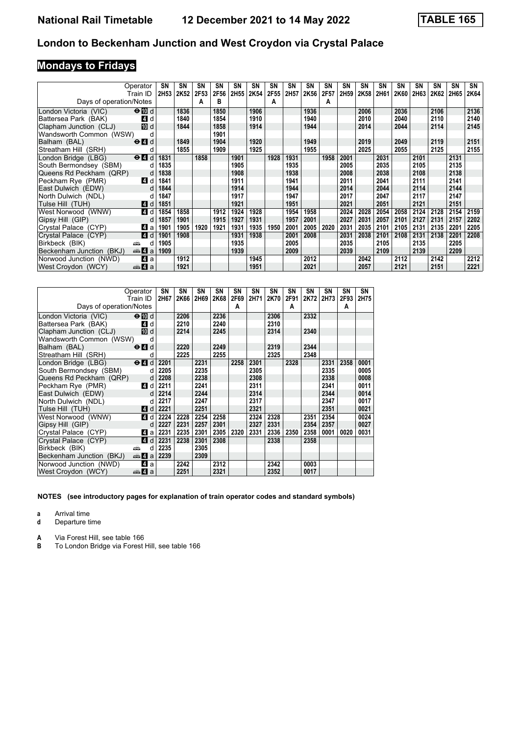# National Rail Timetable 12 December 2021 to 14 May 2022 TABLE 165

## London to Beckenham Junction and West Croydon via Crystal Palace

### Mondays to Fridays

| Operator | | SN | SN | SN | SN | SN | SN | SN | SN | SN | SN | SN | SN | SN | SN | SN | SN | SN | SN |
|---|---|---|---|---|---|---|---|---|---|---|---|---|---|---|---|---|---|---|---|
| Train ID | | 2H53 | 2K52 | 2F53 | 2F56 | 2H55 | 2K54 | 2F55 | 2H57 | 2K56 | 2F57 | 2H59 | 2K58 | 2H61 | 2K60 | 2H63 | 2K62 | 2H65 | 2K64 |
| Days of operation/Notes | | | | A | B | | | A | | | A | | | | | | | | |
| London Victoria (VIC) | ⊖ 10 d | | 1836 | | 1850 | | 1906 | | | 1936 | | | 2006 | | 2036 | | 2106 | | 2136 |
| Battersea Park (BAK) | 4 d | | 1840 | | 1854 | | 1910 | | | 1940 | | | 2010 | | 2040 | | 2110 | | 2140 |
| Clapham Junction (CLJ) | 10 d | | 1844 | | 1858 | | 1914 | | | 1944 | | | 2014 | | 2044 | | 2114 | | 2145 |
| Wandsworth Common (WSW) | d | | | | 1901 | | | | | | | | | | | | | | |
| Balham (BAL) | ⊖ 4 d | | 1849 | | 1904 | | 1920 | | | 1949 | | | 2019 | | 2049 | | 2119 | | 2151 |
| Streatham Hill (SRH) | d | | 1855 | | 1909 | | 1925 | | | 1955 | | | 2025 | | 2055 | | 2125 | | 2155 |
| London Bridge (LBG) | ⊖ 4 d | 1831 | | 1858 | | 1901 | | 1928 | 1931 | | 1958 | 2001 | | 2031 | | 2101 | | 2131 | |
| South Bermondsey (SBM) | d | 1835 | | | | 1905 | | | 1935 | | | 2005 | | 2035 | | 2105 | | 2135 | |
| Queens Rd Peckham (QRP) | d | 1838 | | | | 1908 | | | 1938 | | | 2008 | | 2038 | | 2108 | | 2138 | |
| Peckham Rye (PMR) | 4 d | 1841 | | | | 1911 | | | 1941 | | | 2011 | | 2041 | | 2111 | | 2141 | |
| East Dulwich (EDW) | d | 1844 | | | | 1914 | | | 1944 | | | 2014 | | 2044 | | 2114 | | 2144 | |
| North Dulwich (NDL) | d | 1847 | | | | 1917 | | | 1947 | | | 2017 | | 2047 | | 2117 | | 2147 | |
| Tulse Hill (TUH) | 4 d | 1851 | | | | 1921 | | | 1951 | | | 2021 | | 2051 | | 2121 | | 2151 | |
| West Norwood (WNW) | 4 d | 1854 | 1858 | | 1912 | 1924 | 1928 | | 1954 | 1958 | | 2024 | 2028 | 2054 | 2058 | 2124 | 2128 | 2154 | 2159 |
| Gipsy Hill (GIP) | d | 1857 | 1901 | | 1915 | 1927 | 1931 | | 1957 | 2001 | | 2027 | 2031 | 2057 | 2101 | 2127 | 2131 | 2157 | 2202 |
| Crystal Palace (CYP) | 4 a | 1901 | 1905 | 1920 | 1921 | 1931 | 1935 | 1950 | 2001 | 2005 | 2020 | 2031 | 2035 | 2101 | 2105 | 2131 | 2135 | 2201 | 2205 |
| Crystal Palace (CYP) | 4 d | 1901 | 1908 | | | 1931 | 1938 | | 2001 | 2008 | | 2031 | 2038 | 2101 | 2108 | 2131 | 2138 | 2201 | 2208 |
| Birkbeck (BIK) | 🚋 d | 1905 | | | | 1935 | | | 2005 | | | 2035 | | 2105 | | 2135 | | 2205 | |
| Beckenham Junction (BKJ) | 🚋 4 a | 1909 | | | | 1939 | | | 2009 | | | 2039 | | 2109 | | 2139 | | 2209 | |
| Norwood Junction (NWD) | 4 a | | 1912 | | | | 1945 | | | 2012 | | | 2042 | | 2112 | | 2142 | | 2212 |
| West Croydon (WCY) | 🚋 4 a | | 1921 | | | | 1951 | | | 2021 | | | 2057 | | 2121 | | 2151 | | 2221 |

| Operator | | SN | SN | SN | SN | SN | SN | SN | SN | SN | SN | SN | SN |
|---|---|---|---|---|---|---|---|---|---|---|---|---|---|
| Train ID | | 2H67 | 2K66 | 2H69 | 2K68 | 2F69 | 2H71 | 2K70 | 2F91 | 2K72 | 2H73 | 2F93 | 2H75 |
| Days of operation/Notes | | | | | | A | | | A | | | A | |
| London Victoria (VIC) | ⊖ 10 d | | 2206 | | 2236 | | | 2306 | | 2332 | | | |
| Battersea Park (BAK) | 4 d | | 2210 | | 2240 | | | 2310 | | | | | |
| Clapham Junction (CLJ) | 10 d | | 2214 | | 2245 | | | 2314 | | 2340 | | | |
| Wandsworth Common (WSW) | d | | | | | | | | | | | | |
| Balham (BAL) | ⊖ 4 d | | 2220 | | 2249 | | | 2319 | | 2344 | | | |
| Streatham Hill (SRH) | d | | 2225 | | 2255 | | | 2325 | | 2348 | | | |
| London Bridge (LBG) | ⊖ 4 d | 2201 | | 2231 | | 2258 | 2301 | | 2328 | | 2331 | 2358 | 0001 |
| South Bermondsey (SBM) | d | 2205 | | 2235 | | | 2305 | | | | 2335 | | 0005 |
| Queens Rd Peckham (QRP) | d | 2208 | | 2238 | | | 2308 | | | | 2338 | | 0008 |
| Peckham Rye (PMR) | 4 d | 2211 | | 2241 | | | 2311 | | | | 2341 | | 0011 |
| East Dulwich (EDW) | d | 2214 | | 2244 | | | 2314 | | | | 2344 | | 0014 |
| North Dulwich (NDL) | d | 2217 | | 2247 | | | 2317 | | | | 2347 | | 0017 |
| Tulse Hill (TUH) | 4 d | 2221 | | 2251 | | | 2321 | | | | 2351 | | 0021 |
| West Norwood (WNW) | 4 d | 2224 | 2228 | 2254 | 2258 | | 2324 | 2328 | | 2351 | 2354 | | 0024 |
| Gipsy Hill (GIP) | d | 2227 | 2231 | 2257 | 2301 | | 2327 | 2331 | | 2354 | 2357 | | 0027 |
| Crystal Palace (CYP) | 4 a | 2231 | 2235 | 2301 | 2305 | 2320 | 2331 | 2336 | 2350 | 2358 | 0001 | 0020 | 0031 |
| Crystal Palace (CYP) | 4 d | 2231 | 2238 | 2301 | 2308 | | | 2338 | | 2358 | | | |
| Birkbeck (BIK) | 🚋 d | 2235 | | 2305 | | | | | | | | | |
| Beckenham Junction (BKJ) | 🚋 4 a | 2239 | | 2309 | | | | | | | | | |
| Norwood Junction (NWD) | 4 a | | 2242 | | 2312 | | | 2342 | | 0003 | | | |
| West Croydon (WCY) | 🚋 4 a | | 2251 | | 2321 | | | 2352 | | 0017 | | | |

**NOTES (see introductory pages for explanation of train operator codes and standard symbols)**

**a** Arrival time
**d** Departure time

**A** Via Forest Hill, see table 166
**B** To London Bridge via Forest Hill, see table 166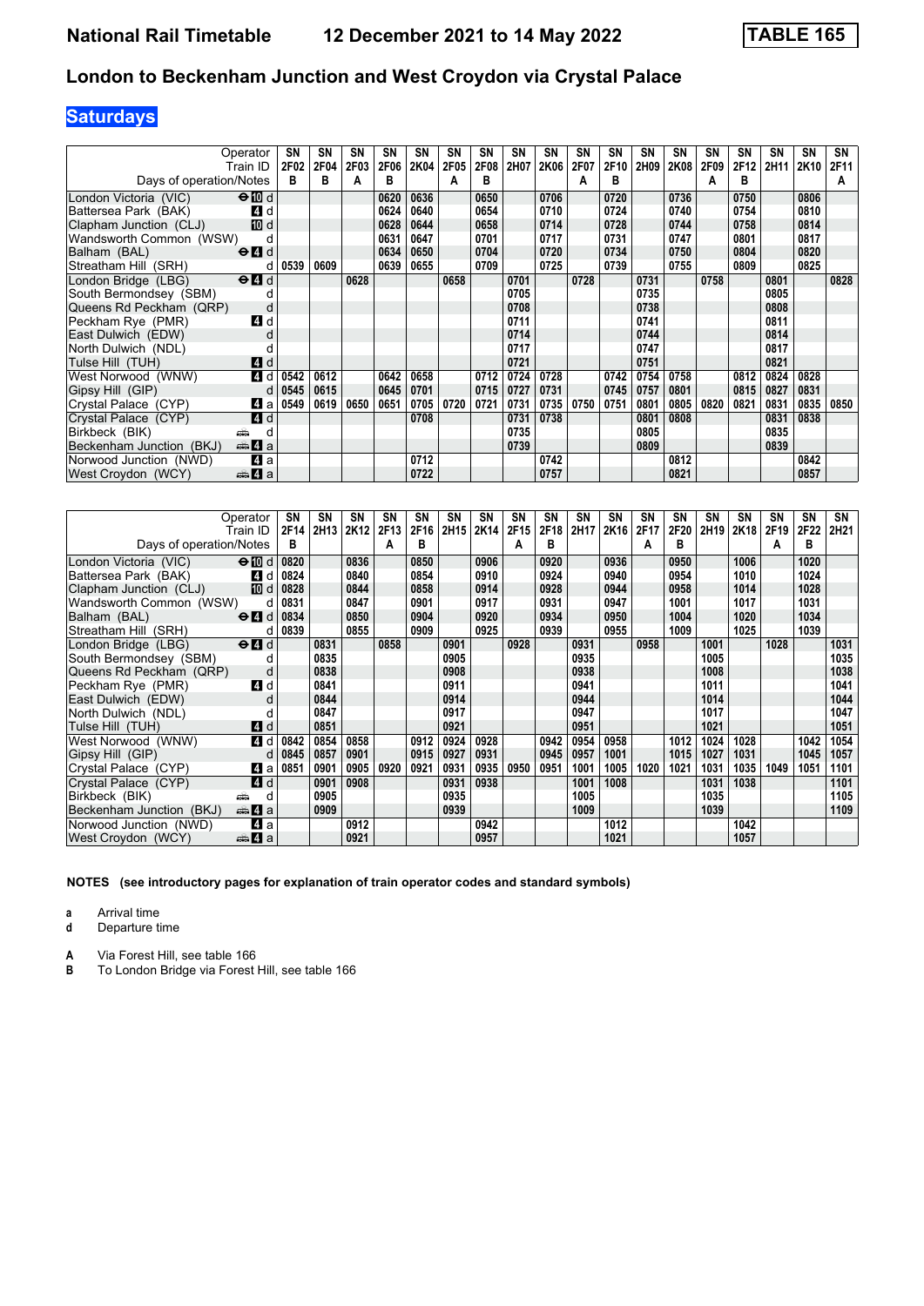# National Rail Timetable 12 December 2021 to 14 May 2022 TABLE 165

## London to Beckenham Junction and West Croydon via Crystal Palace

### Saturdays

| Operator | | SN | SN | SN | SN | SN | SN | SN | SN | SN | SN | SN | SN | SN | SN | SN | SN | SN | SN |
|---|---|---|---|---|---|---|---|---|---|---|---|---|---|---|---|---|---|---|---|
| Train ID | | 2F02 | 2F04 | 2F03 | 2F06 | 2K04 | 2F05 | 2F08 | 2H07 | 2K06 | 2F07 | 2F10 | 2H09 | 2K08 | 2F09 | 2F12 | 2H11 | 2K10 | 2F11 |
| Days of operation/Notes | | B | B | A | B | | A | B | | | A | B | | | A | B | | | A |
| London Victoria (VIC) | d | | | | 0620 | 0636 | | 0650 | | 0706 | | 0720 | | 0736 | | 0750 | | 0806 | |
| Battersea Park (BAK) | d | | | | 0624 | 0640 | | 0654 | | 0710 | | 0724 | | 0740 | | 0754 | | 0810 | |
| Clapham Junction (CLJ) | d | | | | 0628 | 0644 | | 0658 | | 0714 | | 0728 | | 0744 | | 0758 | | 0814 | |
| Wandsworth Common (WSW) | d | | | | 0631 | 0647 | | 0701 | | 0717 | | 0731 | | 0747 | | 0801 | | 0817 | |
| Balham (BAL) | d | | | | 0634 | 0650 | | 0704 | | 0720 | | 0734 | | 0750 | | 0804 | | 0820 | |
| Streatham Hill (SRH) | d | 0539 | 0609 | | 0639 | 0655 | | 0709 | | 0725 | | 0739 | | 0755 | | 0809 | | 0825 | |
| London Bridge (LBG) | d | | | 0628 | | | 0658 | | 0701 | | 0728 | | 0731 | | 0758 | | 0801 | | 0828 |
| South Bermondsey (SBM) | d | | | | | | | | 0705 | | | | 0735 | | | | 0805 | | |
| Queens Rd Peckham (QRP) | d | | | | | | | | 0708 | | | | 0738 | | | | 0808 | | |
| Peckham Rye (PMR) | d | | | | | | | | 0711 | | | | 0741 | | | | 0811 | | |
| East Dulwich (EDW) | d | | | | | | | | 0714 | | | | 0744 | | | | 0814 | | |
| North Dulwich (NDL) | d | | | | | | | | 0717 | | | | 0747 | | | | 0817 | | |
| Tulse Hill (TUH) | d | | | | | | | | 0721 | | | | 0751 | | | | 0821 | | |
| West Norwood (WNW) | d | 0542 | 0612 | | 0642 | 0658 | | 0712 | 0724 | 0728 | | 0742 | 0754 | 0758 | | 0812 | 0824 | 0828 | |
| Gipsy Hill (GIP) | d | 0545 | 0615 | | 0645 | 0701 | | 0715 | 0727 | 0731 | | 0745 | 0757 | 0801 | | 0815 | 0827 | 0831 | |
| Crystal Palace (CYP) | a | 0549 | 0619 | 0650 | 0651 | 0705 | 0720 | 0721 | 0731 | 0735 | 0750 | 0751 | 0801 | 0805 | 0820 | 0821 | 0831 | 0835 | 0850 |
| Crystal Palace (CYP) | d | | | | | 0708 | | | 0731 | 0738 | | | 0801 | 0808 | | | 0831 | 0838 | |
| Birkbeck (BIK) | d | | | | | | | | 0735 | | | | 0805 | | | | 0835 | | |
| Beckenham Junction (BKJ) | a | | | | | | | | 0739 | | | | 0809 | | | | 0839 | | |
| Norwood Junction (NWD) | a | | | | | 0712 | | | | 0742 | | | | 0812 | | | | 0842 | |
| West Croydon (WCY) | a | | | | | 0722 | | | | 0757 | | | | 0821 | | | | 0857 | |

| Operator | | SN | SN | SN | SN | SN | SN | SN | SN | SN | SN | SN | SN | SN | SN | SN | SN | SN | SN |
|---|---|---|---|---|---|---|---|---|---|---|---|---|---|---|---|---|---|---|---|
| Train ID | | 2F14 | 2H13 | 2K12 | 2F13 | 2F16 | 2H15 | 2K14 | 2F15 | 2F18 | 2H17 | 2K16 | 2F17 | 2F20 | 2H19 | 2K18 | 2F19 | 2F22 | 2H21 |
| Days of operation/Notes | | B | | | A | B | | | A | B | | | A | B | | | A | B | |
| London Victoria (VIC) | d | 0820 | | 0836 | | 0850 | | 0906 | | 0920 | | 0936 | | 0950 | | 1006 | | 1020 | |
| Battersea Park (BAK) | d | 0824 | | 0840 | | 0854 | | 0910 | | 0924 | | 0940 | | 0954 | | 1010 | | 1024 | |
| Clapham Junction (CLJ) | d | 0828 | | 0844 | | 0858 | | 0914 | | 0928 | | 0944 | | 0958 | | 1014 | | 1028 | |
| Wandsworth Common (WSW) | d | 0831 | | 0847 | | 0901 | | 0917 | | 0931 | | 0947 | | 1001 | | 1017 | | 1031 | |
| Balham (BAL) | d | 0834 | | 0850 | | 0904 | | 0920 | | 0934 | | 0950 | | 1004 | | 1020 | | 1034 | |
| Streatham Hill (SRH) | d | 0839 | | 0855 | | 0909 | | 0925 | | 0939 | | 0955 | | 1009 | | 1025 | | 1039 | |
| London Bridge (LBG) | d | | 0831 | | 0858 | | 0901 | | 0928 | | 0931 | | 0958 | | 1001 | | 1028 | | 1031 |
| South Bermondsey (SBM) | d | | 0835 | | | | 0905 | | | | 0935 | | | | 1005 | | | | 1035 |
| Queens Rd Peckham (QRP) | d | | 0838 | | | | 0908 | | | | 0938 | | | | 1008 | | | | 1038 |
| Peckham Rye (PMR) | d | | 0841 | | | | 0911 | | | | 0941 | | | | 1011 | | | | 1041 |
| East Dulwich (EDW) | d | | 0844 | | | | 0914 | | | | 0944 | | | | 1014 | | | | 1044 |
| North Dulwich (NDL) | d | | 0847 | | | | 0917 | | | | 0947 | | | | 1017 | | | | 1047 |
| Tulse Hill (TUH) | d | | 0851 | | | | 0921 | | | | 0951 | | | | 1021 | | | | 1051 |
| West Norwood (WNW) | d | 0842 | 0854 | 0858 | | 0912 | 0924 | 0928 | | 0942 | 0954 | 0958 | | 1012 | 1024 | 1028 | | 1042 | 1054 |
| Gipsy Hill (GIP) | d | 0845 | 0857 | 0901 | | 0915 | 0927 | 0931 | | 0945 | 0957 | 1001 | | 1015 | 1027 | 1031 | | 1045 | 1057 |
| Crystal Palace (CYP) | a | 0851 | 0901 | 0905 | 0920 | 0921 | 0931 | 0935 | 0950 | 0951 | 1001 | 1005 | 1020 | 1021 | 1031 | 1035 | 1049 | 1051 | 1101 |
| Crystal Palace (CYP) | d | | 0901 | 0908 | | | 0931 | 0938 | | | 1001 | 1008 | | | 1031 | 1038 | | | 1101 |
| Birkbeck (BIK) | d | | 0905 | | | | 0935 | | | | 1005 | | | | 1035 | | | | 1105 |
| Beckenham Junction (BKJ) | a | | 0909 | | | | 0939 | | | | 1009 | | | | 1039 | | | | 1109 |
| Norwood Junction (NWD) | a | | | 0912 | | | | 0942 | | | | 1012 | | | | 1042 | | | |
| West Croydon (WCY) | a | | | 0921 | | | | 0957 | | | | 1021 | | | | 1057 | | | |

**NOTES (see introductory pages for explanation of train operator codes and standard symbols)**

- **a** Arrival time
- **d** Departure time

- **A** Via Forest Hill, see table 166
- **B** To London Bridge via Forest Hill, see table 166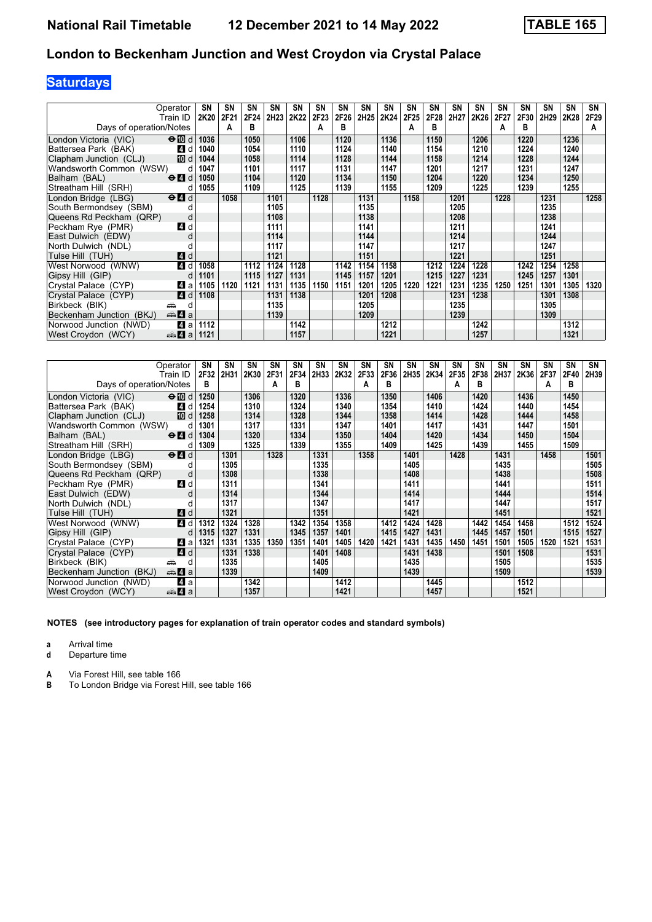# National Rail Timetable 12 December 2021 to 14 May 2022 TABLE 165

## London to Beckenham Junction and West Croydon via Crystal Palace

## Saturdays

| Operator | | SN | SN | SN | SN | SN | SN | SN | SN | SN | SN | SN | SN | SN | SN | SN | SN | SN | SN |
|---|---|---|---|---|---|---|---|---|---|---|---|---|---|---|---|---|---|---|---|
| Train ID | | 2K20 | 2F21 | 2F24 | 2H23 | 2K22 | 2F23 | 2F26 | 2H25 | 2K24 | 2F25 | 2F28 | 2H27 | 2K26 | 2F27 | 2F30 | 2H29 | 2K28 | 2F29 |
| Days of operation/Notes | | | A | B | | | A | B | | | A | B | | | A | B | | | A |
| London Victoria (VIC) | ⊖ 10 d | 1036 | | 1050 | | 1106 | | 1120 | | 1136 | | 1150 | | 1206 | | 1220 | | 1236 | |
| Battersea Park (BAK) | 4 d | 1040 | | 1054 | | 1110 | | 1124 | | 1140 | | 1154 | | 1210 | | 1224 | | 1240 | |
| Clapham Junction (CLJ) | 10 d | 1044 | | 1058 | | 1114 | | 1128 | | 1144 | | 1158 | | 1214 | | 1228 | | 1244 | |
| Wandsworth Common (WSW) | d | 1047 | | 1101 | | 1117 | | 1131 | | 1147 | | 1201 | | 1217 | | 1231 | | 1247 | |
| Balham (BAL) | ⊖ 4 d | 1050 | | 1104 | | 1120 | | 1134 | | 1150 | | 1204 | | 1220 | | 1234 | | 1250 | |
| Streatham Hill (SRH) | d | 1055 | | 1109 | | 1125 | | 1139 | | 1155 | | 1209 | | 1225 | | 1239 | | 1255 | |
| London Bridge (LBG) | ⊖ 4 d | | 1058 | | 1101 | | 1128 | | 1131 | | 1158 | | 1201 | | 1228 | | 1231 | | 1258 |
| South Bermondsey (SBM) | d | | | | 1105 | | | | 1135 | | | | 1205 | | | | 1235 | | |
| Queens Rd Peckham (QRP) | d | | | | 1108 | | | | 1138 | | | | 1208 | | | | 1238 | | |
| Peckham Rye (PMR) | 4 d | | | | 1111 | | | | 1141 | | | | 1211 | | | | 1241 | | |
| East Dulwich (EDW) | d | | | | 1114 | | | | 1144 | | | | 1214 | | | | 1244 | | |
| North Dulwich (NDL) | d | | | | 1117 | | | | 1147 | | | | 1217 | | | | 1247 | | |
| Tulse Hill (TUH) | 4 d | | | | 1121 | | | | 1151 | | | | 1221 | | | | 1251 | | |
| West Norwood (WNW) | 4 d | 1058 | | 1112 | 1124 | 1128 | | 1142 | 1154 | 1158 | | 1212 | 1224 | 1228 | | 1242 | 1254 | 1258 | |
| Gipsy Hill (GIP) | d | 1101 | | 1115 | 1127 | 1131 | | 1145 | 1157 | 1201 | | 1215 | 1227 | 1231 | | 1245 | 1257 | 1301 | |
| Crystal Palace (CYP) | 4 a | 1105 | 1120 | 1121 | 1131 | 1135 | 1150 | 1151 | 1201 | 1205 | 1220 | 1221 | 1231 | 1235 | 1250 | 1251 | 1301 | 1305 | 1320 |
| Crystal Palace (CYP) | 4 d | 1108 | | | 1131 | 1138 | | | 1201 | 1208 | | | 1231 | 1238 | | | 1301 | 1308 | |
| Birkbeck (BIK) | 🚌 d | | | | 1135 | | | | 1205 | | | | 1235 | | | | 1305 | | |
| Beckenham Junction (BKJ) | 🚌 4 a | | | | 1139 | | | | 1209 | | | | 1239 | | | | 1309 | | |
| Norwood Junction (NWD) | 4 a | 1112 | | | | 1142 | | | | 1212 | | | | 1242 | | | | 1312 | |
| West Croydon (WCY) | 🚌 4 a | 1121 | | | | 1157 | | | | 1221 | | | | 1257 | | | | 1321 | |

| Operator | | SN | SN | SN | SN | SN | SN | SN | SN | SN | SN | SN | SN | SN | SN | SN | SN | SN | SN |
|---|---|---|---|---|---|---|---|---|---|---|---|---|---|---|---|---|---|---|---|
| Train ID | | 2F32 | 2H31 | 2K30 | 2F31 | 2F34 | 2H33 | 2K32 | 2F33 | 2F36 | 2H35 | 2K34 | 2F35 | 2F38 | 2H37 | 2K36 | 2F37 | 2F40 | 2H39 |
| Days of operation/Notes | | B | | | A | B | | | A | B | | | A | B | | | A | B | |
| London Victoria (VIC) | ⊖ 10 d | 1250 | | 1306 | | 1320 | | 1336 | | 1350 | | 1406 | | 1420 | | 1436 | | 1450 | |
| Battersea Park (BAK) | 4 d | 1254 | | 1310 | | 1324 | | 1340 | | 1354 | | 1410 | | 1424 | | 1440 | | 1454 | |
| Clapham Junction (CLJ) | 10 d | 1258 | | 1314 | | 1328 | | 1344 | | 1358 | | 1414 | | 1428 | | 1444 | | 1458 | |
| Wandsworth Common (WSW) | d | 1301 | | 1317 | | 1331 | | 1347 | | 1401 | | 1417 | | 1431 | | 1447 | | 1501 | |
| Balham (BAL) | ⊖ 4 d | 1304 | | 1320 | | 1334 | | 1350 | | 1404 | | 1420 | | 1434 | | 1450 | | 1504 | |
| Streatham Hill (SRH) | d | 1309 | | 1325 | | 1339 | | 1355 | | 1409 | | 1425 | | 1439 | | 1455 | | 1509 | |
| London Bridge (LBG) | ⊖ 4 d | | 1301 | | 1328 | | 1331 | | 1358 | | 1401 | | 1428 | | 1431 | | 1458 | | 1501 |
| South Bermondsey (SBM) | d | | 1305 | | | | 1335 | | | | 1405 | | | | 1435 | | | | 1505 |
| Queens Rd Peckham (QRP) | d | | 1308 | | | | 1338 | | | | 1408 | | | | 1438 | | | | 1508 |
| Peckham Rye (PMR) | 4 d | | 1311 | | | | 1341 | | | | 1411 | | | | 1441 | | | | 1511 |
| East Dulwich (EDW) | d | | 1314 | | | | 1344 | | | | 1414 | | | | 1444 | | | | 1514 |
| North Dulwich (NDL) | d | | 1317 | | | | 1347 | | | | 1417 | | | | 1447 | | | | 1517 |
| Tulse Hill (TUH) | 4 d | | 1321 | | | | 1351 | | | | 1421 | | | | 1451 | | | | 1521 |
| West Norwood (WNW) | 4 d | 1312 | 1324 | 1328 | | 1342 | 1354 | 1358 | | 1412 | 1424 | 1428 | | 1442 | 1454 | 1458 | | 1512 | 1524 |
| Gipsy Hill (GIP) | d | 1315 | 1327 | 1331 | | 1345 | 1357 | 1401 | | 1415 | 1427 | 1431 | | 1445 | 1457 | 1501 | | 1515 | 1527 |
| Crystal Palace (CYP) | 4 a | 1321 | 1331 | 1335 | 1350 | 1351 | 1401 | 1405 | 1420 | 1421 | 1431 | 1435 | 1450 | 1451 | 1501 | 1505 | 1520 | 1521 | 1531 |
| Crystal Palace (CYP) | 4 d | | 1331 | 1338 | | | 1401 | 1408 | | | 1431 | 1438 | | | 1501 | 1508 | | | 1531 |
| Birkbeck (BIK) | 🚌 d | | 1335 | | | | 1405 | | | | 1435 | | | | 1505 | | | | 1535 |
| Beckenham Junction (BKJ) | 🚌 4 a | | 1339 | | | | 1409 | | | | 1439 | | | | 1509 | | | | 1539 |
| Norwood Junction (NWD) | 4 a | | | 1342 | | | | 1412 | | | | 1445 | | | | 1512 | | | |
| West Croydon (WCY) | 🚌 4 a | | | 1357 | | | | 1421 | | | | 1457 | | | | 1521 | | | |

**NOTES (see introductory pages for explanation of train operator codes and standard symbols)**

**a** Arrival time
**d** Departure time

**A** Via Forest Hill, see table 166
**B** To London Bridge via Forest Hill, see table 166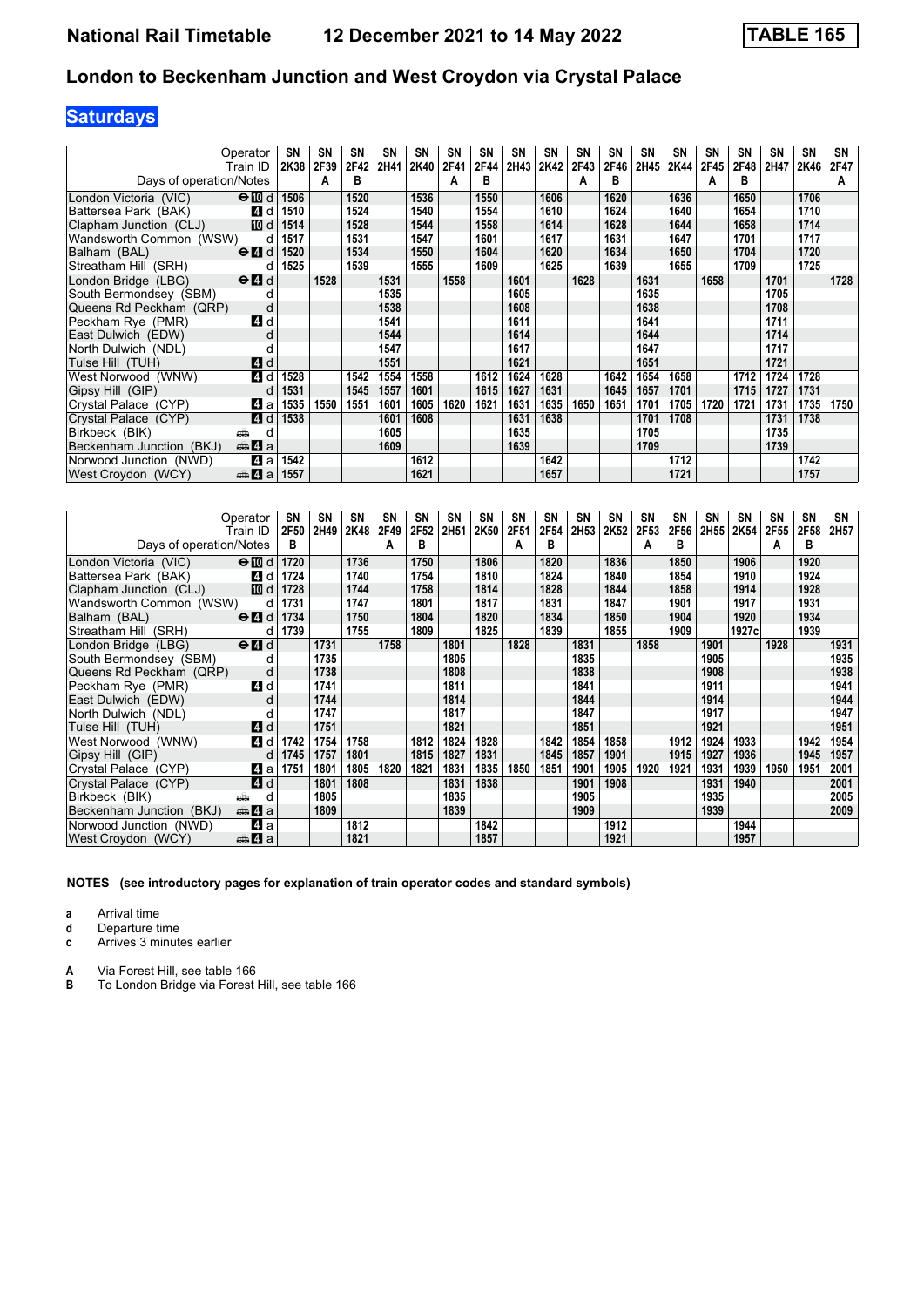# National Rail Timetable 12 December 2021 to 14 May 2022 TABLE 165

## London to Beckenham Junction and West Croydon via Crystal Palace

### Saturdays

| Operator | | SN | SN | SN | SN | SN | SN | SN | SN | SN | SN | SN | SN | SN | SN | SN | SN | SN | SN |
|---|---|---|---|---|---|---|---|---|---|---|---|---|---|---|---|---|---|---|---|
| Train ID | | 2K38 | 2F39 | 2F42 | 2H41 | 2K40 | 2F41 | 2F44 | 2H43 | 2K42 | 2F43 | 2F46 | 2H45 | 2K44 | 2F45 | 2F48 | 2H47 | 2K46 | 2F47 |
| Days of operation/Notes | | | A | B | | | A | B | | | A | B | | | A | B | | | A |
| London Victoria (VIC) | ⊖ 10 d | 1506 | | 1520 | | 1536 | | 1550 | | 1606 | | 1620 | | 1636 | | 1650 | | 1706 | |
| Battersea Park (BAK) | 4 d | 1510 | | 1524 | | 1540 | | 1554 | | 1610 | | 1624 | | 1640 | | 1654 | | 1710 | |
| Clapham Junction (CLJ) | 10 d | 1514 | | 1528 | | 1544 | | 1558 | | 1614 | | 1628 | | 1644 | | 1658 | | 1714 | |
| Wandsworth Common (WSW) | d | 1517 | | 1531 | | 1547 | | 1601 | | 1617 | | 1631 | | 1647 | | 1701 | | 1717 | |
| Balham (BAL) | ⊖ 4 d | 1520 | | 1534 | | 1550 | | 1604 | | 1620 | | 1634 | | 1650 | | 1704 | | 1720 | |
| Streatham Hill (SRH) | d | 1525 | | 1539 | | 1555 | | 1609 | | 1625 | | 1639 | | 1655 | | 1709 | | 1725 | |
| London Bridge (LBG) | ⊖ 4 d | | 1528 | | 1531 | | 1558 | | 1601 | | 1628 | | 1631 | | 1658 | | 1701 | | 1728 |
| South Bermondsey (SBM) | d | | | | 1535 | | | | 1605 | | | | 1635 | | | | 1705 | | |
| Queens Rd Peckham (QRP) | d | | | | 1538 | | | | 1608 | | | | 1638 | | | | 1708 | | |
| Peckham Rye (PMR) | 4 d | | | | 1541 | | | | 1611 | | | | 1641 | | | | 1711 | | |
| East Dulwich (EDW) | d | | | | 1544 | | | | 1614 | | | | 1644 | | | | 1714 | | |
| North Dulwich (NDL) | d | | | | 1547 | | | | 1617 | | | | 1647 | | | | 1717 | | |
| Tulse Hill (TUH) | 4 d | | | | 1551 | | | | 1621 | | | | 1651 | | | | 1721 | | |
| West Norwood (WNW) | 4 d | 1528 | | 1542 | 1554 | 1558 | | 1612 | 1624 | 1628 | | 1642 | 1654 | 1658 | | 1712 | 1724 | 1728 | |
| Gipsy Hill (GIP) | d | 1531 | | 1545 | 1557 | 1601 | | 1615 | 1627 | 1631 | | 1645 | 1657 | 1701 | | 1715 | 1727 | 1731 | |
| Crystal Palace (CYP) | 4 a | 1535 | 1550 | 1551 | 1601 | 1605 | 1620 | 1621 | 1631 | 1635 | 1650 | 1651 | 1701 | 1705 | 1720 | 1721 | 1731 | 1735 | 1750 |
| Crystal Palace (CYP) | 4 d | 1538 | | | 1601 | 1608 | | | 1631 | 1638 | | | 1701 | 1708 | | | 1731 | 1738 | |
| Birkbeck (BIK) | 🚋 d | | | | 1605 | | | | 1635 | | | | 1705 | | | | 1735 | | |
| Beckenham Junction (BKJ) | 🚋 4 a | | | | 1609 | | | | 1639 | | | | 1709 | | | | 1739 | | |
| Norwood Junction (NWD) | 4 a | 1542 | | | | 1612 | | | | 1642 | | | | 1712 | | | | 1742 | |
| West Croydon (WCY) | 🚋 4 a | 1557 | | | | 1621 | | | | 1657 | | | | 1721 | | | | 1757 | |

| Operator | | SN | SN | SN | SN | SN | SN | SN | SN | SN | SN | SN | SN | SN | SN | SN | SN | SN | SN |
|---|---|---|---|---|---|---|---|---|---|---|---|---|---|---|---|---|---|---|---|
| Train ID | | 2F50 | 2H49 | 2K48 | 2F49 | 2F52 | 2H51 | 2K50 | 2F51 | 2F54 | 2H53 | 2K52 | 2F53 | 2F56 | 2H55 | 2K54 | 2F55 | 2F58 | 2H57 |
| Days of operation/Notes | | B | | | A | B | | | A | B | | | A | B | | | A | B | |
| London Victoria (VIC) | ⊖ 10 d | 1720 | | 1736 | | 1750 | | 1806 | | 1820 | | 1836 | | 1850 | | 1906 | | 1920 | |
| Battersea Park (BAK) | 4 d | 1724 | | 1740 | | 1754 | | 1810 | | 1824 | | 1840 | | 1854 | | 1910 | | 1924 | |
| Clapham Junction (CLJ) | 10 d | 1728 | | 1744 | | 1758 | | 1814 | | 1828 | | 1844 | | 1858 | | 1914 | | 1928 | |
| Wandsworth Common (WSW) | d | 1731 | | 1747 | | 1801 | | 1817 | | 1831 | | 1847 | | 1901 | | 1917 | | 1931 | |
| Balham (BAL) | ⊖ 4 d | 1734 | | 1750 | | 1804 | | 1820 | | 1834 | | 1850 | | 1904 | | 1920 | | 1934 | |
| Streatham Hill (SRH) | d | 1739 | | 1755 | | 1809 | | 1825 | | 1839 | | 1855 | | 1909 | | 1927c | | 1939 | |
| London Bridge (LBG) | ⊖ 4 d | | 1731 | | 1758 | | 1801 | | 1828 | | 1831 | | 1858 | | 1901 | | 1928 | | 1931 |
| South Bermondsey (SBM) | d | | 1735 | | | | 1805 | | | | 1835 | | | | 1905 | | | | 1935 |
| Queens Rd Peckham (QRP) | d | | 1738 | | | | 1808 | | | | 1838 | | | | 1908 | | | | 1938 |
| Peckham Rye (PMR) | 4 d | | 1741 | | | | 1811 | | | | 1841 | | | | 1911 | | | | 1941 |
| East Dulwich (EDW) | d | | 1744 | | | | 1814 | | | | 1844 | | | | 1914 | | | | 1944 |
| North Dulwich (NDL) | d | | 1747 | | | | 1817 | | | | 1847 | | | | 1917 | | | | 1947 |
| Tulse Hill (TUH) | 4 d | | 1751 | | | | 1821 | | | | 1851 | | | | 1921 | | | | 1951 |
| West Norwood (WNW) | 4 d | 1742 | 1754 | 1758 | | 1812 | 1824 | 1828 | | 1842 | 1854 | 1858 | | 1912 | 1924 | 1933 | | 1942 | 1954 |
| Gipsy Hill (GIP) | d | 1745 | 1757 | 1801 | | 1815 | 1827 | 1831 | | 1845 | 1857 | 1901 | | 1915 | 1927 | 1936 | | 1945 | 1957 |
| Crystal Palace (CYP) | 4 a | 1751 | 1801 | 1805 | 1820 | 1821 | 1831 | 1835 | 1850 | 1851 | 1901 | 1905 | 1920 | 1921 | 1931 | 1939 | 1950 | 1951 | 2001 |
| Crystal Palace (CYP) | 4 d | | 1801 | 1808 | | | 1831 | 1838 | | | 1901 | 1908 | | | 1931 | 1940 | | | 2001 |
| Birkbeck (BIK) | 🚋 d | | 1805 | | | | 1835 | | | | 1905 | | | | 1935 | | | | 2005 |
| Beckenham Junction (BKJ) | 🚋 4 a | | 1809 | | | | 1839 | | | | 1909 | | | | 1939 | | | | 2009 |
| Norwood Junction (NWD) | 4 a | | | 1812 | | | | 1842 | | | | 1912 | | | | 1944 | | | |
| West Croydon (WCY) | 🚋 4 a | | | 1821 | | | | 1857 | | | | 1921 | | | | 1957 | | | |

**NOTES (see introductory pages for explanation of train operator codes and standard symbols)**

- **a** Arrival time
- **d** Departure time
- **c** Arrives 3 minutes earlier

- **A** Via Forest Hill, see table 166
- **B** To London Bridge via Forest Hill, see table 166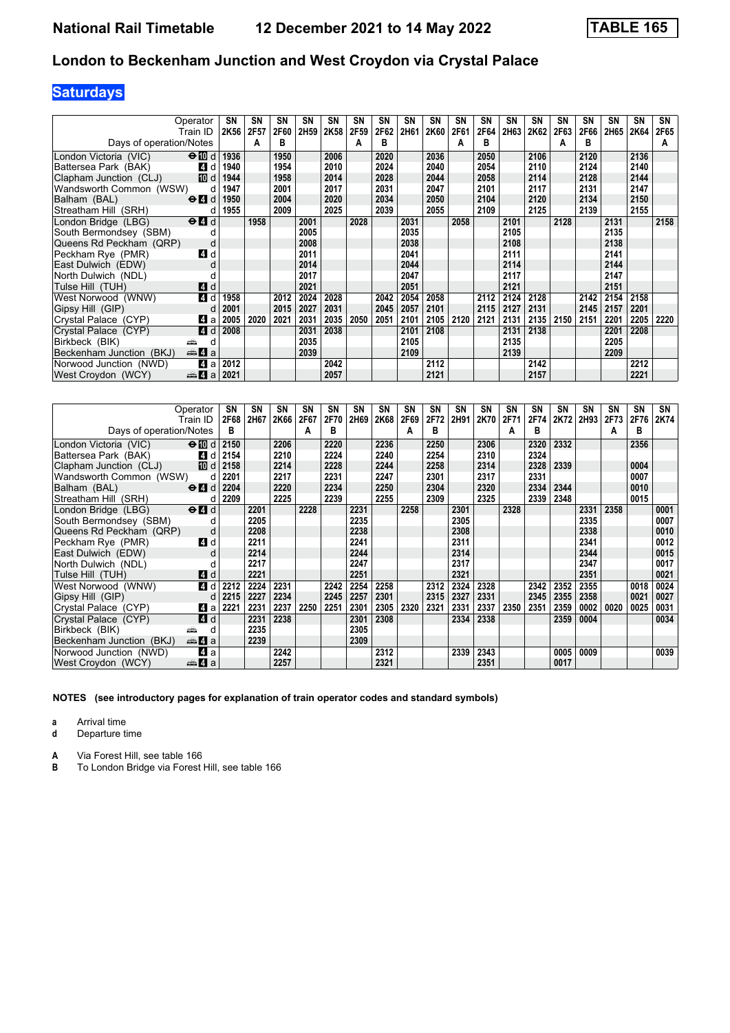| Operator | | SN | SN | SN | SN | SN | SN | SN | SN | SN | SN | SN | SN | SN | SN | SN | SN | SN | SN |
|---|---|---|---|---|---|---|---|---|---|---|---|---|---|---|---|---|---|---|---|
| Train ID | | 2K56 | 2F57 | 2F60 | 2H59 | 2K58 | 2F59 | 2F62 | 2H61 | 2K60 | 2F61 | 2F64 | 2H63 | 2K62 | 2F63 | 2F66 | 2H65 | 2K64 | 2F65 |
| Days of operation/Notes | | | A | B | | | A | B | | | A | B | | | A | B | | | A |
| London Victoria (VIC) | ⊖ 10 d | 1936 | | 1950 | | 2006 | | 2020 | | 2036 | | 2050 | | 2106 | | 2120 | | 2136 | |
| Battersea Park (BAK) | 4 d | 1940 | | 1954 | | 2010 | | 2024 | | 2040 | | 2054 | | 2110 | | 2124 | | 2140 | |
| Clapham Junction (CLJ) | 10 d | 1944 | | 1958 | | 2014 | | 2028 | | 2044 | | 2058 | | 2114 | | 2128 | | 2144 | |
| Wandsworth Common (WSW) | d | 1947 | | 2001 | | 2017 | | 2031 | | 2047 | | 2101 | | 2117 | | 2131 | | 2147 | |
| Balham (BAL) | ⊖ 4 d | 1950 | | 2004 | | 2020 | | 2034 | | 2050 | | 2104 | | 2120 | | 2134 | | 2150 | |
| Streatham Hill (SRH) | d | 1955 | | 2009 | | 2025 | | 2039 | | 2055 | | 2109 | | 2125 | | 2139 | | 2155 | |
| London Bridge (LBG) | ⊖ 4 d | | 1958 | | 2001 | | 2028 | | 2031 | | 2058 | | 2101 | | 2128 | | 2131 | | 2158 |
| South Bermondsey (SBM) | d | | | | 2005 | | | | 2035 | | | | 2105 | | | | 2135 | | |
| Queens Rd Peckham (QRP) | d | | | | 2008 | | | | 2038 | | | | 2108 | | | | 2138 | | |
| Peckham Rye (PMR) | 4 d | | | | 2011 | | | | 2041 | | | | 2111 | | | | 2141 | | |
| East Dulwich (EDW) | d | | | | 2014 | | | | 2044 | | | | 2114 | | | | 2144 | | |
| North Dulwich (NDL) | d | | | | 2017 | | | | 2047 | | | | 2117 | | | | 2147 | | |
| Tulse Hill (TUH) | 4 d | | | | 2021 | | | | 2051 | | | | 2121 | | | | 2151 | | |
| West Norwood (WNW) | 4 d | 1958 | | 2012 | 2024 | 2028 | | 2042 | 2054 | 2058 | | 2112 | 2124 | 2128 | | 2142 | 2154 | 2158 | |
| Gipsy Hill (GIP) | d | 2001 | | 2015 | 2027 | 2031 | | 2045 | 2057 | 2101 | | 2115 | 2127 | 2131 | | 2145 | 2157 | 2201 | |
| Crystal Palace (CYP) | 4 a | 2005 | 2020 | 2021 | 2031 | 2035 | 2050 | 2051 | 2101 | 2105 | 2120 | 2121 | 2131 | 2135 | 2150 | 2151 | 2201 | 2205 | 2220 |
| Crystal Palace (CYP) | 4 d | 2008 | | | 2031 | 2038 | | | 2101 | 2108 | | | 2131 | 2138 | | | 2201 | 2208 | |
| Birkbeck (BIK) | 🚌 d | | | | 2035 | | | | 2105 | | | | 2135 | | | | 2205 | | |
| Beckenham Junction (BKJ) | 🚌 4 a | | | | 2039 | | | | 2109 | | | | 2139 | | | | 2209 | | |
| Norwood Junction (NWD) | 4 a | 2012 | | | | 2042 | | | | 2112 | | | | 2142 | | | | 2212 | |
| West Croydon (WCY) | 🚌 4 a | 2021 | | | | 2057 | | | | 2121 | | | | 2157 | | | | 2221 | |

| Operator | | SN | SN | SN | SN | SN | SN | SN | SN | SN | SN | SN | SN | SN | SN | SN | SN | SN | SN |
|---|---|---|---|---|---|---|---|---|---|---|---|---|---|---|---|---|---|---|---|
| Train ID | | 2F68 | 2H67 | 2K66 | 2F67 | 2F70 | 2H69 | 2K68 | 2F69 | 2F72 | 2H91 | 2K70 | 2F71 | 2F74 | 2K72 | 2H93 | 2F73 | 2F76 | 2K74 |
| Days of operation/Notes | | B | | | A | B | | | A | B | | | A | B | | | A | B | |
| London Victoria (VIC) | ⊖ 10 d | 2150 | | 2206 | | 2220 | | 2236 | | 2250 | | 2306 | | 2320 | 2332 | | | 2356 | |
| Battersea Park (BAK) | 4 d | 2154 | | 2210 | | 2224 | | 2240 | | 2254 | | 2310 | | 2324 | | | | | |
| Clapham Junction (CLJ) | 10 d | 2158 | | 2214 | | 2228 | | 2244 | | 2258 | | 2314 | | 2328 | 2339 | | | 0004 | |
| Wandsworth Common (WSW) | d | 2201 | | 2217 | | 2231 | | 2247 | | 2301 | | 2317 | | 2331 | | | | 0007 | |
| Balham (BAL) | ⊖ 4 d | 2204 | | 2220 | | 2234 | | 2250 | | 2304 | | 2320 | | 2334 | 2344 | | | 0010 | |
| Streatham Hill (SRH) | d | 2209 | | 2225 | | 2239 | | 2255 | | 2309 | | 2325 | | 2339 | 2348 | | | 0015 | |
| London Bridge (LBG) | ⊖ 4 d | | 2201 | | 2228 | | 2231 | | 2258 | | 2301 | | 2328 | | | 2331 | 2358 | | 0001 |
| South Bermondsey (SBM) | d | | 2205 | | | | 2235 | | | | 2305 | | | | | 2335 | | | 0007 |
| Queens Rd Peckham (QRP) | d | | 2208 | | | | 2238 | | | | 2308 | | | | | 2338 | | | 0010 |
| Peckham Rye (PMR) | 4 d | | 2211 | | | | 2241 | | | | 2311 | | | | | 2341 | | | 0012 |
| East Dulwich (EDW) | d | | 2214 | | | | 2244 | | | | 2314 | | | | | 2344 | | | 0015 |
| North Dulwich (NDL) | d | | 2217 | | | | 2247 | | | | 2317 | | | | | 2347 | | | 0017 |
| Tulse Hill (TUH) | 4 d | | 2221 | | | | 2251 | | | | 2321 | | | | | 2351 | | | 0021 |
| West Norwood (WNW) | 4 d | 2212 | 2224 | 2231 | | 2242 | 2254 | 2258 | | 2312 | 2324 | 2328 | | 2342 | 2352 | 2355 | | 0018 | 0024 |
| Gipsy Hill (GIP) | d | 2215 | 2227 | 2234 | | 2245 | 2257 | 2301 | | 2315 | 2327 | 2331 | | 2345 | 2355 | 2358 | | 0021 | 0027 |
| Crystal Palace (CYP) | 4 a | 2221 | 2231 | 2237 | 2250 | 2251 | 2301 | 2305 | 2320 | 2321 | 2331 | 2337 | 2350 | 2351 | 2359 | 0002 | 0020 | 0025 | 0031 |
| Crystal Palace (CYP) | 4 d | | 2231 | 2238 | | | 2301 | 2308 | | | 2334 | 2338 | | | 2359 | 0004 | | | 0034 |
| Birkbeck (BIK) | 🚌 d | | 2235 | | | | 2305 | | | | | | | | | | | | |
| Beckenham Junction (BKJ) | 🚌 4 a | | 2239 | | | | 2309 | | | | | | | | | | | | |
| Norwood Junction (NWD) | 4 a | | | 2242 | | | | 2312 | | | 2339 | 2343 | | | 0005 | 0009 | | | 0039 |
| West Croydon (WCY) | 🚌 4 a | | | 2257 | | | | 2321 | | | | 2351 | | | 0017 | | | | |

**NOTES (see introductory pages for explanation of train operator codes and standard symbols)**

- **a** Arrival time
- **d** Departure time

- **A** Via Forest Hill, see table 166
- **B** To London Bridge via Forest Hill, see table 166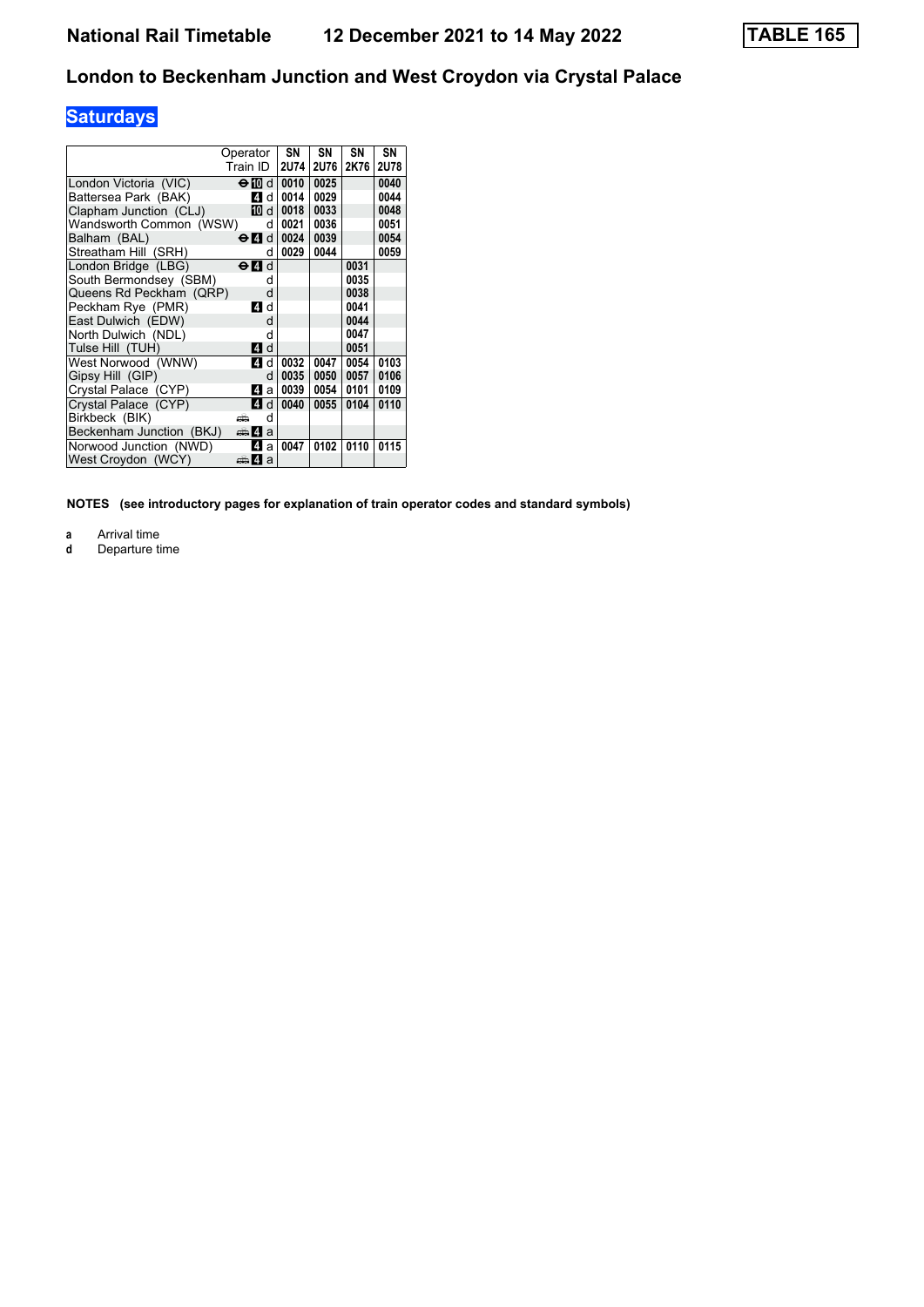# National Rail Timetable    12 December 2021 to 14 May 2022    TABLE 165

## London to Beckenham Junction and West Croydon via Crystal Palace

### Saturdays

| Operator<br>Train ID | | SN<br>2U74 | SN<br>2U76 | SN<br>2K76 | SN<br>2U78 |
|---|---|---|---|---|---|
| London Victoria (VIC) | ⊖ 10 d | 0010 | 0025 | | 0040 |
| Battersea Park (BAK) | 4 d | 0014 | 0029 | | 0044 |
| Clapham Junction (CLJ) | 10 d | 0018 | 0033 | | 0048 |
| Wandsworth Common (WSW) | d | 0021 | 0036 | | 0051 |
| Balham (BAL) | ⊖ 4 d | 0024 | 0039 | | 0054 |
| Streatham Hill (SRH) | d | 0029 | 0044 | | 0059 |
| London Bridge (LBG) | ⊖ 4 d | | | 0031 | |
| South Bermondsey (SBM) | d | | | 0035 | |
| Queens Rd Peckham (QRP) | d | | | 0038 | |
| Peckham Rye (PMR) | 4 d | | | 0041 | |
| East Dulwich (EDW) | d | | | 0044 | |
| North Dulwich (NDL) | d | | | 0047 | |
| Tulse Hill (TUH) | 4 d | | | 0051 | |
| West Norwood (WNW) | 4 d | 0032 | 0047 | 0054 | 0103 |
| Gipsy Hill (GIP) | d | 0035 | 0050 | 0057 | 0106 |
| Crystal Palace (CYP) | 4 a | 0039 | 0054 | 0101 | 0109 |
| Crystal Palace (CYP) | 4 d | 0040 | 0055 | 0104 | 0110 |
| Birkbeck (BIK) | 🚌 d | | | | |
| Beckenham Junction (BKJ) | 🚌 4 a | | | | |
| Norwood Junction (NWD) | 4 a | 0047 | 0102 | 0110 | 0115 |
| West Croydon (WCY) | 🚌 4 a | | | | |

**NOTES (see introductory pages for explanation of train operator codes and standard symbols)**

**a** Arrival time
**d** Departure time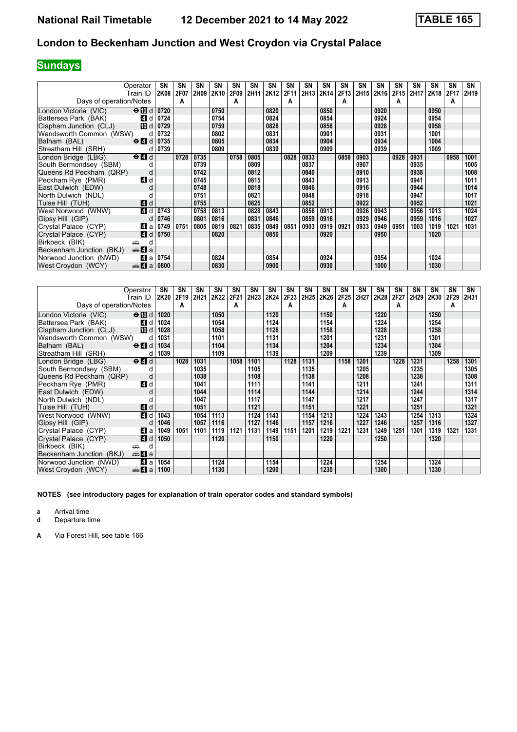# National Rail Timetable 12 December 2021 to 14 May 2022 TABLE 165

## London to Beckenham Junction and West Croydon via Crystal Palace

**Sundays**

| Operator | | SN | SN | SN | SN | SN | SN | SN | SN | SN | SN | SN | SN | SN | SN | SN | SN | SN | SN |
|---|---|---|---|---|---|---|---|---|---|---|---|---|---|---|---|---|---|---|---|
| Train ID | | 2K08 | 2F07 | 2H09 | 2K10 | 2F09 | 2H11 | 2K12 | 2F11 | 2H13 | 2K14 | 2F13 | 2H15 | 2K16 | 2F15 | 2H17 | 2K18 | 2F17 | 2H19 |
| Days of operation/Notes | | | A | | | A | | | A | | | A | | | A | | | A | |
| London Victoria (VIC) | ⊖10 d | 0720 | | | 0750 | | | 0820 | | | 0850 | | | 0920 | | | 0950 | | |
| Battersea Park (BAK) | 4 d | 0724 | | | 0754 | | | 0824 | | | 0854 | | | 0924 | | | 0954 | | |
| Clapham Junction (CLJ) | 10 d | 0729 | | | 0759 | | | 0828 | | | 0858 | | | 0928 | | | 0958 | | |
| Wandsworth Common (WSW) | d | 0732 | | | 0802 | | | 0831 | | | 0901 | | | 0931 | | | 1001 | | |
| Balham (BAL) | ⊖4 d | 0735 | | | 0805 | | | 0834 | | | 0904 | | | 0934 | | | 1004 | | |
| Streatham Hill (SRH) | d | 0739 | | | 0809 | | | 0839 | | | 0909 | | | 0939 | | | 1009 | | |
| London Bridge (LBG) | ⊖4 d | | 0728 | 0735 | | 0758 | 0805 | | 0828 | 0833 | | 0858 | 0903 | | 0928 | 0931 | | 0958 | 1001 |
| South Bermondsey (SBM) | d | | | 0739 | | | 0809 | | | 0837 | | | 0907 | | | 0935 | | | 1005 |
| Queens Rd Peckham (QRP) | d | | | 0742 | | | 0812 | | | 0840 | | | 0910 | | | 0938 | | | 1008 |
| Peckham Rye (PMR) | 4 d | | | 0745 | | | 0815 | | | 0843 | | | 0913 | | | 0941 | | | 1011 |
| East Dulwich (EDW) | d | | | 0748 | | | 0818 | | | 0846 | | | 0916 | | | 0944 | | | 1014 |
| North Dulwich (NDL) | d | | | 0751 | | | 0821 | | | 0848 | | | 0918 | | | 0947 | | | 1017 |
| Tulse Hill (TUH) | 4 d | | | 0755 | | | 0825 | | | 0852 | | | 0922 | | | 0952 | | | 1021 |
| West Norwood (WNW) | 4 d | 0743 | | 0758 | 0813 | | 0828 | 0843 | | 0856 | 0913 | | 0926 | 0943 | | 0956 | 1013 | | 1024 |
| Gipsy Hill (GIP) | d | 0746 | | 0801 | 0816 | | 0831 | 0846 | | 0859 | 0916 | | 0929 | 0946 | | 0959 | 1016 | | 1027 |
| Crystal Palace (CYP) | 4 a | 0749 | 0751 | 0805 | 0819 | 0821 | 0835 | 0849 | 0851 | 0903 | 0919 | 0921 | 0933 | 0949 | 0951 | 1003 | 1019 | 1021 | 1031 |
| Crystal Palace (CYP) | 4 d | 0750 | | | 0820 | | | 0850 | | | 0920 | | | 0950 | | | 1020 | | |
| Birkbeck (BIK) | 🚌 d | | | | | | | | | | | | | | | | | | |
| Beckenham Junction (BKJ) | 🚌4 a | | | | | | | | | | | | | | | | | | |
| Norwood Junction (NWD) | 4 a | 0754 | | | 0824 | | | 0854 | | | 0924 | | | 0954 | | | 1024 | | |
| West Croydon (WCY) | 🚌4 a | 0800 | | | 0830 | | | 0900 | | | 0930 | | | 1000 | | | 1030 | | |

| Operator | | SN | SN | SN | SN | SN | SN | SN | SN | SN | SN | SN | SN | SN | SN | SN | SN | SN | SN |
|---|---|---|---|---|---|---|---|---|---|---|---|---|---|---|---|---|---|---|---|
| Train ID | | 2K20 | 2F19 | 2H21 | 2K22 | 2F21 | 2H23 | 2K24 | 2F23 | 2H25 | 2K26 | 2F25 | 2H27 | 2K28 | 2F27 | 2H29 | 2K30 | 2F29 | 2H31 |
| Days of operation/Notes | | | A | | | A | | | A | | | A | | | A | | | A | |
| London Victoria (VIC) | ⊖10 d | 1020 | | | 1050 | | | 1120 | | | 1150 | | | 1220 | | | 1250 | | |
| Battersea Park (BAK) | 4 d | 1024 | | | 1054 | | | 1124 | | | 1154 | | | 1224 | | | 1254 | | |
| Clapham Junction (CLJ) | 10 d | 1028 | | | 1058 | | | 1128 | | | 1158 | | | 1228 | | | 1258 | | |
| Wandsworth Common (WSW) | d | 1031 | | | 1101 | | | 1131 | | | 1201 | | | 1231 | | | 1301 | | |
| Balham (BAL) | ⊖4 d | 1034 | | | 1104 | | | 1134 | | | 1204 | | | 1234 | | | 1304 | | |
| Streatham Hill (SRH) | d | 1039 | | | 1109 | | | 1139 | | | 1209 | | | 1239 | | | 1309 | | |
| London Bridge (LBG) | ⊖4 d | | 1028 | 1031 | | 1058 | 1101 | | 1128 | 1131 | | 1158 | 1201 | | 1228 | 1231 | | 1258 | 1301 |
| South Bermondsey (SBM) | d | | | 1035 | | | 1105 | | | 1135 | | | 1205 | | | 1235 | | | 1305 |
| Queens Rd Peckham (QRP) | d | | | 1038 | | | 1108 | | | 1138 | | | 1208 | | | 1238 | | | 1308 |
| Peckham Rye (PMR) | 4 d | | | 1041 | | | 1111 | | | 1141 | | | 1211 | | | 1241 | | | 1311 |
| East Dulwich (EDW) | d | | | 1044 | | | 1114 | | | 1144 | | | 1214 | | | 1244 | | | 1314 |
| North Dulwich (NDL) | d | | | 1047 | | | 1117 | | | 1147 | | | 1217 | | | 1247 | | | 1317 |
| Tulse Hill (TUH) | 4 d | | | 1051 | | | 1121 | | | 1151 | | | 1221 | | | 1251 | | | 1321 |
| West Norwood (WNW) | 4 d | 1043 | | 1054 | 1113 | | 1124 | 1143 | | 1154 | 1213 | | 1224 | 1243 | | 1254 | 1313 | | 1324 |
| Gipsy Hill (GIP) | d | 1046 | | 1057 | 1116 | | 1127 | 1146 | | 1157 | 1216 | | 1227 | 1246 | | 1257 | 1316 | | 1327 |
| Crystal Palace (CYP) | 4 a | 1049 | 1051 | 1101 | 1119 | 1121 | 1131 | 1149 | 1151 | 1201 | 1219 | 1221 | 1231 | 1249 | 1251 | 1301 | 1319 | 1321 | 1331 |
| Crystal Palace (CYP) | 4 d | 1050 | | | 1120 | | | 1150 | | | 1220 | | | 1250 | | | 1320 | | |
| Birkbeck (BIK) | 🚌 d | | | | | | | | | | | | | | | | | | |
| Beckenham Junction (BKJ) | 🚌4 a | | | | | | | | | | | | | | | | | | |
| Norwood Junction (NWD) | 4 a | 1054 | | | 1124 | | | 1154 | | | 1224 | | | 1254 | | | 1324 | | |
| West Croydon (WCY) | 🚌4 a | 1100 | | | 1130 | | | 1200 | | | 1230 | | | 1300 | | | 1330 | | |

**NOTES (see introductory pages for explanation of train operator codes and standard symbols)**

**a** Arrival time
**d** Departure time

**A** Via Forest Hill, see table 166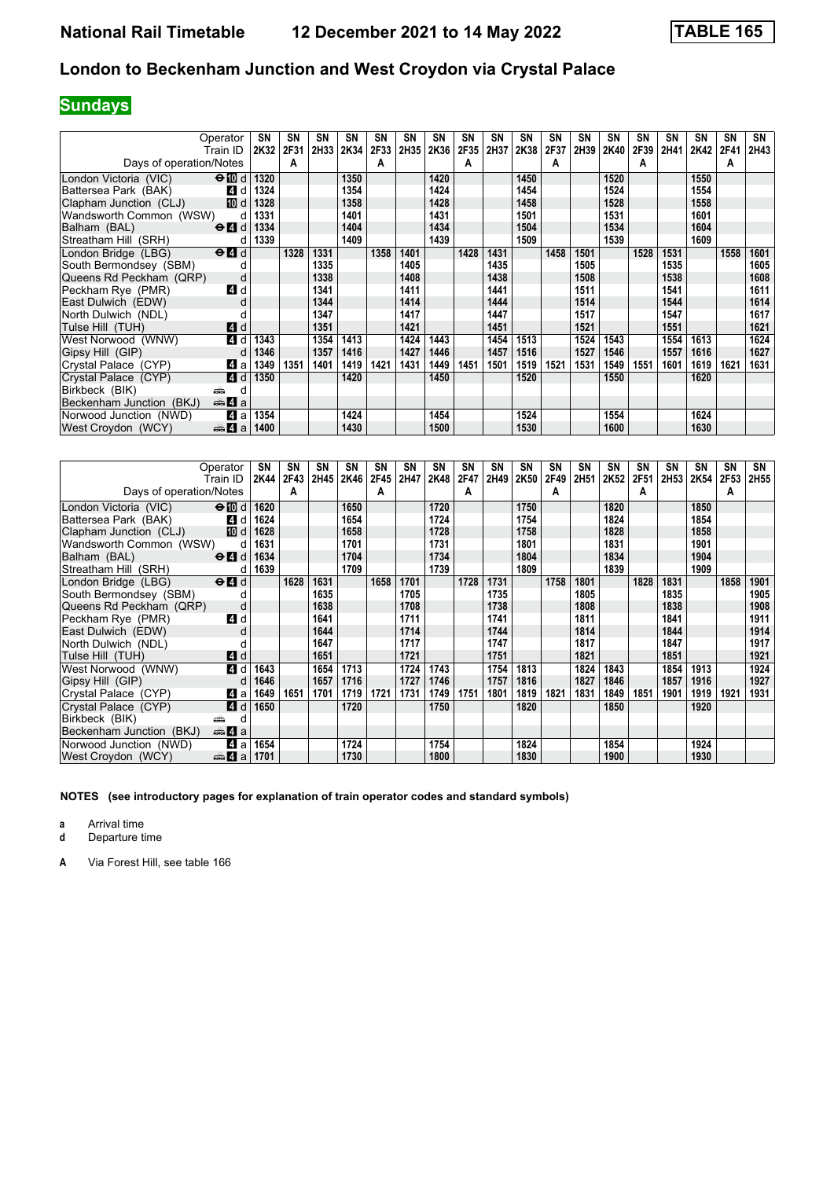# National Rail Timetable    12 December 2021 to 14 May 2022    TABLE 165

## London to Beckenham Junction and West Croydon via Crystal Palace

**Sundays**

| Operator | | SN | SN | SN | SN | SN | SN | SN | SN | SN | SN | SN | SN | SN | SN | SN | SN | SN | SN |
|---|---|---|---|---|---|---|---|---|---|---|---|---|---|---|---|---|---|---|---|
| Train ID | | 2K32 | 2F31 | 2H33 | 2K34 | 2F33 | 2H35 | 2K36 | 2F35 | 2H37 | 2K38 | 2F37 | 2H39 | 2K40 | 2F39 | 2H41 | 2K42 | 2F41 | 2H43 |
| Days of operation/Notes | | | A | | | A | | | A | | | A | | | A | | | A | |
| London Victoria (VIC) | ⊖10 d | 1320 | | | 1350 | | | 1420 | | | 1450 | | | 1520 | | | 1550 | | |
| Battersea Park (BAK) | 4 d | 1324 | | | 1354 | | | 1424 | | | 1454 | | | 1524 | | | 1554 | | |
| Clapham Junction (CLJ) | 10 d | 1328 | | | 1358 | | | 1428 | | | 1458 | | | 1528 | | | 1558 | | |
| Wandsworth Common (WSW) | d | 1331 | | | 1401 | | | 1431 | | | 1501 | | | 1531 | | | 1601 | | |
| Balham (BAL) | ⊖4 d | 1334 | | | 1404 | | | 1434 | | | 1504 | | | 1534 | | | 1604 | | |
| Streatham Hill (SRH) | d | 1339 | | | 1409 | | | 1439 | | | 1509 | | | 1539 | | | 1609 | | |
| London Bridge (LBG) | ⊖4 d | | 1328 | 1331 | | 1358 | 1401 | | 1428 | 1431 | | 1458 | 1501 | | 1528 | 1531 | | 1558 | 1601 |
| South Bermondsey (SBM) | d | | | 1335 | | | 1405 | | | 1435 | | | 1505 | | | 1535 | | | 1605 |
| Queens Rd Peckham (QRP) | d | | | 1338 | | | 1408 | | | 1438 | | | 1508 | | | 1538 | | | 1608 |
| Peckham Rye (PMR) | 4 d | | | 1341 | | | 1411 | | | 1441 | | | 1511 | | | 1541 | | | 1611 |
| East Dulwich (EDW) | d | | | 1344 | | | 1414 | | | 1444 | | | 1514 | | | 1544 | | | 1614 |
| North Dulwich (NDL) | d | | | 1347 | | | 1417 | | | 1447 | | | 1517 | | | 1547 | | | 1617 |
| Tulse Hill (TUH) | 4 d | | | 1351 | | | 1421 | | | 1451 | | | 1521 | | | 1551 | | | 1621 |
| West Norwood (WNW) | 4 d | 1343 | | 1354 | 1413 | | 1424 | 1443 | | 1454 | 1513 | | 1524 | 1543 | | 1554 | 1613 | | 1624 |
| Gipsy Hill (GIP) | d | 1346 | | 1357 | 1416 | | 1427 | 1446 | | 1457 | 1516 | | 1527 | 1546 | | 1557 | 1616 | | 1627 |
| Crystal Palace (CYP) | 4 a | 1349 | 1351 | 1401 | 1419 | 1421 | 1431 | 1449 | 1451 | 1501 | 1519 | 1521 | 1531 | 1549 | 1551 | 1601 | 1619 | 1621 | 1631 |
| Crystal Palace (CYP) | 4 d | 1350 | | | 1420 | | | 1450 | | | 1520 | | | 1550 | | | 1620 | | |
| Birkbeck (BIK) | 🚌 d | | | | | | | | | | | | | | | | | | |
| Beckenham Junction (BKJ) | 🚌4 a | | | | | | | | | | | | | | | | | | |
| Norwood Junction (NWD) | 4 a | 1354 | | | 1424 | | | 1454 | | | 1524 | | | 1554 | | | 1624 | | |
| West Croydon (WCY) | 🚌4 a | 1400 | | | 1430 | | | 1500 | | | 1530 | | | 1600 | | | 1630 | | |

| Operator | | SN | SN | SN | SN | SN | SN | SN | SN | SN | SN | SN | SN | SN | SN | SN | SN | SN | SN |
|---|---|---|---|---|---|---|---|---|---|---|---|---|---|---|---|---|---|---|---|
| Train ID | | 2K44 | 2F43 | 2H45 | 2K46 | 2F45 | 2H47 | 2K48 | 2F47 | 2H49 | 2K50 | 2F49 | 2H51 | 2K52 | 2F51 | 2H53 | 2K54 | 2F53 | 2H55 |
| Days of operation/Notes | | | A | | | A | | | A | | | A | | | A | | | A | |
| London Victoria (VIC) | ⊖10 d | 1620 | | | 1650 | | | 1720 | | | 1750 | | | 1820 | | | 1850 | | |
| Battersea Park (BAK) | 4 d | 1624 | | | 1654 | | | 1724 | | | 1754 | | | 1824 | | | 1854 | | |
| Clapham Junction (CLJ) | 10 d | 1628 | | | 1658 | | | 1728 | | | 1758 | | | 1828 | | | 1858 | | |
| Wandsworth Common (WSW) | d | 1631 | | | 1701 | | | 1731 | | | 1801 | | | 1831 | | | 1901 | | |
| Balham (BAL) | ⊖4 d | 1634 | | | 1704 | | | 1734 | | | 1804 | | | 1834 | | | 1904 | | |
| Streatham Hill (SRH) | d | 1639 | | | 1709 | | | 1739 | | | 1809 | | | 1839 | | | 1909 | | |
| London Bridge (LBG) | ⊖4 d | | 1628 | 1631 | | 1658 | 1701 | | 1728 | 1731 | | 1758 | 1801 | | 1828 | 1831 | | 1858 | 1901 |
| South Bermondsey (SBM) | d | | | 1635 | | | 1705 | | | 1735 | | | 1805 | | | 1835 | | | 1905 |
| Queens Rd Peckham (QRP) | d | | | 1638 | | | 1708 | | | 1738 | | | 1808 | | | 1838 | | | 1908 |
| Peckham Rye (PMR) | 4 d | | | 1641 | | | 1711 | | | 1741 | | | 1811 | | | 1841 | | | 1911 |
| East Dulwich (EDW) | d | | | 1644 | | | 1714 | | | 1744 | | | 1814 | | | 1844 | | | 1914 |
| North Dulwich (NDL) | d | | | 1647 | | | 1717 | | | 1747 | | | 1817 | | | 1847 | | | 1917 |
| Tulse Hill (TUH) | 4 d | | | 1651 | | | 1721 | | | 1751 | | | 1821 | | | 1851 | | | 1921 |
| West Norwood (WNW) | 4 d | 1643 | | 1654 | 1713 | | 1724 | 1743 | | 1754 | 1813 | | 1824 | 1843 | | 1854 | 1913 | | 1924 |
| Gipsy Hill (GIP) | d | 1646 | | 1657 | 1716 | | 1727 | 1746 | | 1757 | 1816 | | 1827 | 1846 | | 1857 | 1916 | | 1927 |
| Crystal Palace (CYP) | 4 a | 1649 | 1651 | 1701 | 1719 | 1721 | 1731 | 1749 | 1751 | 1801 | 1819 | 1821 | 1831 | 1849 | 1851 | 1901 | 1919 | 1921 | 1931 |
| Crystal Palace (CYP) | 4 d | 1650 | | | 1720 | | | 1750 | | | 1820 | | | 1850 | | | 1920 | | |
| Birkbeck (BIK) | 🚌 d | | | | | | | | | | | | | | | | | | |
| Beckenham Junction (BKJ) | 🚌4 a | | | | | | | | | | | | | | | | | | |
| Norwood Junction (NWD) | 4 a | 1654 | | | 1724 | | | 1754 | | | 1824 | | | 1854 | | | 1924 | | |
| West Croydon (WCY) | 🚌4 a | 1701 | | | 1730 | | | 1800 | | | 1830 | | | 1900 | | | 1930 | | |

**NOTES (see introductory pages for explanation of train operator codes and standard symbols)**

**a** Arrival time
**d** Departure time

**A** Via Forest Hill, see table 166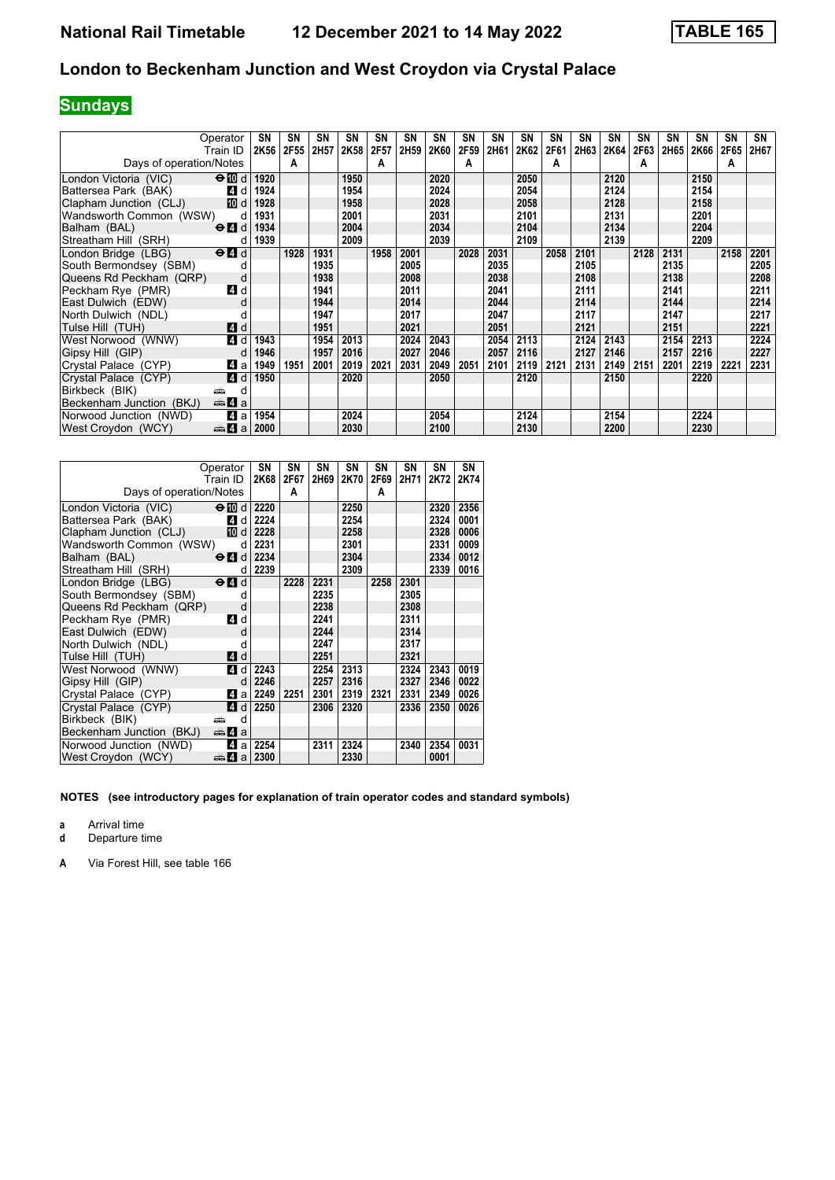# National Rail Timetable 12 December 2021 to 14 May 2022 TABLE 165

## London to Beckenham Junction and West Croydon via Crystal Palace

### Sundays

| Operator | | SN | SN | SN | SN | SN | SN | SN | SN | SN | SN | SN | SN | SN | SN | SN | SN | SN | SN |
|---|---|---|---|---|---|---|---|---|---|---|---|---|---|---|---|---|---|---|---|
| Train ID | | 2K56 | 2F55 | 2H57 | 2K58 | 2F57 | 2H59 | 2K60 | 2F59 | 2H61 | 2K62 | 2F61 | 2H63 | 2K64 | 2F63 | 2H65 | 2K66 | 2F65 | 2H67 |
| Days of operation/Notes | | | A | | | A | | | A | | | A | | | A | | | A | |
| London Victoria (VIC) | ⊖ 10 d | 1920 | | | 1950 | | | 2020 | | | 2050 | | | 2120 | | | 2150 | | |
| Battersea Park (BAK) | 4 d | 1924 | | | 1954 | | | 2024 | | | 2054 | | | 2124 | | | 2154 | | |
| Clapham Junction (CLJ) | 10 d | 1928 | | | 1958 | | | 2028 | | | 2058 | | | 2128 | | | 2158 | | |
| Wandsworth Common (WSW) | d | 1931 | | | 2001 | | | 2031 | | | 2101 | | | 2131 | | | 2201 | | |
| Balham (BAL) | ⊖ 4 d | 1934 | | | 2004 | | | 2034 | | | 2104 | | | 2134 | | | 2204 | | |
| Streatham Hill (SRH) | d | 1939 | | | 2009 | | | 2039 | | | 2109 | | | 2139 | | | 2209 | | |
| London Bridge (LBG) | ⊖ 4 d | | 1928 | 1931 | | 1958 | 2001 | | 2028 | 2031 | | 2058 | 2101 | | 2128 | 2131 | | 2158 | 2201 |
| South Bermondsey (SBM) | d | | | 1935 | | | 2005 | | | 2035 | | | 2105 | | | 2135 | | | 2205 |
| Queens Rd Peckham (QRP) | d | | | 1938 | | | 2008 | | | 2038 | | | 2108 | | | 2138 | | | 2208 |
| Peckham Rye (PMR) | 4 d | | | 1941 | | | 2011 | | | 2041 | | | 2111 | | | 2141 | | | 2211 |
| East Dulwich (EDW) | d | | | 1944 | | | 2014 | | | 2044 | | | 2114 | | | 2144 | | | 2214 |
| North Dulwich (NDL) | d | | | 1947 | | | 2017 | | | 2047 | | | 2117 | | | 2147 | | | 2217 |
| Tulse Hill (TUH) | 4 d | | | 1951 | | | 2021 | | | 2051 | | | 2121 | | | 2151 | | | 2221 |
| West Norwood (WNW) | 4 d | 1943 | | 1954 | 2013 | | 2024 | 2043 | | 2054 | 2113 | | 2124 | 2143 | | 2154 | 2213 | | 2224 |
| Gipsy Hill (GIP) | d | 1946 | | 1957 | 2016 | | 2027 | 2046 | | 2057 | 2116 | | 2127 | 2146 | | 2157 | 2216 | | 2227 |
| Crystal Palace (CYP) | 4 a | 1949 | 1951 | 2001 | 2019 | 2021 | 2031 | 2049 | 2051 | 2101 | 2119 | 2121 | 2131 | 2149 | 2151 | 2201 | 2219 | 2221 | 2231 |
| Crystal Palace (CYP) | 4 d | 1950 | | | 2020 | | | 2050 | | | 2120 | | | 2150 | | | 2220 | | |
| Birkbeck (BIK) | 🚋 d | | | | | | | | | | | | | | | | | | |
| Beckenham Junction (BKJ) | 🚋 4 a | | | | | | | | | | | | | | | | | | |
| Norwood Junction (NWD) | 4 a | 1954 | | | 2024 | | | 2054 | | | 2124 | | | 2154 | | | 2224 | | |
| West Croydon (WCY) | 🚋 4 a | 2000 | | | 2030 | | | 2100 | | | 2130 | | | 2200 | | | 2230 | | |

| Operator | | SN | SN | SN | SN | SN | SN | SN | SN |
|---|---|---|---|---|---|---|---|---|---|
| Train ID | | 2K68 | 2F67 | 2H69 | 2K70 | 2F69 | 2H71 | 2K72 | 2K74 |
| Days of operation/Notes | | | A | | | A | | | |
| London Victoria (VIC) | ⊖ 10 d | 2220 | | | 2250 | | | 2320 | 2356 |
| Battersea Park (BAK) | 4 d | 2224 | | | 2254 | | | 2324 | 0001 |
| Clapham Junction (CLJ) | 10 d | 2228 | | | 2258 | | | 2328 | 0006 |
| Wandsworth Common (WSW) | d | 2231 | | | 2301 | | | 2331 | 0009 |
| Balham (BAL) | ⊖ 4 d | 2234 | | | 2304 | | | 2334 | 0012 |
| Streatham Hill (SRH) | d | 2239 | | | 2309 | | | 2339 | 0016 |
| London Bridge (LBG) | ⊖ 4 d | | 2228 | 2231 | | 2258 | 2301 | | |
| South Bermondsey (SBM) | d | | | 2235 | | | 2305 | | |
| Queens Rd Peckham (QRP) | d | | | 2238 | | | 2308 | | |
| Peckham Rye (PMR) | 4 d | | | 2241 | | | 2311 | | |
| East Dulwich (EDW) | d | | | 2244 | | | 2314 | | |
| North Dulwich (NDL) | d | | | 2247 | | | 2317 | | |
| Tulse Hill (TUH) | 4 d | | | 2251 | | | 2321 | | |
| West Norwood (WNW) | 4 d | 2243 | | 2254 | 2313 | | 2324 | 2343 | 0019 |
| Gipsy Hill (GIP) | d | 2246 | | 2257 | 2316 | | 2327 | 2346 | 0022 |
| Crystal Palace (CYP) | 4 a | 2249 | 2251 | 2301 | 2319 | 2321 | 2331 | 2349 | 0026 |
| Crystal Palace (CYP) | 4 d | 2250 | | 2306 | 2320 | | 2336 | 2350 | 0026 |
| Birkbeck (BIK) | 🚋 d | | | | | | | | |
| Beckenham Junction (BKJ) | 🚋 4 a | | | | | | | | |
| Norwood Junction (NWD) | 4 a | 2254 | | 2311 | 2324 | | 2340 | 2354 | 0031 |
| West Croydon (WCY) | 🚋 4 a | 2300 | | | 2330 | | | 0001 | |

**NOTES (see introductory pages for explanation of train operator codes and standard symbols)**

- **a** Arrival time
- **d** Departure time

- **A** Via Forest Hill, see table 166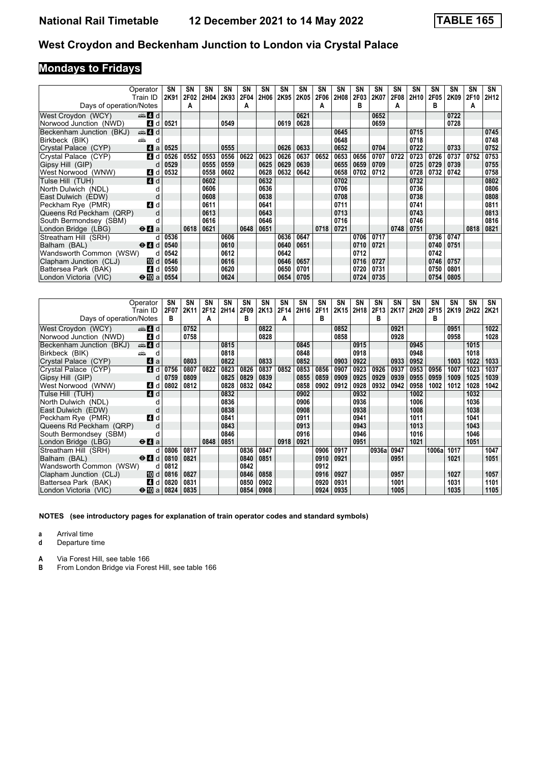# National Rail Timetable 12 December 2021 to 14 May 2022 TABLE 165

## West Croydon and Beckenham Junction to London via Crystal Palace

### Mondays to Fridays

| Operator | | SN | SN | SN | SN | SN | SN | SN | SN | SN | SN | SN | SN | SN | SN | SN | SN | SN | SN |
|---|---|---|---|---|---|---|---|---|---|---|---|---|---|---|---|---|---|---|---|
| Train ID | | 2K91 | 2F02 | 2H04 | 2K93 | 2F04 | 2H06 | 2K95 | 2K05 | 2F06 | 2H08 | 2F03 | 2K07 | 2F08 | 2H10 | 2F05 | 2K09 | 2F10 | 2H12 |
| Days of operation/Notes | | | A | | | A | | | | A | | B | | A | | B | | A | |
| West Croydon (WCY) | 4 d | | | | | | | | 0621 | | | | 0652 | | | | 0722 | | |
| Norwood Junction (NWD) | 4 d | 0521 | | | 0549 | | | 0619 | 0628 | | | | 0659 | | | | 0728 | | |
| Beckenham Junction (BKJ) | 4 d | | | | | | | | | | 0645 | | | | 0715 | | | | 0745 |
| Birkbeck (BIK) | d | | | | | | | | | | 0648 | | | | 0718 | | | | 0748 |
| Crystal Palace (CYP) | 4 a | 0525 | | | 0555 | | | 0626 | 0633 | | 0652 | | 0704 | | 0722 | | 0733 | | 0752 |
| Crystal Palace (CYP) | 4 d | 0526 | 0552 | 0553 | 0556 | 0622 | 0623 | 0626 | 0637 | 0652 | 0653 | 0656 | 0707 | 0722 | 0723 | 0726 | 0737 | 0752 | 0753 |
| Gipsy Hill (GIP) | d | 0529 | | 0555 | 0559 | | 0625 | 0629 | 0639 | | 0655 | 0659 | 0709 | | 0725 | 0729 | 0739 | | 0755 |
| West Norwood (WNW) | 4 d | 0532 | | 0558 | 0602 | | 0628 | 0632 | 0642 | | 0658 | 0702 | 0712 | | 0728 | 0732 | 0742 | | 0758 |
| Tulse Hill (TUH) | 4 d | | | 0602 | | | 0632 | | | | 0702 | | | | 0732 | | | | 0802 |
| North Dulwich (NDL) | d | | | 0606 | | | 0636 | | | | 0706 | | | | 0736 | | | | 0806 |
| East Dulwich (EDW) | d | | | 0608 | | | 0638 | | | | 0708 | | | | 0738 | | | | 0808 |
| Peckham Rye (PMR) | 4 d | | | 0611 | | | 0641 | | | | 0711 | | | | 0741 | | | | 0811 |
| Queens Rd Peckham (QRP) | d | | | 0613 | | | 0643 | | | | 0713 | | | | 0743 | | | | 0813 |
| South Bermondsey (SBM) | d | | | 0616 | | | 0646 | | | | 0716 | | | | 0746 | | | | 0816 |
| London Bridge (LBG) | 4 a | | 0618 | 0621 | | 0648 | 0651 | | | 0718 | 0721 | | | 0748 | 0751 | | | 0818 | 0821 |
| Streatham Hill (SRH) | d | 0536 | | | 0606 | | | 0636 | 0647 | | | 0706 | 0717 | | | 0736 | 0747 | | |
| Balham (BAL) | 4 d | 0540 | | | 0610 | | | 0640 | 0651 | | | 0710 | 0721 | | | 0740 | 0751 | | |
| Wandsworth Common (WSW) | d | 0542 | | | 0612 | | | 0642 | | | | 0712 | | | | 0742 | | | |
| Clapham Junction (CLJ) | 10 d | 0546 | | | 0616 | | | 0646 | 0657 | | | 0716 | 0727 | | | 0746 | 0757 | | |
| Battersea Park (BAK) | 4 d | 0550 | | | 0620 | | | 0650 | 0701 | | | 0720 | 0731 | | | 0750 | 0801 | | |
| London Victoria (VIC) | 10 a | 0554 | | | 0624 | | | 0654 | 0705 | | | 0724 | 0735 | | | 0754 | 0805 | | |

| Operator | | SN | SN | SN | SN | SN | SN | SN | SN | SN | SN | SN | SN | SN | SN | SN | SN | SN | SN |
|---|---|---|---|---|---|---|---|---|---|---|---|---|---|---|---|---|---|---|---|
| Train ID | | 2F07 | 2K11 | 2F12 | 2H14 | 2F09 | 2K13 | 2F14 | 2H16 | 2F11 | 2K15 | 2H18 | 2F13 | 2K17 | 2H20 | 2F15 | 2K19 | 2H22 | 2K21 |
| Days of operation/Notes | | B | | A | | B | | A | | B | | | B | | | B | | | |
| West Croydon (WCY) | 4 d | | 0752 | | | | 0822 | | | | 0852 | | | 0921 | | | 0951 | | 1022 |
| Norwood Junction (NWD) | 4 d | | 0758 | | | | 0828 | | | | 0858 | | | 0928 | | | 0958 | | 1028 |
| Beckenham Junction (BKJ) | 4 d | | | | 0815 | | | | 0845 | | | 0915 | | | 0945 | | | 1015 | |
| Birkbeck (BIK) | d | | | | 0818 | | | | 0848 | | | 0918 | | | 0948 | | | 1018 | |
| Crystal Palace (CYP) | 4 a | | 0803 | | 0822 | | 0833 | | 0852 | | 0903 | 0922 | | 0933 | 0952 | | 1003 | 1022 | 1033 |
| Crystal Palace (CYP) | 4 d | 0756 | 0807 | 0822 | 0823 | 0826 | 0837 | 0852 | 0853 | 0856 | 0907 | 0923 | 0926 | 0937 | 0953 | 0956 | 1007 | 1023 | 1037 |
| Gipsy Hill (GIP) | d | 0759 | 0809 | | 0825 | 0829 | 0839 | | 0855 | 0859 | 0909 | 0925 | 0929 | 0939 | 0955 | 0959 | 1009 | 1025 | 1039 |
| West Norwood (WNW) | 4 d | 0802 | 0812 | | 0828 | 0832 | 0842 | | 0858 | 0902 | 0912 | 0928 | 0932 | 0942 | 0958 | 1002 | 1012 | 1028 | 1042 |
| Tulse Hill (TUH) | 4 d | | | | 0832 | | | | 0902 | | | 0932 | | | 1002 | | | 1032 | |
| North Dulwich (NDL) | d | | | | 0836 | | | | 0906 | | | 0936 | | | 1006 | | | 1036 | |
| East Dulwich (EDW) | d | | | | 0838 | | | | 0908 | | | 0938 | | | 1008 | | | 1038 | |
| Peckham Rye (PMR) | 4 d | | | | 0841 | | | | 0911 | | | 0941 | | | 1011 | | | 1041 | |
| Queens Rd Peckham (QRP) | d | | | | 0843 | | | | 0913 | | | 0943 | | | 1013 | | | 1043 | |
| South Bermondsey (SBM) | d | | | | 0846 | | | | 0916 | | | 0946 | | | 1016 | | | 1046 | |
| London Bridge (LBG) | 4 a | | | 0848 | 0851 | | | 0918 | 0921 | | | 0951 | | | 1021 | | | 1051 | |
| Streatham Hill (SRH) | d | 0806 | 0817 | | | 0836 | 0847 | | | 0906 | 0917 | | 0936a | 0947 | | 1006a | 1017 | | 1047 |
| Balham (BAL) | 4 d | 0810 | 0821 | | | 0840 | 0851 | | | 0910 | 0921 | | | 0951 | | | 1021 | | 1051 |
| Wandsworth Common (WSW) | d | 0812 | | | | 0842 | | | | 0912 | | | | | | | | | |
| Clapham Junction (CLJ) | 10 d | 0816 | 0827 | | | 0846 | 0858 | | | 0916 | 0927 | | | 0957 | | | 1027 | | 1057 |
| Battersea Park (BAK) | 4 d | 0820 | 0831 | | | 0850 | 0902 | | | 0920 | 0931 | | | 1001 | | | 1031 | | 1101 |
| London Victoria (VIC) | 10 a | 0824 | 0835 | | | 0854 | 0908 | | | 0924 | 0935 | | | 1005 | | | 1035 | | 1105 |

**NOTES (see introductory pages for explanation of train operator codes and standard symbols)**

**a** Arrival time
**d** Departure time

**A** Via Forest Hill, see table 166
**B** From London Bridge via Forest Hill, see table 166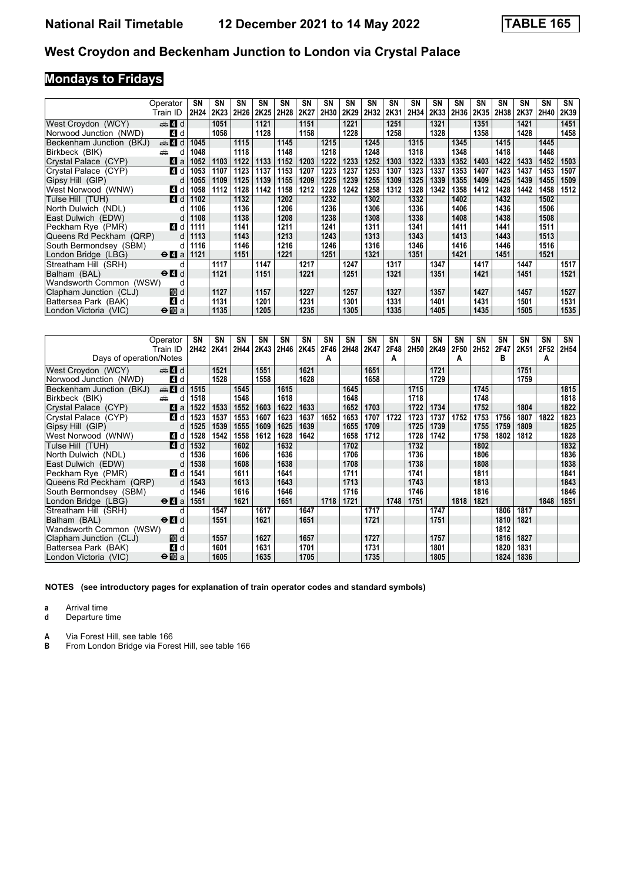# National Rail Timetable 12 December 2021 to 14 May 2022 TABLE 165

## West Croydon and Beckenham Junction to London via Crystal Palace

## Mondays to Fridays

| Operator | | SN | SN | SN | SN | SN | SN | SN | SN | SN | SN | SN | SN | SN | SN | SN | SN | SN | SN |
|---|---|---|---|---|---|---|---|---|---|---|---|---|---|---|---|---|---|---|---|
| Train ID | | 2H24 | 2K23 | 2H26 | 2K25 | 2H28 | 2K27 | 2H30 | 2K29 | 2H32 | 2K31 | 2H34 | 2K33 | 2H36 | 2K35 | 2H38 | 2K37 | 2H40 | 2K39 |
| West Croydon (WCY) | 4 d | | 1051 | | 1121 | | 1151 | | 1221 | | 1251 | | 1321 | | 1351 | | 1421 | | 1451 |
| Norwood Junction (NWD) | 4 d | | 1058 | | 1128 | | 1158 | | 1228 | | 1258 | | 1328 | | 1358 | | 1428 | | 1458 |
| Beckenham Junction (BKJ) | 4 d | 1045 | | 1115 | | 1145 | | 1215 | | 1245 | | 1315 | | 1345 | | 1415 | | 1445 | |
| Birkbeck (BIK) | d | 1048 | | 1118 | | 1148 | | 1218 | | 1248 | | 1318 | | 1348 | | 1418 | | 1448 | |
| Crystal Palace (CYP) | 4 a | 1052 | 1103 | 1122 | 1133 | 1152 | 1203 | 1222 | 1233 | 1252 | 1303 | 1322 | 1333 | 1352 | 1403 | 1422 | 1433 | 1452 | 1503 |
| Crystal Palace (CYP) | 4 d | 1053 | 1107 | 1123 | 1137 | 1153 | 1207 | 1223 | 1237 | 1253 | 1307 | 1323 | 1337 | 1353 | 1407 | 1423 | 1437 | 1453 | 1507 |
| Gipsy Hill (GIP) | d | 1055 | 1109 | 1125 | 1139 | 1155 | 1209 | 1225 | 1239 | 1255 | 1309 | 1325 | 1339 | 1355 | 1409 | 1425 | 1439 | 1455 | 1509 |
| West Norwood (WNW) | 4 d | 1058 | 1112 | 1128 | 1142 | 1158 | 1212 | 1228 | 1242 | 1258 | 1312 | 1328 | 1342 | 1358 | 1412 | 1428 | 1442 | 1458 | 1512 |
| Tulse Hill (TUH) | 4 d | 1102 | | 1132 | | 1202 | | 1232 | | 1302 | | 1332 | | 1402 | | 1432 | | 1502 | |
| North Dulwich (NDL) | d | 1106 | | 1136 | | 1206 | | 1236 | | 1306 | | 1336 | | 1406 | | 1436 | | 1506 | |
| East Dulwich (EDW) | d | 1108 | | 1138 | | 1208 | | 1238 | | 1308 | | 1338 | | 1408 | | 1438 | | 1508 | |
| Peckham Rye (PMR) | 4 d | 1111 | | 1141 | | 1211 | | 1241 | | 1311 | | 1341 | | 1411 | | 1441 | | 1511 | |
| Queens Rd Peckham (QRP) | d | 1113 | | 1143 | | 1213 | | 1243 | | 1313 | | 1343 | | 1413 | | 1443 | | 1513 | |
| South Bermondsey (SBM) | d | 1116 | | 1146 | | 1216 | | 1246 | | 1316 | | 1346 | | 1416 | | 1446 | | 1516 | |
| London Bridge (LBG) | 4 a | 1121 | | 1151 | | 1221 | | 1251 | | 1321 | | 1351 | | 1421 | | 1451 | | 1521 | |
| Streatham Hill (SRH) | d | | 1117 | | 1147 | | 1217 | | 1247 | | 1317 | | 1347 | | 1417 | | 1447 | | 1517 |
| Balham (BAL) | 4 d | | 1121 | | 1151 | | 1221 | | 1251 | | 1321 | | 1351 | | 1421 | | 1451 | | 1521 |
| Wandsworth Common (WSW) | d | | | | | | | | | | | | | | | | | | |
| Clapham Junction (CLJ) | 10 d | | 1127 | | 1157 | | 1227 | | 1257 | | 1327 | | 1357 | | 1427 | | 1457 | | 1527 |
| Battersea Park (BAK) | 4 d | | 1131 | | 1201 | | 1231 | | 1301 | | 1331 | | 1401 | | 1431 | | 1501 | | 1531 |
| London Victoria (VIC) | 10 a | | 1135 | | 1205 | | 1235 | | 1305 | | 1335 | | 1405 | | 1435 | | 1505 | | 1535 |

| Operator | | SN | SN | SN | SN | SN | SN | SN | SN | SN | SN | SN | SN | SN | SN | SN | SN | SN | SN |
|---|---|---|---|---|---|---|---|---|---|---|---|---|---|---|---|---|---|---|---|
| Train ID | | 2H42 | 2K41 | 2H44 | 2K43 | 2H46 | 2K45 | 2F46 | 2H48 | 2K47 | 2F48 | 2H50 | 2K49 | 2F50 | 2H52 | 2F47 | 2K51 | 2F52 | 2H54 |
| Days of operation/Notes | | | | | | | | A | | | A | | | A | | B | | A | |
| West Croydon (WCY) | 4 d | | 1521 | | 1551 | | 1621 | | | 1651 | | | 1721 | | | | 1751 | | |
| Norwood Junction (NWD) | 4 d | | 1528 | | 1558 | | 1628 | | | 1658 | | | 1729 | | | | 1759 | | |
| Beckenham Junction (BKJ) | 4 d | 1515 | | 1545 | | 1615 | | | 1645 | | | 1715 | | | 1745 | | | | 1815 |
| Birkbeck (BIK) | d | 1518 | | 1548 | | 1618 | | | 1648 | | | 1718 | | | 1748 | | | | 1818 |
| Crystal Palace (CYP) | 4 a | 1522 | 1533 | 1552 | 1603 | 1622 | 1633 | | 1652 | 1703 | | 1722 | 1734 | | 1752 | | 1804 | | 1822 |
| Crystal Palace (CYP) | 4 d | 1523 | 1537 | 1553 | 1607 | 1623 | 1637 | 1652 | 1653 | 1707 | 1722 | 1723 | 1737 | 1752 | 1753 | 1756 | 1807 | 1822 | 1823 |
| Gipsy Hill (GIP) | d | 1525 | 1539 | 1555 | 1609 | 1625 | 1639 | | 1655 | 1709 | | 1725 | 1739 | | 1755 | 1759 | 1809 | | 1825 |
| West Norwood (WNW) | 4 d | 1528 | 1542 | 1558 | 1612 | 1628 | 1642 | | 1658 | 1712 | | 1728 | 1742 | | 1758 | 1802 | 1812 | | 1828 |
| Tulse Hill (TUH) | 4 d | 1532 | | 1602 | | 1632 | | | 1702 | | | 1732 | | | 1802 | | | | 1832 |
| North Dulwich (NDL) | d | 1536 | | 1606 | | 1636 | | | 1706 | | | 1736 | | | 1806 | | | | 1836 |
| East Dulwich (EDW) | d | 1538 | | 1608 | | 1638 | | | 1708 | | | 1738 | | | 1808 | | | | 1838 |
| Peckham Rye (PMR) | 4 d | 1541 | | 1611 | | 1641 | | | 1711 | | | 1741 | | | 1811 | | | | 1841 |
| Queens Rd Peckham (QRP) | d | 1543 | | 1613 | | 1643 | | | 1713 | | | 1743 | | | 1813 | | | | 1843 |
| South Bermondsey (SBM) | d | 1546 | | 1616 | | 1646 | | | 1716 | | | 1746 | | | 1816 | | | | 1846 |
| London Bridge (LBG) | 4 a | 1551 | | 1621 | | 1651 | | 1718 | 1721 | | 1748 | 1751 | | 1818 | 1821 | | | 1848 | 1851 |
| Streatham Hill (SRH) | d | | 1547 | | 1617 | | 1647 | | | 1717 | | | 1747 | | | 1806 | 1817 | | |
| Balham (BAL) | 4 d | | 1551 | | 1621 | | 1651 | | | 1721 | | | 1751 | | | 1810 | 1821 | | |
| Wandsworth Common (WSW) | d | | | | | | | | | | | | | | | 1812 | | | |
| Clapham Junction (CLJ) | 10 d | | 1557 | | 1627 | | 1657 | | | 1727 | | | 1757 | | | 1816 | 1827 | | |
| Battersea Park (BAK) | 4 d | | 1601 | | 1631 | | 1701 | | | 1731 | | | 1801 | | | 1820 | 1831 | | |
| London Victoria (VIC) | 10 a | | 1605 | | 1635 | | 1705 | | | 1735 | | | 1805 | | | 1824 | 1836 | | |

**NOTES (see introductory pages for explanation of train operator codes and standard symbols)**

**a** Arrival time
**d** Departure time

**A** Via Forest Hill, see table 166
**B** From London Bridge via Forest Hill, see table 166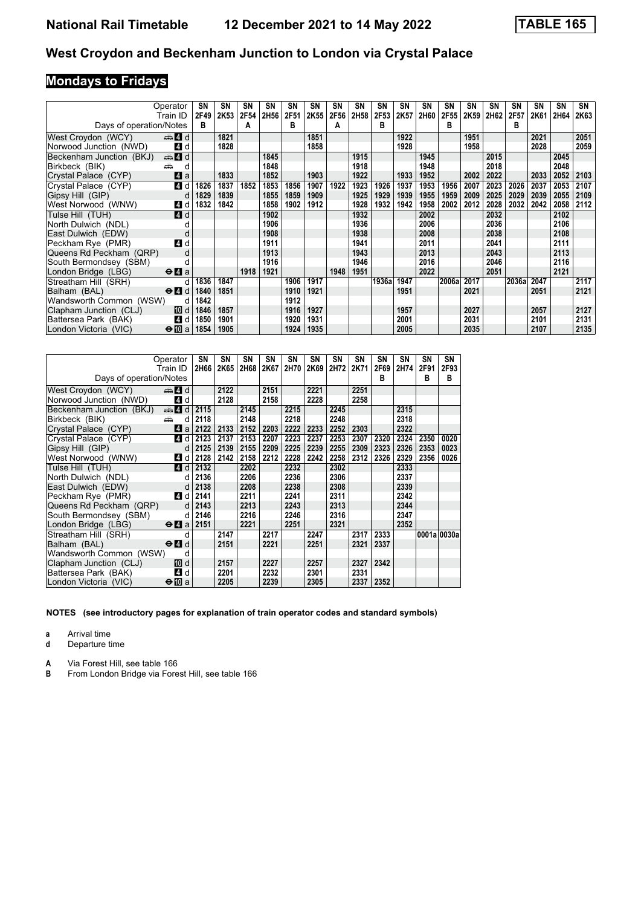# West Croydon and Beckenham Junction to London via Crystal Palace

## Mondays to Fridays

| Operator | | SN | SN | SN | SN | SN | SN | SN | SN | SN | SN | SN | SN | SN | SN | SN | SN | SN | SN |
|---|---|---|---|---|---|---|---|---|---|---|---|---|---|---|---|---|---|---|---|
| Train ID | | 2F49 | 2K53 | 2F54 | 2H56 | 2F51 | 2K55 | 2F56 | 2H58 | 2F53 | 2K57 | 2H60 | 2F55 | 2K59 | 2H62 | 2F57 | 2K61 | 2H64 | 2K63 |
| Days of operation/Notes | | B | | A | | B | | A | | B | | | B | | | B | | | |
| West Croydon (WCY) | d | | 1821 | | | | 1851 | | | | 1922 | | | 1951 | | | 2021 | | 2051 |
| Norwood Junction (NWD) | d | | 1828 | | | | 1858 | | | | 1928 | | | 1958 | | | 2028 | | 2059 |
| Beckenham Junction (BKJ) | d | | | | 1845 | | | | 1915 | | | 1945 | | | 2015 | | | 2045 | |
| Birkbeck (BIK) | d | | | | 1848 | | | | 1918 | | | 1948 | | | 2018 | | | 2048 | |
| Crystal Palace (CYP) | a | | 1833 | | 1852 | | 1903 | | 1922 | | 1933 | 1952 | | 2002 | 2022 | | 2033 | 2052 | 2103 |
| Crystal Palace (CYP) | d | 1826 | 1837 | 1852 | 1853 | 1856 | 1907 | 1922 | 1923 | 1926 | 1937 | 1953 | 1956 | 2007 | 2023 | 2026 | 2037 | 2053 | 2107 |
| Gipsy Hill (GIP) | d | 1829 | 1839 | | 1855 | 1859 | 1909 | | 1925 | 1929 | 1939 | 1955 | 1959 | 2009 | 2025 | 2029 | 2039 | 2055 | 2109 |
| West Norwood (WNW) | d | 1832 | 1842 | | 1858 | 1902 | 1912 | | 1928 | 1932 | 1942 | 1958 | 2002 | 2012 | 2028 | 2032 | 2042 | 2058 | 2112 |
| Tulse Hill (TUH) | d | | | | 1902 | | | | 1932 | | | 2002 | | | 2032 | | | 2102 | |
| North Dulwich (NDL) | d | | | | 1906 | | | | 1936 | | | 2006 | | | 2036 | | | 2106 | |
| East Dulwich (EDW) | d | | | | 1908 | | | | 1938 | | | 2008 | | | 2038 | | | 2108 | |
| Peckham Rye (PMR) | d | | | | 1911 | | | | 1941 | | | 2011 | | | 2041 | | | 2111 | |
| Queens Rd Peckham (QRP) | d | | | | 1913 | | | | 1943 | | | 2013 | | | 2043 | | | 2113 | |
| South Bermondsey (SBM) | d | | | | 1916 | | | | 1946 | | | 2016 | | | 2046 | | | 2116 | |
| London Bridge (LBG) | a | | | 1918 | 1921 | | | 1948 | 1951 | | | 2022 | | | 2051 | | | 2121 | |
| Streatham Hill (SRH) | d | 1836 | 1847 | | | 1906 | 1917 | | | 1936a | 1947 | | 2006a | 2017 | | 2036a | 2047 | | 2117 |
| Balham (BAL) | d | 1840 | 1851 | | | 1910 | 1921 | | | | 1951 | | | 2021 | | | 2051 | | 2121 |
| Wandsworth Common (WSW) | d | 1842 | | | | 1912 | | | | | | | | | | | | | |
| Clapham Junction (CLJ) | d | 1846 | 1857 | | | 1916 | 1927 | | | | 1957 | | | 2027 | | | 2057 | | 2127 |
| Battersea Park (BAK) | d | 1850 | 1901 | | | 1920 | 1931 | | | | 2001 | | | 2031 | | | 2101 | | 2131 |
| London Victoria (VIC) | a | 1854 | 1905 | | | 1924 | 1935 | | | | 2005 | | | 2035 | | | 2107 | | 2135 |

| Operator | | SN | SN | SN | SN | SN | SN | SN | SN | SN | SN | SN | SN |
|---|---|---|---|---|---|---|---|---|---|---|---|---|---|
| Train ID | | 2H66 | 2K65 | 2H68 | 2K67 | 2H70 | 2K69 | 2H72 | 2K71 | 2F69 | 2H74 | 2F91 | 2F93 |
| Days of operation/Notes | | | | | | | | | | B | | B | B |
| West Croydon (WCY) | d | | 2122 | | 2151 | | 2221 | | 2251 | | | | |
| Norwood Junction (NWD) | d | | 2128 | | 2158 | | 2228 | | 2258 | | | | |
| Beckenham Junction (BKJ) | d | 2115 | | 2145 | | 2215 | | 2245 | | | 2315 | | |
| Birkbeck (BIK) | d | 2118 | | 2148 | | 2218 | | 2248 | | | 2318 | | |
| Crystal Palace (CYP) | a | 2122 | 2133 | 2152 | 2203 | 2222 | 2233 | 2252 | 2303 | | 2322 | | |
| Crystal Palace (CYP) | d | 2123 | 2137 | 2153 | 2207 | 2223 | 2237 | 2253 | 2307 | 2320 | 2324 | 2350 | 0020 |
| Gipsy Hill (GIP) | d | 2125 | 2139 | 2155 | 2209 | 2225 | 2239 | 2255 | 2309 | 2323 | 2326 | 2353 | 0023 |
| West Norwood (WNW) | d | 2128 | 2142 | 2158 | 2212 | 2228 | 2242 | 2258 | 2312 | 2326 | 2329 | 2356 | 0026 |
| Tulse Hill (TUH) | d | 2132 | | 2202 | | 2232 | | 2302 | | | 2333 | | |
| North Dulwich (NDL) | d | 2136 | | 2206 | | 2236 | | 2306 | | | 2337 | | |
| East Dulwich (EDW) | d | 2138 | | 2208 | | 2238 | | 2308 | | | 2339 | | |
| Peckham Rye (PMR) | d | 2141 | | 2211 | | 2241 | | 2311 | | | 2342 | | |
| Queens Rd Peckham (QRP) | d | 2143 | | 2213 | | 2243 | | 2313 | | | 2344 | | |
| South Bermondsey (SBM) | d | 2146 | | 2216 | | 2246 | | 2316 | | | 2347 | | |
| London Bridge (LBG) | a | 2151 | | 2221 | | 2251 | | 2321 | | | 2352 | | |
| Streatham Hill (SRH) | d | | 2147 | | 2217 | | 2247 | | 2317 | 2333 | | 0001a | 0030a |
| Balham (BAL) | d | | 2151 | | 2221 | | 2251 | | 2321 | 2337 | | | |
| Wandsworth Common (WSW) | d | | | | | | | | | | | | |
| Clapham Junction (CLJ) | d | | 2157 | | 2227 | | 2257 | | 2327 | 2342 | | | |
| Battersea Park (BAK) | d | | 2201 | | 2232 | | 2301 | | 2331 | | | | |
| London Victoria (VIC) | a | | 2205 | | 2239 | | 2305 | | 2337 | 2352 | | | |

**NOTES (see introductory pages for explanation of train operator codes and standard symbols)**

**a** Arrival time
**d** Departure time

**A** Via Forest Hill, see table 166
**B** From London Bridge via Forest Hill, see table 166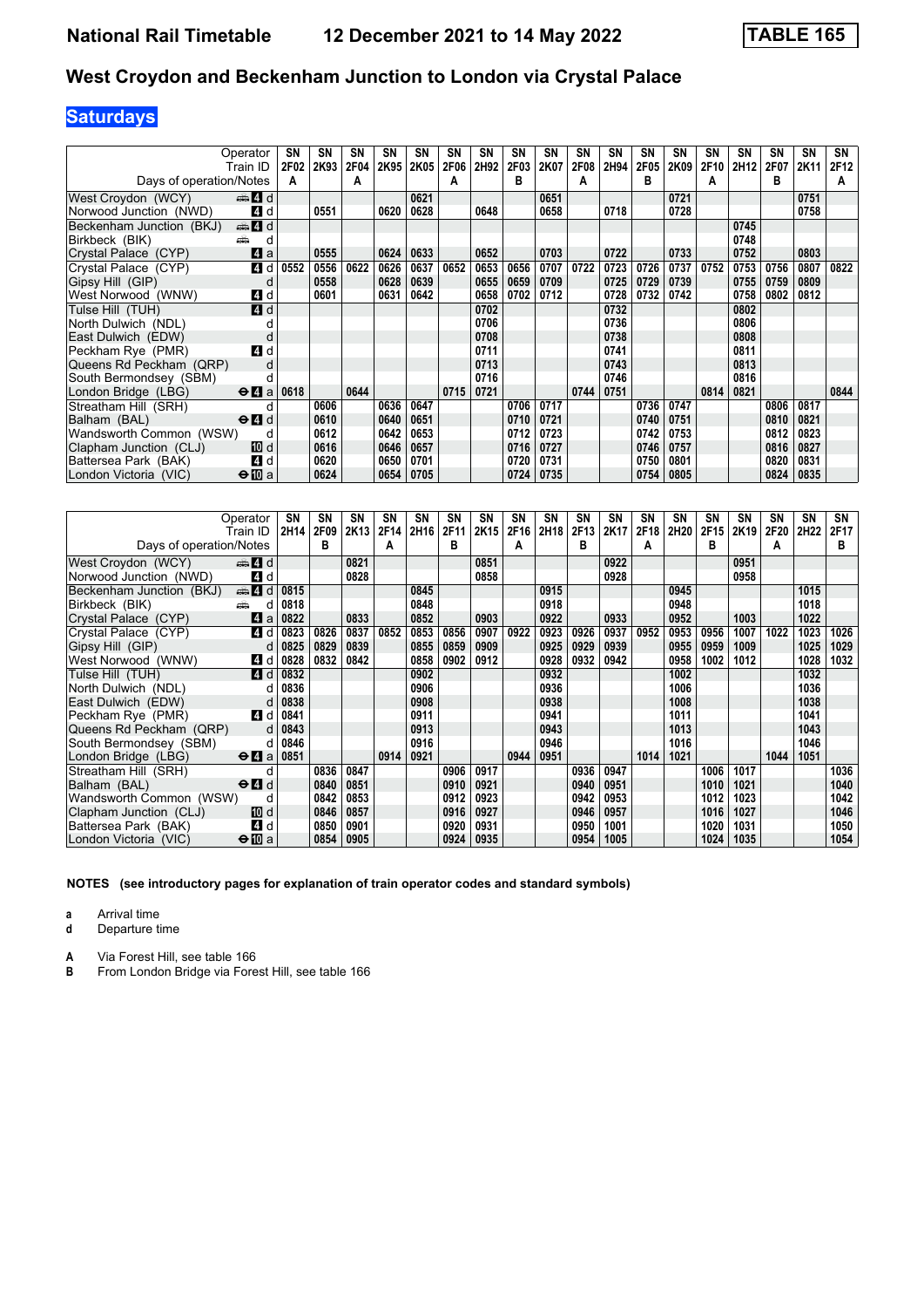# National Rail Timetable    12 December 2021 to 14 May 2022    TABLE 165

## West Croydon and Beckenham Junction to London via Crystal Palace

### Saturdays

| Operator | | SN | SN | SN | SN | SN | SN | SN | SN | SN | SN | SN | SN | SN | SN | SN | SN | SN | SN |
|---|---|---|---|---|---|---|---|---|---|---|---|---|---|---|---|---|---|---|---|
| Train ID | | 2F02 | 2K93 | 2F04 | 2K95 | 2K05 | 2F06 | 2H92 | 2F03 | 2K07 | 2F08 | 2H94 | 2F05 | 2K09 | 2F10 | 2H12 | 2F07 | 2K11 | 2F12 |
| Days of operation/Notes | | A | | A | | | A | | B | | A | | B | | A | | B | | A |
| West Croydon (WCY) | 4 d | | | | | 0621 | | | | 0651 | | | | 0721 | | | | 0751 | |
| Norwood Junction (NWD) | 4 d | | 0551 | | 0620 | 0628 | | 0648 | | 0658 | | 0718 | | 0728 | | | | 0758 | |
| Beckenham Junction (BKJ) | 4 d | | | | | | | | | | | | | | | 0745 | | | |
| Birkbeck (BIK) | d | | | | | | | | | | | | | | | 0748 | | | |
| Crystal Palace (CYP) | 4 a | | 0555 | | 0624 | 0633 | | 0652 | | 0703 | | 0722 | | 0733 | | 0752 | | 0803 | |
| Crystal Palace (CYP) | 4 d | 0552 | 0556 | 0622 | 0626 | 0637 | 0652 | 0653 | 0656 | 0707 | 0722 | 0723 | 0726 | 0737 | 0752 | 0753 | 0756 | 0807 | 0822 |
| Gipsy Hill (GIP) | d | | 0558 | | 0628 | 0639 | | 0655 | 0659 | 0709 | | 0725 | 0729 | 0739 | | 0755 | 0759 | 0809 | |
| West Norwood (WNW) | 4 d | | 0601 | | 0631 | 0642 | | 0658 | 0702 | 0712 | | 0728 | 0732 | 0742 | | 0758 | 0802 | 0812 | |
| Tulse Hill (TUH) | 4 d | | | | | | | 0702 | | | | 0732 | | | | 0802 | | | |
| North Dulwich (NDL) | d | | | | | | | 0706 | | | | 0736 | | | | 0806 | | | |
| East Dulwich (EDW) | d | | | | | | | 0708 | | | | 0738 | | | | 0808 | | | |
| Peckham Rye (PMR) | 4 d | | | | | | | 0711 | | | | 0741 | | | | 0811 | | | |
| Queens Rd Peckham (QRP) | d | | | | | | | 0713 | | | | 0743 | | | | 0813 | | | |
| South Bermondsey (SBM) | d | | | | | | | 0716 | | | | 0746 | | | | 0816 | | | |
| London Bridge (LBG) | 4 a | 0618 | | 0644 | | | 0715 | 0721 | | | 0744 | 0751 | | | 0814 | 0821 | | | 0844 |
| Streatham Hill (SRH) | d | | 0606 | | 0636 | 0647 | | | 0706 | 0717 | | | 0736 | 0747 | | | 0806 | 0817 | |
| Balham (BAL) | 4 d | | 0610 | | 0640 | 0651 | | | 0710 | 0721 | | | 0740 | 0751 | | | 0810 | 0821 | |
| Wandsworth Common (WSW) | d | | 0612 | | 0642 | 0653 | | | 0712 | 0723 | | | 0742 | 0753 | | | 0812 | 0823 | |
| Clapham Junction (CLJ) | 10 d | | 0616 | | 0646 | 0657 | | | 0716 | 0727 | | | 0746 | 0757 | | | 0816 | 0827 | |
| Battersea Park (BAK) | 4 d | | 0620 | | 0650 | 0701 | | | 0720 | 0731 | | | 0750 | 0801 | | | 0820 | 0831 | |
| London Victoria (VIC) | 10 a | | 0624 | | 0654 | 0705 | | | 0724 | 0735 | | | 0754 | 0805 | | | 0824 | 0835 | |

| Operator | | SN | SN | SN | SN | SN | SN | SN | SN | SN | SN | SN | SN | SN | SN | SN | SN | SN | SN |
|---|---|---|---|---|---|---|---|---|---|---|---|---|---|---|---|---|---|---|---|
| Train ID | | 2H14 | 2F09 | 2K13 | 2F14 | 2H16 | 2F11 | 2K15 | 2F16 | 2H18 | 2F13 | 2K17 | 2F18 | 2H20 | 2F15 | 2K19 | 2F20 | 2H22 | 2F17 |
| Days of operation/Notes | | | B | | A | | B | | A | | B | | A | | B | | A | | B |
| West Croydon (WCY) | 4 d | | | 0821 | | | | 0851 | | | | 0922 | | | | 0951 | | | |
| Norwood Junction (NWD) | 4 d | | | 0828 | | | | 0858 | | | | 0928 | | | | 0958 | | | |
| Beckenham Junction (BKJ) | 4 d | 0815 | | | | 0845 | | | | 0915 | | | | 0945 | | | | 1015 | |
| Birkbeck (BIK) | d | 0818 | | | | 0848 | | | | 0918 | | | | 0948 | | | | 1018 | |
| Crystal Palace (CYP) | 4 a | 0822 | | 0833 | | 0852 | | 0903 | | 0922 | | 0933 | | 0952 | | 1003 | | 1022 | |
| Crystal Palace (CYP) | 4 d | 0823 | 0826 | 0837 | 0852 | 0853 | 0856 | 0907 | 0922 | 0923 | 0926 | 0937 | 0952 | 0953 | 0956 | 1007 | 1022 | 1023 | 1026 |
| Gipsy Hill (GIP) | d | 0825 | 0829 | 0839 | | 0855 | 0859 | 0909 | | 0925 | 0929 | 0939 | | 0955 | 0959 | 1009 | | 1025 | 1029 |
| West Norwood (WNW) | 4 d | 0828 | 0832 | 0842 | | 0858 | 0902 | 0912 | | 0928 | 0932 | 0942 | | 0958 | 1002 | 1012 | | 1028 | 1032 |
| Tulse Hill (TUH) | 4 d | 0832 | | | | 0902 | | | | 0932 | | | | 1002 | | | | 1032 | |
| North Dulwich (NDL) | d | 0836 | | | | 0906 | | | | 0936 | | | | 1006 | | | | 1036 | |
| East Dulwich (EDW) | d | 0838 | | | | 0908 | | | | 0938 | | | | 1008 | | | | 1038 | |
| Peckham Rye (PMR) | 4 d | 0841 | | | | 0911 | | | | 0941 | | | | 1011 | | | | 1041 | |
| Queens Rd Peckham (QRP) | d | 0843 | | | | 0913 | | | | 0943 | | | | 1013 | | | | 1043 | |
| South Bermondsey (SBM) | d | 0846 | | | | 0916 | | | | 0946 | | | | 1016 | | | | 1046 | |
| London Bridge (LBG) | 4 a | 0851 | | | 0914 | 0921 | | | 0944 | 0951 | | | 1014 | 1021 | | | 1044 | 1051 | |
| Streatham Hill (SRH) | d | | 0836 | 0847 | | | 0906 | 0917 | | | 0936 | 0947 | | | 1006 | 1017 | | | 1036 |
| Balham (BAL) | 4 d | | 0840 | 0851 | | | 0910 | 0921 | | | 0940 | 0951 | | | 1010 | 1021 | | | 1040 |
| Wandsworth Common (WSW) | d | | 0842 | 0853 | | | 0912 | 0923 | | | 0942 | 0953 | | | 1012 | 1023 | | | 1042 |
| Clapham Junction (CLJ) | 10 d | | 0846 | 0857 | | | 0916 | 0927 | | | 0946 | 0957 | | | 1016 | 1027 | | | 1046 |
| Battersea Park (BAK) | 4 d | | 0850 | 0901 | | | 0920 | 0931 | | | 0950 | 1001 | | | 1020 | 1031 | | | 1050 |
| London Victoria (VIC) | 10 a | | 0854 | 0905 | | | 0924 | 0935 | | | 0954 | 1005 | | | 1024 | 1035 | | | 1054 |

**NOTES (see introductory pages for explanation of train operator codes and standard symbols)**

**a** Arrival time
**d** Departure time

**A** Via Forest Hill, see table 166
**B** From London Bridge via Forest Hill, see table 166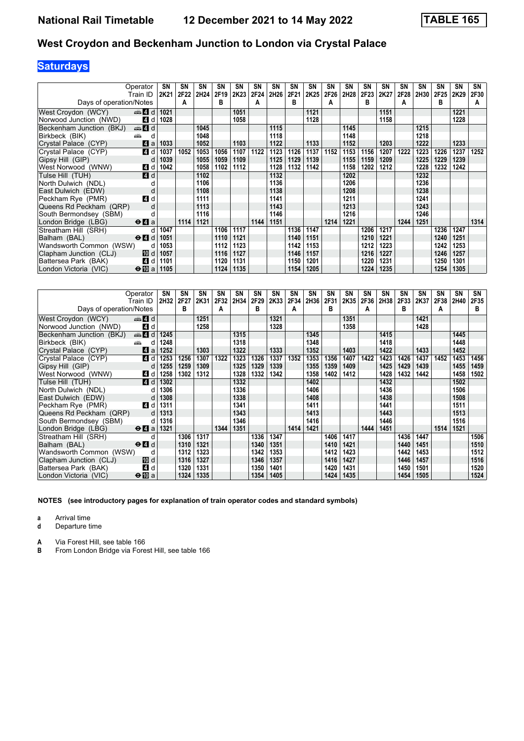# National Rail Timetable 12 December 2021 to 14 May 2022 TABLE 165

## West Croydon and Beckenham Junction to London via Crystal Palace

### Saturdays

| Operator | | SN | SN | SN | SN | SN | SN | SN | SN | SN | SN | SN | SN | SN | SN | SN | SN | SN | SN |
|---|---|---|---|---|---|---|---|---|---|---|---|---|---|---|---|---|---|---|---|
| Train ID | | 2K21 | 2F22 | 2H24 | 2F19 | 2K23 | 2F24 | 2H26 | 2F21 | 2K25 | 2F26 | 2H28 | 2F23 | 2K27 | 2F28 | 2H30 | 2F25 | 2K29 | 2F30 |
| Days of operation/Notes | | | A | | B | | A | | B | | A | | B | | A | | B | | A |
| West Croydon (WCY) | 4 d | 1021 | | | | 1051 | | | | 1121 | | | | 1151 | | | | 1221 | |
| Norwood Junction (NWD) | 4 d | 1028 | | | | 1058 | | | | 1128 | | | | 1158 | | | | 1228 | |
| Beckenham Junction (BKJ) | 4 d | | | 1045 | | | | 1115 | | | | 1145 | | | | 1215 | | | |
| Birkbeck (BIK) | d | | | 1048 | | | | 1118 | | | | 1148 | | | | 1218 | | | |
| Crystal Palace (CYP) | 4 a | 1033 | | 1052 | | 1103 | | 1122 | | 1133 | | 1152 | | 1203 | | 1222 | | 1233 | |
| Crystal Palace (CYP) | 4 d | 1037 | 1052 | 1053 | 1056 | 1107 | 1122 | 1123 | 1126 | 1137 | 1152 | 1153 | 1156 | 1207 | 1222 | 1223 | 1226 | 1237 | 1252 |
| Gipsy Hill (GIP) | d | 1039 | | 1055 | 1059 | 1109 | | 1125 | 1129 | 1139 | | 1155 | 1159 | 1209 | | 1225 | 1229 | 1239 | |
| West Norwood (WNW) | 4 d | 1042 | | 1058 | 1102 | 1112 | | 1128 | 1132 | 1142 | | 1158 | 1202 | 1212 | | 1228 | 1232 | 1242 | |
| Tulse Hill (TUH) | 4 d | | | 1102 | | | | 1132 | | | | 1202 | | | | 1232 | | | |
| North Dulwich (NDL) | d | | | 1106 | | | | 1136 | | | | 1206 | | | | 1236 | | | |
| East Dulwich (EDW) | d | | | 1108 | | | | 1138 | | | | 1208 | | | | 1238 | | | |
| Peckham Rye (PMR) | 4 d | | | 1111 | | | | 1141 | | | | 1211 | | | | 1241 | | | |
| Queens Rd Peckham (QRP) | d | | | 1113 | | | | 1143 | | | | 1213 | | | | 1243 | | | |
| South Bermondsey (SBM) | d | | | 1116 | | | | 1146 | | | | 1216 | | | | 1246 | | | |
| London Bridge (LBG) | 4 a | | 1114 | 1121 | | | 1144 | 1151 | | | 1214 | 1221 | | | 1244 | 1251 | | | 1314 |
| Streatham Hill (SRH) | d | 1047 | | | 1106 | 1117 | | | 1136 | 1147 | | | 1206 | 1217 | | | 1236 | 1247 | |
| Balham (BAL) | 4 d | 1051 | | | 1110 | 1121 | | | 1140 | 1151 | | | 1210 | 1221 | | | 1240 | 1251 | |
| Wandsworth Common (WSW) | d | 1053 | | | 1112 | 1123 | | | 1142 | 1153 | | | 1212 | 1223 | | | 1242 | 1253 | |
| Clapham Junction (CLJ) | 10 d | 1057 | | | 1116 | 1127 | | | 1146 | 1157 | | | 1216 | 1227 | | | 1246 | 1257 | |
| Battersea Park (BAK) | 4 d | 1101 | | | 1120 | 1131 | | | 1150 | 1201 | | | 1220 | 1231 | | | 1250 | 1301 | |
| London Victoria (VIC) | 10 a | 1105 | | | 1124 | 1135 | | | 1154 | 1205 | | | 1224 | 1235 | | | 1254 | 1305 | |

| Operator | | SN | SN | SN | SN | SN | SN | SN | SN | SN | SN | SN | SN | SN | SN | SN | SN | SN | SN |
|---|---|---|---|---|---|---|---|---|---|---|---|---|---|---|---|---|---|---|---|
| Train ID | | 2H32 | 2F27 | 2K31 | 2F32 | 2H34 | 2F29 | 2K33 | 2F34 | 2H36 | 2F31 | 2K35 | 2F36 | 2H38 | 2F33 | 2K37 | 2F38 | 2H40 | 2F35 |
| Days of operation/Notes | | | B | | A | | B | | A | | B | | A | | B | | A | | B |
| West Croydon (WCY) | 4 d | | | 1251 | | | | 1321 | | | | 1351 | | | | 1421 | | | |
| Norwood Junction (NWD) | 4 d | | | 1258 | | | | 1328 | | | | 1358 | | | | 1428 | | | |
| Beckenham Junction (BKJ) | 4 d | 1245 | | | | 1315 | | | | 1345 | | | | 1415 | | | | 1445 | |
| Birkbeck (BIK) | d | 1248 | | | | 1318 | | | | 1348 | | | | 1418 | | | | 1448 | |
| Crystal Palace (CYP) | 4 a | 1252 | | 1303 | | 1322 | | 1333 | | 1352 | | 1403 | | 1422 | | 1433 | | 1452 | |
| Crystal Palace (CYP) | 4 d | 1253 | 1256 | 1307 | 1322 | 1323 | 1326 | 1337 | 1352 | 1353 | 1356 | 1407 | 1422 | 1423 | 1426 | 1437 | 1452 | 1453 | 1456 |
| Gipsy Hill (GIP) | d | 1255 | 1259 | 1309 | | 1325 | 1329 | 1339 | | 1355 | 1359 | 1409 | | 1425 | 1429 | 1439 | | 1455 | 1459 |
| West Norwood (WNW) | 4 d | 1258 | 1302 | 1312 | | 1328 | 1332 | 1342 | | 1358 | 1402 | 1412 | | 1428 | 1432 | 1442 | | 1458 | 1502 |
| Tulse Hill (TUH) | 4 d | 1302 | | | | 1332 | | | | 1402 | | | | 1432 | | | | 1502 | |
| North Dulwich (NDL) | d | 1306 | | | | 1336 | | | | 1406 | | | | 1436 | | | | 1506 | |
| East Dulwich (EDW) | d | 1308 | | | | 1338 | | | | 1408 | | | | 1438 | | | | 1508 | |
| Peckham Rye (PMR) | 4 d | 1311 | | | | 1341 | | | | 1411 | | | | 1441 | | | | 1511 | |
| Queens Rd Peckham (QRP) | d | 1313 | | | | 1343 | | | | 1413 | | | | 1443 | | | | 1513 | |
| South Bermondsey (SBM) | d | 1316 | | | | 1346 | | | | 1416 | | | | 1446 | | | | 1516 | |
| London Bridge (LBG) | 4 a | 1321 | | | 1344 | 1351 | | | 1414 | 1421 | | | 1444 | 1451 | | | 1514 | 1521 | |
| Streatham Hill (SRH) | d | | 1306 | 1317 | | | 1336 | 1347 | | | 1406 | 1417 | | | 1436 | 1447 | | | 1506 |
| Balham (BAL) | 4 d | | 1310 | 1321 | | | 1340 | 1351 | | | 1410 | 1421 | | | 1440 | 1451 | | | 1510 |
| Wandsworth Common (WSW) | d | | 1312 | 1323 | | | 1342 | 1353 | | | 1412 | 1423 | | | 1442 | 1453 | | | 1512 |
| Clapham Junction (CLJ) | 10 d | | 1316 | 1327 | | | 1346 | 1357 | | | 1416 | 1427 | | | 1446 | 1457 | | | 1516 |
| Battersea Park (BAK) | 4 d | | 1320 | 1331 | | | 1350 | 1401 | | | 1420 | 1431 | | | 1450 | 1501 | | | 1520 |
| London Victoria (VIC) | 10 a | | 1324 | 1335 | | | 1354 | 1405 | | | 1424 | 1435 | | | 1454 | 1505 | | | 1524 |

**NOTES (see introductory pages for explanation of train operator codes and standard symbols)**

**a** Arrival time
**d** Departure time

**A** Via Forest Hill, see table 166
**B** From London Bridge via Forest Hill, see table 166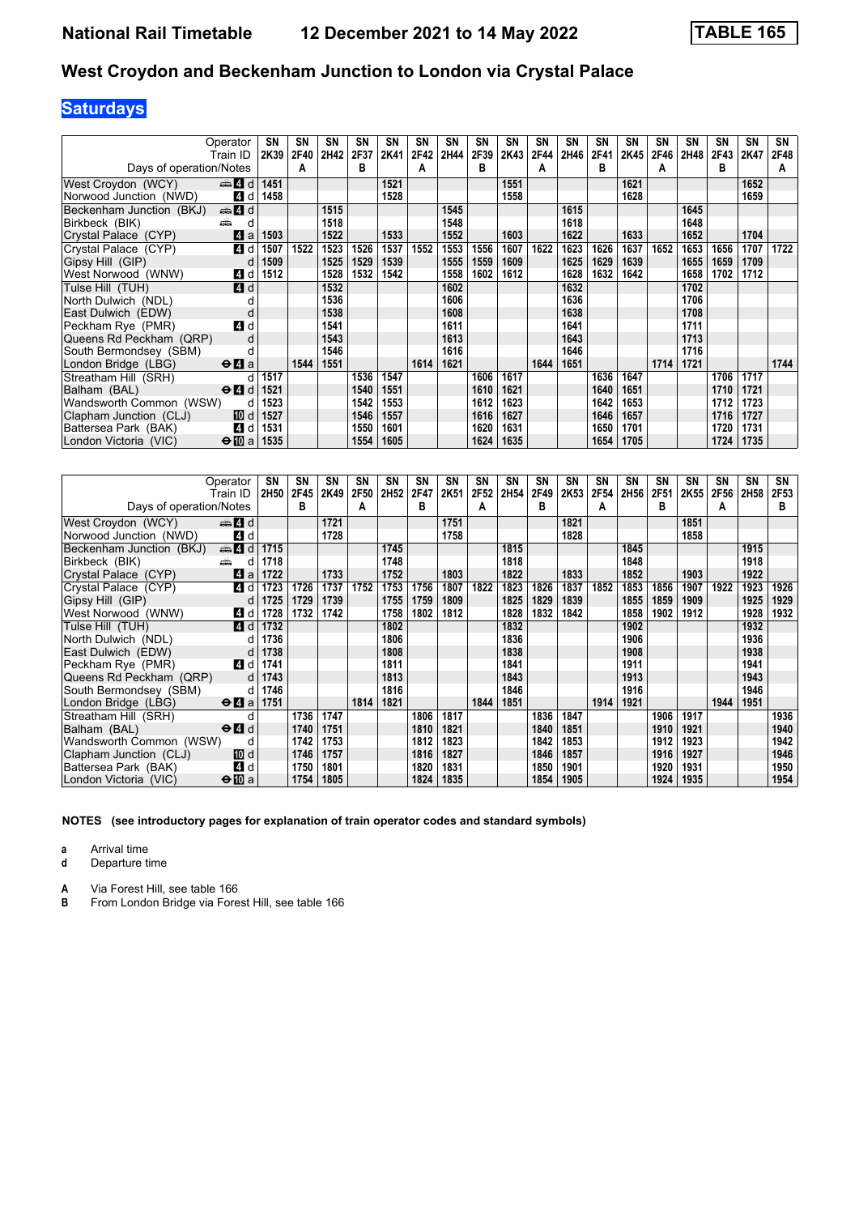**National Rail Timetable** **12 December 2021 to 14 May 2022** **TABLE 165**

## West Croydon and Beckenham Junction to London via Crystal Palace

### Saturdays

| Operator | | SN | SN | SN | SN | SN | SN | SN | SN | SN | SN | SN | SN | SN | SN | SN | SN | SN | SN |
|---|---|---|---|---|---|---|---|---|---|---|---|---|---|---|---|---|---|---|---|
| Train ID | | 2K39 | 2F40 | 2H42 | 2F37 | 2K41 | 2F42 | 2H44 | 2F39 | 2K43 | 2F44 | 2H46 | 2F41 | 2K45 | 2F46 | 2H48 | 2F43 | 2K47 | 2F48 |
| Days of operation/Notes | | | A | | B | | A | | B | | A | | B | | A | | B | | A |
| West Croydon (WCY) | 4 d | 1451 | | | | 1521 | | | | 1551 | | | | 1621 | | | | 1652 | |
| Norwood Junction (NWD) | 4 d | 1458 | | | | 1528 | | | | 1558 | | | | 1628 | | | | 1659 | |
| Beckenham Junction (BKJ) | 4 d | | | 1515 | | | | 1545 | | | | 1615 | | | | 1645 | | | |
| Birkbeck (BIK) | d | | | 1518 | | | | 1548 | | | | 1618 | | | | 1648 | | | |
| Crystal Palace (CYP) | 4 a | 1503 | | 1522 | | 1533 | | 1552 | | 1603 | | 1622 | | 1633 | | 1652 | | 1704 | |
| Crystal Palace (CYP) | 4 d | 1507 | 1522 | 1523 | 1526 | 1537 | 1552 | 1553 | 1556 | 1607 | 1622 | 1623 | 1626 | 1637 | 1652 | 1653 | 1656 | 1707 | 1722 |
| Gipsy Hill (GIP) | d | 1509 | | 1525 | 1529 | 1539 | | 1555 | 1559 | 1609 | | 1625 | 1629 | 1639 | | 1655 | 1659 | 1709 | |
| West Norwood (WNW) | 4 d | 1512 | | 1528 | 1532 | 1542 | | 1558 | 1602 | 1612 | | 1628 | 1632 | 1642 | | 1658 | 1702 | 1712 | |
| Tulse Hill (TUH) | 4 d | | | 1532 | | | | 1602 | | | | 1632 | | | | 1702 | | | |
| North Dulwich (NDL) | d | | | 1536 | | | | 1606 | | | | 1636 | | | | 1706 | | | |
| East Dulwich (EDW) | d | | | 1538 | | | | 1608 | | | | 1638 | | | | 1708 | | | |
| Peckham Rye (PMR) | 4 d | | | 1541 | | | | 1611 | | | | 1641 | | | | 1711 | | | |
| Queens Rd Peckham (QRP) | d | | | 1543 | | | | 1613 | | | | 1643 | | | | 1713 | | | |
| South Bermondsey (SBM) | d | | | 1546 | | | | 1616 | | | | 1646 | | | | 1716 | | | |
| London Bridge (LBG) | 4 a | | 1544 | 1551 | | | 1614 | 1621 | | | 1644 | 1651 | | | 1714 | 1721 | | | 1744 |
| Streatham Hill (SRH) | d | 1517 | | | 1536 | 1547 | | | 1606 | 1617 | | | 1636 | 1647 | | | 1706 | 1717 | |
| Balham (BAL) | 4 d | 1521 | | | 1540 | 1551 | | | 1610 | 1621 | | | 1640 | 1651 | | | 1710 | 1721 | |
| Wandsworth Common (WSW) | d | 1523 | | | 1542 | 1553 | | | 1612 | 1623 | | | 1642 | 1653 | | | 1712 | 1723 | |
| Clapham Junction (CLJ) | 10 d | 1527 | | | 1546 | 1557 | | | 1616 | 1627 | | | 1646 | 1657 | | | 1716 | 1727 | |
| Battersea Park (BAK) | 4 d | 1531 | | | 1550 | 1601 | | | 1620 | 1631 | | | 1650 | 1701 | | | 1720 | 1731 | |
| London Victoria (VIC) | 10 a | 1535 | | | 1554 | 1605 | | | 1624 | 1635 | | | 1654 | 1705 | | | 1724 | 1735 | |

| Operator | | SN | SN | SN | SN | SN | SN | SN | SN | SN | SN | SN | SN | SN | SN | SN | SN | SN | SN |
|---|---|---|---|---|---|---|---|---|---|---|---|---|---|---|---|---|---|---|---|
| Train ID | | 2H50 | 2F45 | 2K49 | 2F50 | 2H52 | 2F47 | 2K51 | 2F52 | 2H54 | 2F49 | 2K53 | 2F54 | 2H56 | 2F51 | 2K55 | 2F56 | 2H58 | 2F53 |
| Days of operation/Notes | | | B | | A | | B | | A | | B | | A | | B | | A | | B |
| West Croydon (WCY) | 4 d | | | 1721 | | | | 1751 | | | | 1821 | | | | 1851 | | | |
| Norwood Junction (NWD) | 4 d | | | 1728 | | | | 1758 | | | | 1828 | | | | 1858 | | | |
| Beckenham Junction (BKJ) | 4 d | 1715 | | | | 1745 | | | | 1815 | | | | 1845 | | | | 1915 | |
| Birkbeck (BIK) | d | 1718 | | | | 1748 | | | | 1818 | | | | 1848 | | | | 1918 | |
| Crystal Palace (CYP) | 4 a | 1722 | | 1733 | | 1752 | | 1803 | | 1822 | | 1833 | | 1852 | | 1903 | | 1922 | |
| Crystal Palace (CYP) | 4 d | 1723 | 1726 | 1737 | 1752 | 1753 | 1756 | 1807 | 1822 | 1823 | 1826 | 1837 | 1852 | 1853 | 1856 | 1907 | 1922 | 1923 | 1926 |
| Gipsy Hill (GIP) | d | 1725 | 1729 | 1739 | | 1755 | 1759 | 1809 | | 1825 | 1829 | 1839 | | 1855 | 1859 | 1909 | | 1925 | 1929 |
| West Norwood (WNW) | 4 d | 1728 | 1732 | 1742 | | 1758 | 1802 | 1812 | | 1828 | 1832 | 1842 | | 1858 | 1902 | 1912 | | 1928 | 1932 |
| Tulse Hill (TUH) | 4 d | 1732 | | | | 1802 | | | | 1832 | | | | 1902 | | | | 1932 | |
| North Dulwich (NDL) | d | 1736 | | | | 1806 | | | | 1836 | | | | 1906 | | | | 1936 | |
| East Dulwich (EDW) | d | 1738 | | | | 1808 | | | | 1838 | | | | 1908 | | | | 1938 | |
| Peckham Rye (PMR) | 4 d | 1741 | | | | 1811 | | | | 1841 | | | | 1911 | | | | 1941 | |
| Queens Rd Peckham (QRP) | d | 1743 | | | | 1813 | | | | 1843 | | | | 1913 | | | | 1943 | |
| South Bermondsey (SBM) | d | 1746 | | | | 1816 | | | | 1846 | | | | 1916 | | | | 1946 | |
| London Bridge (LBG) | 4 a | 1751 | | | 1814 | 1821 | | | 1844 | 1851 | | | 1914 | 1921 | | | 1944 | 1951 | |
| Streatham Hill (SRH) | d | | 1736 | 1747 | | | 1806 | 1817 | | | 1836 | 1847 | | | 1906 | 1917 | | | 1936 |
| Balham (BAL) | 4 d | | 1740 | 1751 | | | 1810 | 1821 | | | 1840 | 1851 | | | 1910 | 1921 | | | 1940 |
| Wandsworth Common (WSW) | d | | 1742 | 1753 | | | 1812 | 1823 | | | 1842 | 1853 | | | 1912 | 1923 | | | 1942 |
| Clapham Junction (CLJ) | 10 d | | 1746 | 1757 | | | 1816 | 1827 | | | 1846 | 1857 | | | 1916 | 1927 | | | 1946 |
| Battersea Park (BAK) | 4 d | | 1750 | 1801 | | | 1820 | 1831 | | | 1850 | 1901 | | | 1920 | 1931 | | | 1950 |
| London Victoria (VIC) | 10 a | | 1754 | 1805 | | | 1824 | 1835 | | | 1854 | 1905 | | | 1924 | 1935 | | | 1954 |

**NOTES (see introductory pages for explanation of train operator codes and standard symbols)**

**a** Arrival time
**d** Departure time

**A** Via Forest Hill, see table 166
**B** From London Bridge via Forest Hill, see table 166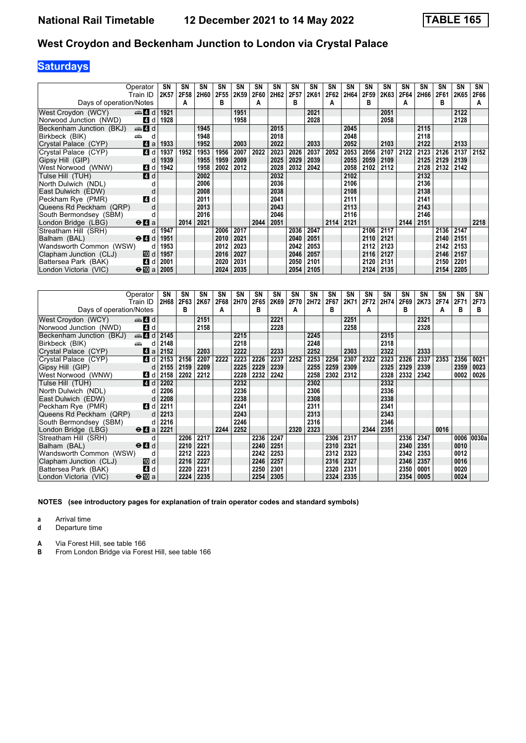# National Rail Timetable 12 December 2021 to 14 May 2022 TABLE 165

## West Croydon and Beckenham Junction to London via Crystal Palace

### Saturdays

| Operator | | SN | SN | SN | SN | SN | SN | SN | SN | SN | SN | SN | SN | SN | SN | SN | SN | SN | SN |
|---|---|---|---|---|---|---|---|---|---|---|---|---|---|---|---|---|---|---|---|
| Train ID | | 2K57 | 2F58 | 2H60 | 2F55 | 2K59 | 2F60 | 2H62 | 2F57 | 2K61 | 2F62 | 2H64 | 2F59 | 2K63 | 2F64 | 2H66 | 2F61 | 2K65 | 2F66 |
| Days of operation/Notes | | | A | | B | | A | | B | | A | | B | | A | | B | | A |
| West Croydon (WCY) | 4 d | 1921 | | | | 1951 | | | | 2021 | | | | 2051 | | | | 2122 | |
| Norwood Junction (NWD) | 4 d | 1928 | | | | 1958 | | | | 2028 | | | | 2058 | | | | 2128 | |
| Beckenham Junction (BKJ) | 4 d | | | 1945 | | | | 2015 | | | | 2045 | | | | 2115 | | | |
| Birkbeck (BIK) | d | | | 1948 | | | | 2018 | | | | 2048 | | | | 2118 | | | |
| Crystal Palace (CYP) | 4 a | 1933 | | 1952 | | 2003 | | 2022 | | 2033 | | 2052 | | 2103 | | 2122 | | 2133 | |
| Crystal Palace (CYP) | 4 d | 1937 | 1952 | 1953 | 1956 | 2007 | 2022 | 2023 | 2026 | 2037 | 2052 | 2053 | 2056 | 2107 | 2122 | 2123 | 2126 | 2137 | 2152 |
| Gipsy Hill (GIP) | d | 1939 | | 1955 | 1959 | 2009 | | 2025 | 2029 | 2039 | | 2055 | 2059 | 2109 | | 2125 | 2129 | 2139 | |
| West Norwood (WNW) | 4 d | 1942 | | 1958 | 2002 | 2012 | | 2028 | 2032 | 2042 | | 2058 | 2102 | 2112 | | 2128 | 2132 | 2142 | |
| Tulse Hill (TUH) | 4 d | | | 2002 | | | | 2032 | | | | 2102 | | | | 2132 | | | |
| North Dulwich (NDL) | d | | | 2006 | | | | 2036 | | | | 2106 | | | | 2136 | | | |
| East Dulwich (EDW) | d | | | 2008 | | | | 2038 | | | | 2108 | | | | 2138 | | | |
| Peckham Rye (PMR) | 4 d | | | 2011 | | | | 2041 | | | | 2111 | | | | 2141 | | | |
| Queens Rd Peckham (QRP) | d | | | 2013 | | | | 2043 | | | | 2113 | | | | 2143 | | | |
| South Bermondsey (SBM) | d | | | 2016 | | | | 2046 | | | | 2116 | | | | 2146 | | | |
| London Bridge (LBG) | 4 a | | 2014 | 2021 | | | 2044 | 2051 | | | 2114 | 2121 | | | 2144 | 2151 | | | 2218 |
| Streatham Hill (SRH) | d | 1947 | | | 2006 | 2017 | | | 2036 | 2047 | | | 2106 | 2117 | | | 2136 | 2147 | |
| Balham (BAL) | 4 d | 1951 | | | 2010 | 2021 | | | 2040 | 2051 | | | 2110 | 2121 | | | 2140 | 2151 | |
| Wandsworth Common (WSW) | d | 1953 | | | 2012 | 2023 | | | 2042 | 2053 | | | 2112 | 2123 | | | 2142 | 2153 | |
| Clapham Junction (CLJ) | 10 d | 1957 | | | 2016 | 2027 | | | 2046 | 2057 | | | 2116 | 2127 | | | 2146 | 2157 | |
| Battersea Park (BAK) | 4 d | 2001 | | | 2020 | 2031 | | | 2050 | 2101 | | | 2120 | 2131 | | | 2150 | 2201 | |
| London Victoria (VIC) | 10 a | 2005 | | | 2024 | 2035 | | | 2054 | 2105 | | | 2124 | 2135 | | | 2154 | 2205 | |

| Operator | | SN | SN | SN | SN | SN | SN | SN | SN | SN | SN | SN | SN | SN | SN | SN | SN | SN | SN |
|---|---|---|---|---|---|---|---|---|---|---|---|---|---|---|---|---|---|---|---|
| Train ID | | 2H68 | 2F63 | 2K67 | 2F68 | 2H70 | 2F65 | 2K69 | 2F70 | 2H72 | 2F67 | 2K71 | 2F72 | 2H74 | 2F69 | 2K73 | 2F74 | 2F71 | 2F73 |
| Days of operation/Notes | | | B | | A | | B | | A | | B | | A | | B | | A | B | B |
| West Croydon (WCY) | 4 d | | | 2151 | | | | 2221 | | | | 2251 | | | | 2321 | | | |
| Norwood Junction (NWD) | 4 d | | | 2158 | | | | 2228 | | | | 2258 | | | | 2328 | | | |
| Beckenham Junction (BKJ) | 4 d | 2145 | | | | 2215 | | | | 2245 | | | | 2315 | | | | | |
| Birkbeck (BIK) | d | 2148 | | | | 2218 | | | | 2248 | | | | 2318 | | | | | |
| Crystal Palace (CYP) | 4 a | 2152 | | 2203 | | 2222 | | 2233 | | 2252 | | 2303 | | 2322 | | 2333 | | | |
| Crystal Palace (CYP) | 4 d | 2153 | 2156 | 2207 | 2222 | 2223 | 2226 | 2237 | 2252 | 2253 | 2256 | 2307 | 2322 | 2323 | 2326 | 2337 | 2353 | 2356 | 0021 |
| Gipsy Hill (GIP) | d | 2155 | 2159 | 2209 | | 2225 | 2229 | 2239 | | 2255 | 2259 | 2309 | | 2325 | 2329 | 2339 | | 2359 | 0023 |
| West Norwood (WNW) | 4 d | 2158 | 2202 | 2212 | | 2228 | 2232 | 2242 | | 2258 | 2302 | 2312 | | 2328 | 2332 | 2342 | | 0002 | 0026 |
| Tulse Hill (TUH) | 4 d | 2202 | | | | 2232 | | | | 2302 | | | | 2332 | | | | | |
| North Dulwich (NDL) | d | 2206 | | | | 2236 | | | | 2306 | | | | 2336 | | | | | |
| East Dulwich (EDW) | d | 2208 | | | | 2238 | | | | 2308 | | | | 2338 | | | | | |
| Peckham Rye (PMR) | 4 d | 2211 | | | | 2241 | | | | 2311 | | | | 2341 | | | | | |
| Queens Rd Peckham (QRP) | d | 2213 | | | | 2243 | | | | 2313 | | | | 2343 | | | | | |
| South Bermondsey (SBM) | d | 2216 | | | | 2246 | | | | 2316 | | | | 2346 | | | | | |
| London Bridge (LBG) | 4 a | 2221 | | | 2244 | 2252 | | | 2320 | 2323 | | | 2344 | 2351 | | | 0016 | | |
| Streatham Hill (SRH) | d | | 2206 | 2217 | | | 2236 | 2247 | | | 2306 | 2317 | | | 2336 | 2347 | | 0006 | 0030a |
| Balham (BAL) | 4 d | | 2210 | 2221 | | | 2240 | 2251 | | | 2310 | 2321 | | | 2340 | 2351 | | 0010 | |
| Wandsworth Common (WSW) | d | | 2212 | 2223 | | | 2242 | 2253 | | | 2312 | 2323 | | | 2342 | 2353 | | 0012 | |
| Clapham Junction (CLJ) | 10 d | | 2216 | 2227 | | | 2246 | 2257 | | | 2316 | 2327 | | | 2346 | 2357 | | 0016 | |
| Battersea Park (BAK) | 4 d | | 2220 | 2231 | | | 2250 | 2301 | | | 2320 | 2331 | | | 2350 | 0001 | | 0020 | |
| London Victoria (VIC) | 10 a | | 2224 | 2235 | | | 2254 | 2305 | | | 2324 | 2335 | | | 2354 | 0005 | | 0024 | |

**NOTES (see introductory pages for explanation of train operator codes and standard symbols)**

**a** Arrival time
**d** Departure time

**A** Via Forest Hill, see table 166
**B** From London Bridge via Forest Hill, see table 166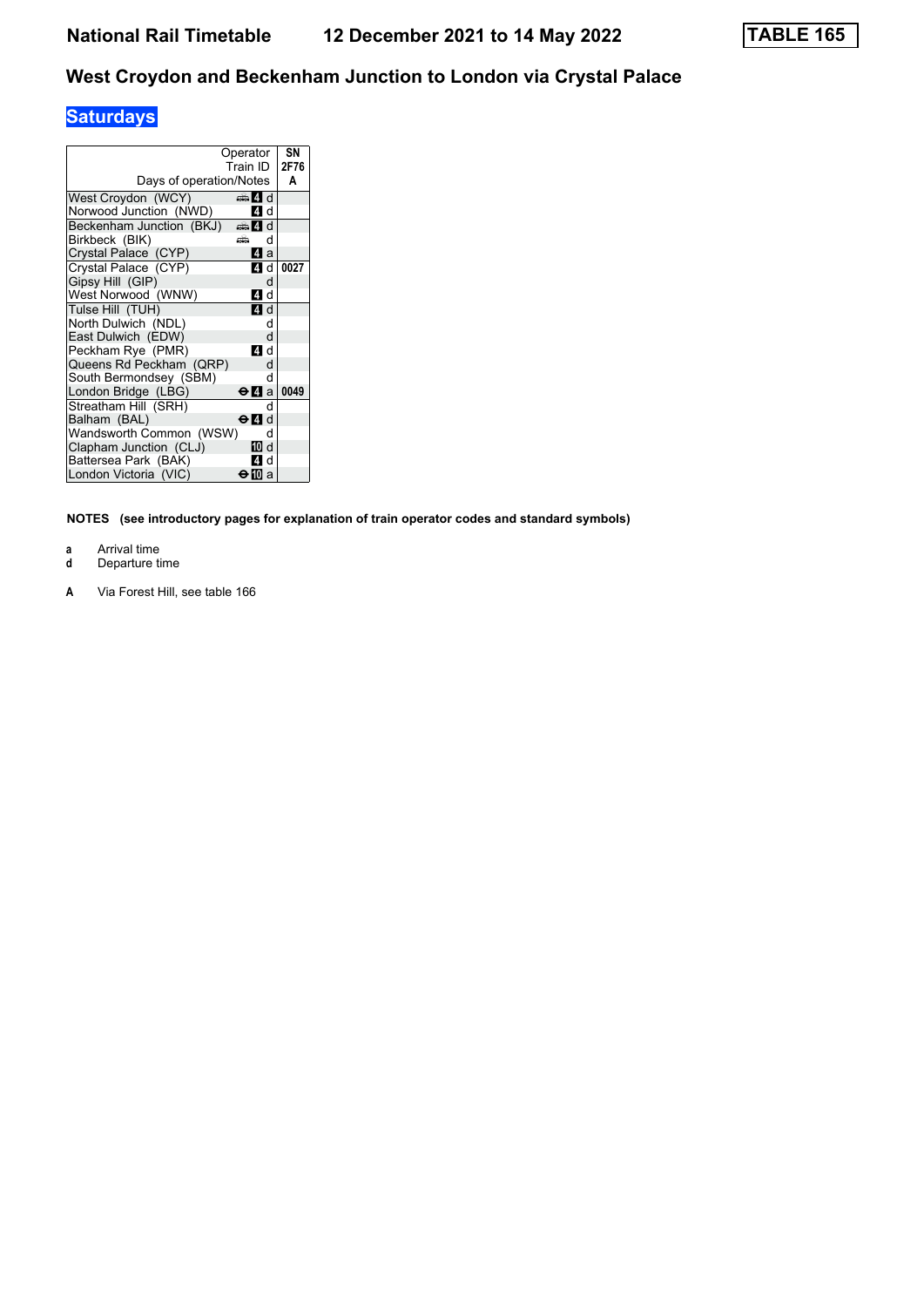# National Rail Timetable 12 December 2021 to 14 May 2022 TABLE 165

## West Croydon and Beckenham Junction to London via Crystal Palace

### Saturdays

| Operator | | SN |
|---|---|---|
| Train ID | | 2F76 |
| Days of operation/Notes | | A |
| West Croydon (WCY) | 🚌 4 d | |
| Norwood Junction (NWD) | 4 d | |
| Beckenham Junction (BKJ) | 🚌 4 d | |
| Birkbeck (BIK) | 🚌 d | |
| Crystal Palace (CYP) | 4 a | |
| Crystal Palace (CYP) | 4 d | 0027 |
| Gipsy Hill (GIP) | d | |
| West Norwood (WNW) | 4 d | |
| Tulse Hill (TUH) | 4 d | |
| North Dulwich (NDL) | d | |
| East Dulwich (EDW) | d | |
| Peckham Rye (PMR) | 4 d | |
| Queens Rd Peckham (QRP) | d | |
| South Bermondsey (SBM) | d | |
| London Bridge (LBG) | ⊖ 4 a | 0049 |
| Streatham Hill (SRH) | d | |
| Balham (BAL) | ⊖ 4 d | |
| Wandsworth Common (WSW) | d | |
| Clapham Junction (CLJ) | 10 d | |
| Battersea Park (BAK) | 4 d | |
| London Victoria (VIC) | ⊖ 10 a | |

**NOTES (see introductory pages for explanation of train operator codes and standard symbols)**

**a** Arrival time
**d** Departure time

**A** Via Forest Hill, see table 166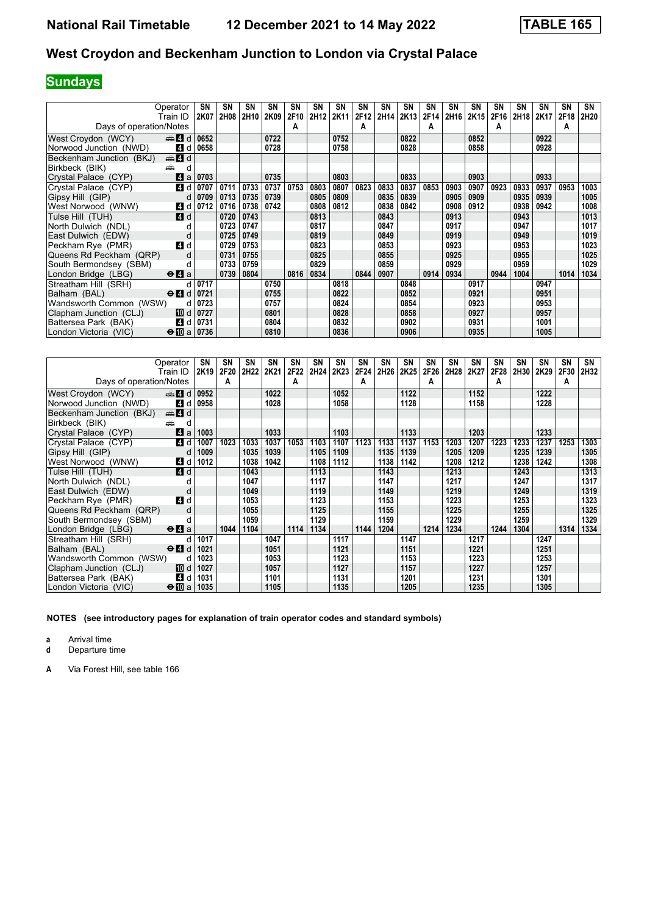# National Rail Timetable 12 December 2021 to 14 May 2022 TABLE 165

## West Croydon and Beckenham Junction to London via Crystal Palace

**Sundays**

| Operator | | SN | SN | SN | SN | SN | SN | SN | SN | SN | SN | SN | SN | SN | SN | SN | SN | SN | SN |
|---|---|---|---|---|---|---|---|---|---|---|---|---|---|---|---|---|---|---|---|
| Train ID | | 2K07 | 2H08 | 2H10 | 2K09 | 2F10 | 2H12 | 2K11 | 2F12 | 2H14 | 2K13 | 2F14 | 2H16 | 2K15 | 2F16 | 2H18 | 2K17 | 2F18 | 2H20 |
| Days of operation/Notes | | | | | | A | | | A | | | A | | | A | | | A | |
| West Croydon (WCY) | 4 d | 0652 | | | 0722 | | | 0752 | | | 0822 | | | 0852 | | | 0922 | | |
| Norwood Junction (NWD) | 4 d | 0658 | | | 0728 | | | 0758 | | | 0828 | | | 0858 | | | 0928 | | |
| Beckenham Junction (BKJ) | 4 d | | | | | | | | | | | | | | | | | | |
| Birkbeck (BIK) | d | | | | | | | | | | | | | | | | | | |
| Crystal Palace (CYP) | 4 a | 0703 | | | 0735 | | | 0803 | | | 0833 | | | 0903 | | | 0933 | | |
| Crystal Palace (CYP) | 4 d | 0707 | 0711 | 0733 | 0737 | 0753 | 0803 | 0807 | 0823 | 0833 | 0837 | 0853 | 0903 | 0907 | 0923 | 0933 | 0937 | 0953 | 1003 |
| Gipsy Hill (GIP) | d | 0709 | 0713 | 0735 | 0739 | | 0805 | 0809 | | 0835 | 0839 | | 0905 | 0909 | | 0935 | 0939 | | 1005 |
| West Norwood (WNW) | 4 d | 0712 | 0716 | 0738 | 0742 | | 0808 | 0812 | | 0838 | 0842 | | 0908 | 0912 | | 0938 | 0942 | | 1008 |
| Tulse Hill (TUH) | 4 d | | 0720 | 0743 | | | 0813 | | | 0843 | | | 0913 | | | 0943 | | | 1013 |
| North Dulwich (NDL) | d | | 0723 | 0747 | | | 0817 | | | 0847 | | | 0917 | | | 0947 | | | 1017 |
| East Dulwich (EDW) | d | | 0725 | 0749 | | | 0819 | | | 0849 | | | 0919 | | | 0949 | | | 1019 |
| Peckham Rye (PMR) | 4 d | | 0729 | 0753 | | | 0823 | | | 0853 | | | 0923 | | | 0953 | | | 1023 |
| Queens Rd Peckham (QRP) | d | | 0731 | 0755 | | | 0825 | | | 0855 | | | 0925 | | | 0955 | | | 1025 |
| South Bermondsey (SBM) | d | | 0733 | 0759 | | | 0829 | | | 0859 | | | 0929 | | | 0959 | | | 1029 |
| London Bridge (LBG) | 4 a | | 0739 | 0804 | | 0816 | 0834 | | 0844 | 0907 | | 0914 | 0934 | | 0944 | 1004 | | 1014 | 1034 |
| Streatham Hill (SRH) | d | 0717 | | | 0750 | | | 0818 | | | 0848 | | | 0917 | | | 0947 | | |
| Balham (BAL) | 4 d | 0721 | | | 0755 | | | 0822 | | | 0852 | | | 0921 | | | 0951 | | |
| Wandsworth Common (WSW) | d | 0723 | | | 0757 | | | 0824 | | | 0854 | | | 0923 | | | 0953 | | |
| Clapham Junction (CLJ) | 10 d | 0727 | | | 0801 | | | 0828 | | | 0858 | | | 0927 | | | 0957 | | |
| Battersea Park (BAK) | 4 d | 0731 | | | 0804 | | | 0832 | | | 0902 | | | 0931 | | | 1001 | | |
| London Victoria (VIC) | 10 a | 0736 | | | 0810 | | | 0836 | | | 0906 | | | 0935 | | | 1005 | | |

| Operator | | SN | SN | SN | SN | SN | SN | SN | SN | SN | SN | SN | SN | SN | SN | SN | SN | SN | SN |
|---|---|---|---|---|---|---|---|---|---|---|---|---|---|---|---|---|---|---|---|
| Train ID | | 2K19 | 2F20 | 2H22 | 2K21 | 2F22 | 2H24 | 2K23 | 2F24 | 2H26 | 2K25 | 2F26 | 2H28 | 2K27 | 2F28 | 2H30 | 2K29 | 2F30 | 2H32 |
| Days of operation/Notes | | | A | | | A | | | A | | | A | | | A | | | A | |
| West Croydon (WCY) | 4 d | 0952 | | | 1022 | | | 1052 | | | 1122 | | | 1152 | | | 1222 | | |
| Norwood Junction (NWD) | 4 d | 0958 | | | 1028 | | | 1058 | | | 1128 | | | 1158 | | | 1228 | | |
| Beckenham Junction (BKJ) | 4 d | | | | | | | | | | | | | | | | | | |
| Birkbeck (BIK) | d | | | | | | | | | | | | | | | | | | |
| Crystal Palace (CYP) | 4 a | 1003 | | | 1033 | | | 1103 | | | 1133 | | | 1203 | | | 1233 | | |
| Crystal Palace (CYP) | 4 d | 1007 | 1023 | 1033 | 1037 | 1053 | 1103 | 1107 | 1123 | 1133 | 1137 | 1153 | 1203 | 1207 | 1223 | 1233 | 1237 | 1253 | 1303 |
| Gipsy Hill (GIP) | d | 1009 | | 1035 | 1039 | | 1105 | 1109 | | 1135 | 1139 | | 1205 | 1209 | | 1235 | 1239 | | 1305 |
| West Norwood (WNW) | 4 d | 1012 | | 1038 | 1042 | | 1108 | 1112 | | 1138 | 1142 | | 1208 | 1212 | | 1238 | 1242 | | 1308 |
| Tulse Hill (TUH) | 4 d | | | 1043 | | | 1113 | | | 1143 | | | 1213 | | | 1243 | | | 1313 |
| North Dulwich (NDL) | d | | | 1047 | | | 1117 | | | 1147 | | | 1217 | | | 1247 | | | 1317 |
| East Dulwich (EDW) | d | | | 1049 | | | 1119 | | | 1149 | | | 1219 | | | 1249 | | | 1319 |
| Peckham Rye (PMR) | 4 d | | | 1053 | | | 1123 | | | 1153 | | | 1223 | | | 1253 | | | 1323 |
| Queens Rd Peckham (QRP) | d | | | 1055 | | | 1125 | | | 1155 | | | 1225 | | | 1255 | | | 1325 |
| South Bermondsey (SBM) | d | | | 1059 | | | 1129 | | | 1159 | | | 1229 | | | 1259 | | | 1329 |
| London Bridge (LBG) | 4 a | | 1044 | 1104 | | 1114 | 1134 | | 1144 | 1204 | | 1214 | 1234 | | 1244 | 1304 | | 1314 | 1334 |
| Streatham Hill (SRH) | d | 1017 | | | 1047 | | | 1117 | | | 1147 | | | 1217 | | | 1247 | | |
| Balham (BAL) | 4 d | 1021 | | | 1051 | | | 1121 | | | 1151 | | | 1221 | | | 1251 | | |
| Wandsworth Common (WSW) | d | 1023 | | | 1053 | | | 1123 | | | 1153 | | | 1223 | | | 1253 | | |
| Clapham Junction (CLJ) | 10 d | 1027 | | | 1057 | | | 1127 | | | 1157 | | | 1227 | | | 1257 | | |
| Battersea Park (BAK) | 4 d | 1031 | | | 1101 | | | 1131 | | | 1201 | | | 1231 | | | 1301 | | |
| London Victoria (VIC) | 10 a | 1035 | | | 1105 | | | 1135 | | | 1205 | | | 1235 | | | 1305 | | |

**NOTES (see introductory pages for explanation of train operator codes and standard symbols)**

**a** Arrival time
**d** Departure time

**A** Via Forest Hill, see table 166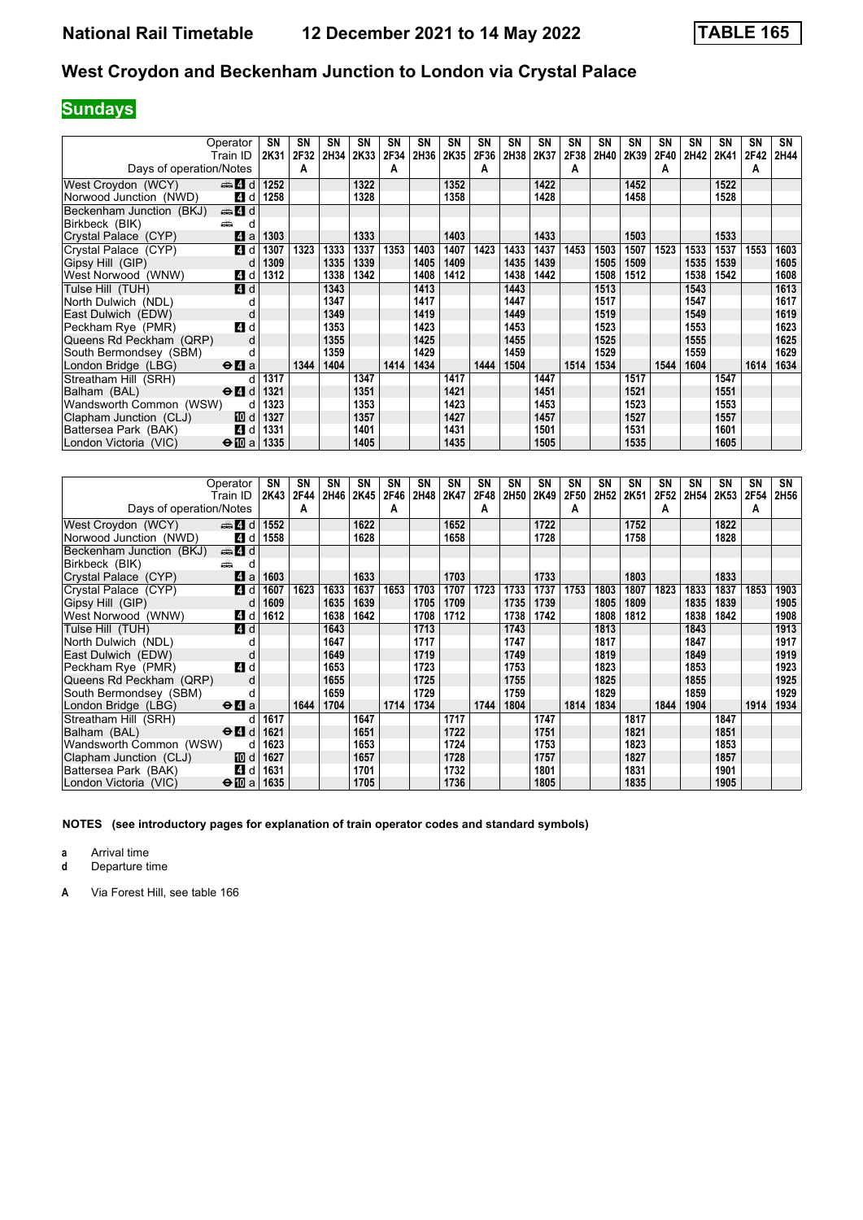# National Rail Timetable 12 December 2021 to 14 May 2022 TABLE 165

## West Croydon and Beckenham Junction to London via Crystal Palace

**Sundays**

| Operator | | SN | SN | SN | SN | SN | SN | SN | SN | SN | SN | SN | SN | SN | SN | SN | SN | SN | SN |
|---|---|---|---|---|---|---|---|---|---|---|---|---|---|---|---|---|---|---|---|
| Train ID | | 2K31 | 2F32 | 2H34 | 2K33 | 2F34 | 2H36 | 2K35 | 2F36 | 2H38 | 2K37 | 2F38 | 2H40 | 2K39 | 2F40 | 2H42 | 2K41 | 2F42 | 2H44 |
| Days of operation/Notes | | | A | | | A | | | A | | | A | | | A | | | A | |
| West Croydon (WCY) | 4 d | 1252 | | | 1322 | | | 1352 | | | 1422 | | | 1452 | | | 1522 | | |
| Norwood Junction (NWD) | 4 d | 1258 | | | 1328 | | | 1358 | | | 1428 | | | 1458 | | | 1528 | | |
| Beckenham Junction (BKJ) | 4 d | | | | | | | | | | | | | | | | | | |
| Birkbeck (BIK) | d | | | | | | | | | | | | | | | | | | |
| Crystal Palace (CYP) | 4 a | 1303 | | | 1333 | | | 1403 | | | 1433 | | | 1503 | | | 1533 | | |
| Crystal Palace (CYP) | 4 d | 1307 | 1323 | 1333 | 1337 | 1353 | 1403 | 1407 | 1423 | 1433 | 1437 | 1453 | 1503 | 1507 | 1523 | 1533 | 1537 | 1553 | 1603 |
| Gipsy Hill (GIP) | d | 1309 | | 1335 | 1339 | | 1405 | 1409 | | 1435 | 1439 | | 1505 | 1509 | | 1535 | 1539 | | 1605 |
| West Norwood (WNW) | 4 d | 1312 | | 1338 | 1342 | | 1408 | 1412 | | 1438 | 1442 | | 1508 | 1512 | | 1538 | 1542 | | 1608 |
| Tulse Hill (TUH) | 4 d | | | 1343 | | | 1413 | | | 1443 | | | 1513 | | | 1543 | | | 1613 |
| North Dulwich (NDL) | d | | | 1347 | | | 1417 | | | 1447 | | | 1517 | | | 1547 | | | 1617 |
| East Dulwich (EDW) | d | | | 1349 | | | 1419 | | | 1449 | | | 1519 | | | 1549 | | | 1619 |
| Peckham Rye (PMR) | 4 d | | | 1353 | | | 1423 | | | 1453 | | | 1523 | | | 1553 | | | 1623 |
| Queens Rd Peckham (QRP) | d | | | 1355 | | | 1425 | | | 1455 | | | 1525 | | | 1555 | | | 1625 |
| South Bermondsey (SBM) | d | | | 1359 | | | 1429 | | | 1459 | | | 1529 | | | 1559 | | | 1629 |
| London Bridge (LBG) | 4 a | | 1344 | 1404 | | 1414 | 1434 | | 1444 | 1504 | | 1514 | 1534 | | 1544 | 1604 | | 1614 | 1634 |
| Streatham Hill (SRH) | d | 1317 | | | 1347 | | | 1417 | | | 1447 | | | 1517 | | | 1547 | | |
| Balham (BAL) | 4 d | 1321 | | | 1351 | | | 1421 | | | 1451 | | | 1521 | | | 1551 | | |
| Wandsworth Common (WSW) | d | 1323 | | | 1353 | | | 1423 | | | 1453 | | | 1523 | | | 1553 | | |
| Clapham Junction (CLJ) | 10 d | 1327 | | | 1357 | | | 1427 | | | 1457 | | | 1527 | | | 1557 | | |
| Battersea Park (BAK) | 4 d | 1331 | | | 1401 | | | 1431 | | | 1501 | | | 1531 | | | 1601 | | |
| London Victoria (VIC) | 10 a | 1335 | | | 1405 | | | 1435 | | | 1505 | | | 1535 | | | 1605 | | |

| Operator | | SN | SN | SN | SN | SN | SN | SN | SN | SN | SN | SN | SN | SN | SN | SN | SN | SN | SN |
|---|---|---|---|---|---|---|---|---|---|---|---|---|---|---|---|---|---|---|---|
| Train ID | | 2K43 | 2F44 | 2H46 | 2K45 | 2F46 | 2H48 | 2K47 | 2F48 | 2H50 | 2K49 | 2F50 | 2H52 | 2K51 | 2F52 | 2H54 | 2K53 | 2F54 | 2H56 |
| Days of operation/Notes | | | A | | | A | | | A | | | A | | | A | | | A | |
| West Croydon (WCY) | 4 d | 1552 | | | 1622 | | | 1652 | | | 1722 | | | 1752 | | | 1822 | | |
| Norwood Junction (NWD) | 4 d | 1558 | | | 1628 | | | 1658 | | | 1728 | | | 1758 | | | 1828 | | |
| Beckenham Junction (BKJ) | 4 d | | | | | | | | | | | | | | | | | | |
| Birkbeck (BIK) | d | | | | | | | | | | | | | | | | | | |
| Crystal Palace (CYP) | 4 a | 1603 | | | 1633 | | | 1703 | | | 1733 | | | 1803 | | | 1833 | | |
| Crystal Palace (CYP) | 4 d | 1607 | 1623 | 1633 | 1637 | 1653 | 1703 | 1707 | 1723 | 1733 | 1737 | 1753 | 1803 | 1807 | 1823 | 1833 | 1837 | 1853 | 1903 |
| Gipsy Hill (GIP) | d | 1609 | | 1635 | 1639 | | 1705 | 1709 | | 1735 | 1739 | | 1805 | 1809 | | 1835 | 1839 | | 1905 |
| West Norwood (WNW) | 4 d | 1612 | | 1638 | 1642 | | 1708 | 1712 | | 1738 | 1742 | | 1808 | 1812 | | 1838 | 1842 | | 1908 |
| Tulse Hill (TUH) | 4 d | | | 1643 | | | 1713 | | | 1743 | | | 1813 | | | 1843 | | | 1913 |
| North Dulwich (NDL) | d | | | 1647 | | | 1717 | | | 1747 | | | 1817 | | | 1847 | | | 1917 |
| East Dulwich (EDW) | d | | | 1649 | | | 1719 | | | 1749 | | | 1819 | | | 1849 | | | 1919 |
| Peckham Rye (PMR) | 4 d | | | 1653 | | | 1723 | | | 1753 | | | 1823 | | | 1853 | | | 1923 |
| Queens Rd Peckham (QRP) | d | | | 1655 | | | 1725 | | | 1755 | | | 1825 | | | 1855 | | | 1925 |
| South Bermondsey (SBM) | d | | | 1659 | | | 1729 | | | 1759 | | | 1829 | | | 1859 | | | 1929 |
| London Bridge (LBG) | 4 a | | 1644 | 1704 | | 1714 | 1734 | | 1744 | 1804 | | 1814 | 1834 | | 1844 | 1904 | | 1914 | 1934 |
| Streatham Hill (SRH) | d | 1617 | | | 1647 | | | 1717 | | | 1747 | | | 1817 | | | 1847 | | |
| Balham (BAL) | 4 d | 1621 | | | 1651 | | | 1722 | | | 1751 | | | 1821 | | | 1851 | | |
| Wandsworth Common (WSW) | d | 1623 | | | 1653 | | | 1724 | | | 1753 | | | 1823 | | | 1853 | | |
| Clapham Junction (CLJ) | 10 d | 1627 | | | 1657 | | | 1728 | | | 1757 | | | 1827 | | | 1857 | | |
| Battersea Park (BAK) | 4 d | 1631 | | | 1701 | | | 1732 | | | 1801 | | | 1831 | | | 1901 | | |
| London Victoria (VIC) | 10 a | 1635 | | | 1705 | | | 1736 | | | 1805 | | | 1835 | | | 1905 | | |

**NOTES (see introductory pages for explanation of train operator codes and standard symbols)**

**a** Arrival time
**d** Departure time

**A** Via Forest Hill, see table 166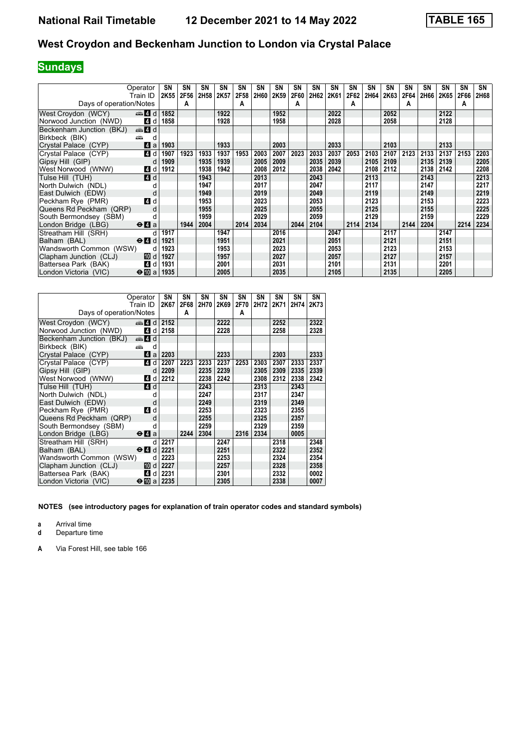# National Rail Timetable 12 December 2021 to 14 May 2022 TABLE 165

## West Croydon and Beckenham Junction to London via Crystal Palace

**Sundays**

| Operator | | SN | SN | SN | SN | SN | SN | SN | SN | SN | SN | SN | SN | SN | SN | SN | SN | SN | SN |
|---|---|---|---|---|---|---|---|---|---|---|---|---|---|---|---|---|---|---|---|
| Train ID | | 2K55 | 2F56 | 2H58 | 2K57 | 2F58 | 2H60 | 2K59 | 2F60 | 2H62 | 2K61 | 2F62 | 2H64 | 2K63 | 2F64 | 2H66 | 2K65 | 2F66 | 2H68 |
| Days of operation/Notes | | | A | | | A | | | A | | | A | | | A | | | A | |
| West Croydon (WCY) | 4 d | 1852 | | | 1922 | | | 1952 | | | 2022 | | | 2052 | | | 2122 | | |
| Norwood Junction (NWD) | 4 d | 1858 | | | 1928 | | | 1958 | | | 2028 | | | 2058 | | | 2128 | | |
| Beckenham Junction (BKJ) | 4 d | | | | | | | | | | | | | | | | | | |
| Birkbeck (BIK) | d | | | | | | | | | | | | | | | | | | |
| Crystal Palace (CYP) | 4 a | 1903 | | | 1933 | | | 2003 | | | 2033 | | | 2103 | | | 2133 | | |
| Crystal Palace (CYP) | 4 d | 1907 | 1923 | 1933 | 1937 | 1953 | 2003 | 2007 | 2023 | 2033 | 2037 | 2053 | 2103 | 2107 | 2123 | 2133 | 2137 | 2153 | 2203 |
| Gipsy Hill (GIP) | d | 1909 | | 1935 | 1939 | | 2005 | 2009 | | 2035 | 2039 | | 2105 | 2109 | | 2135 | 2139 | | 2205 |
| West Norwood (WNW) | 4 d | 1912 | | 1938 | 1942 | | 2008 | 2012 | | 2038 | 2042 | | 2108 | 2112 | | 2138 | 2142 | | 2208 |
| Tulse Hill (TUH) | 4 d | | | 1943 | | | 2013 | | | 2043 | | | 2113 | | | 2143 | | | 2213 |
| North Dulwich (NDL) | d | | | 1947 | | | 2017 | | | 2047 | | | 2117 | | | 2147 | | | 2217 |
| East Dulwich (EDW) | d | | | 1949 | | | 2019 | | | 2049 | | | 2119 | | | 2149 | | | 2219 |
| Peckham Rye (PMR) | 4 d | | | 1953 | | | 2023 | | | 2053 | | | 2123 | | | 2153 | | | 2223 |
| Queens Rd Peckham (QRP) | d | | | 1955 | | | 2025 | | | 2055 | | | 2125 | | | 2155 | | | 2225 |
| South Bermondsey (SBM) | d | | | 1959 | | | 2029 | | | 2059 | | | 2129 | | | 2159 | | | 2229 |
| London Bridge (LBG) | 4 a | | 1944 | 2004 | | 2014 | 2034 | | 2044 | 2104 | | 2114 | 2134 | | 2144 | 2204 | | 2214 | 2234 |
| Streatham Hill (SRH) | d | 1917 | | | 1947 | | | 2016 | | | 2047 | | | 2117 | | | 2147 | | |
| Balham (BAL) | 4 d | 1921 | | | 1951 | | | 2021 | | | 2051 | | | 2121 | | | 2151 | | |
| Wandsworth Common (WSW) | d | 1923 | | | 1953 | | | 2023 | | | 2053 | | | 2123 | | | 2153 | | |
| Clapham Junction (CLJ) | 10 d | 1927 | | | 1957 | | | 2027 | | | 2057 | | | 2127 | | | 2157 | | |
| Battersea Park (BAK) | 4 d | 1931 | | | 2001 | | | 2031 | | | 2101 | | | 2131 | | | 2201 | | |
| London Victoria (VIC) | 10 a | 1935 | | | 2005 | | | 2035 | | | 2105 | | | 2135 | | | 2205 | | |

| Operator | | SN | SN | SN | SN | SN | SN | SN | SN | SN |
|---|---|---|---|---|---|---|---|---|---|---|
| Train ID | | 2K67 | 2F68 | 2H70 | 2K69 | 2F70 | 2H72 | 2K71 | 2H74 | 2K73 |
| Days of operation/Notes | | | A | | | A | | | | |
| West Croydon (WCY) | 4 d | 2152 | | | 2222 | | | 2252 | | 2322 |
| Norwood Junction (NWD) | 4 d | 2158 | | | 2228 | | | 2258 | | 2328 |
| Beckenham Junction (BKJ) | 4 d | | | | | | | | | |
| Birkbeck (BIK) | d | | | | | | | | | |
| Crystal Palace (CYP) | 4 a | 2203 | | | 2233 | | | 2303 | | 2333 |
| Crystal Palace (CYP) | 4 d | 2207 | 2223 | 2233 | 2237 | 2253 | 2303 | 2307 | 2333 | 2337 |
| Gipsy Hill (GIP) | d | 2209 | | 2235 | 2239 | | 2305 | 2309 | 2335 | 2339 |
| West Norwood (WNW) | 4 d | 2212 | | 2238 | 2242 | | 2308 | 2312 | 2338 | 2342 |
| Tulse Hill (TUH) | 4 d | | | 2243 | | | 2313 | | 2343 | |
| North Dulwich (NDL) | d | | | 2247 | | | 2317 | | 2347 | |
| East Dulwich (EDW) | d | | | 2249 | | | 2319 | | 2349 | |
| Peckham Rye (PMR) | 4 d | | | 2253 | | | 2323 | | 2355 | |
| Queens Rd Peckham (QRP) | d | | | 2255 | | | 2325 | | 2357 | |
| South Bermondsey (SBM) | d | | | 2259 | | | 2329 | | 2359 | |
| London Bridge (LBG) | 4 a | | 2244 | 2304 | | 2316 | 2334 | | 0005 | |
| Streatham Hill (SRH) | d | 2217 | | | 2247 | | | 2318 | | 2348 |
| Balham (BAL) | 4 d | 2221 | | | 2251 | | | 2322 | | 2352 |
| Wandsworth Common (WSW) | d | 2223 | | | 2253 | | | 2324 | | 2354 |
| Clapham Junction (CLJ) | 10 d | 2227 | | | 2257 | | | 2328 | | 2358 |
| Battersea Park (BAK) | 4 d | 2231 | | | 2301 | | | 2332 | | 0002 |
| London Victoria (VIC) | 10 a | 2235 | | | 2305 | | | 2338 | | 0007 |

**NOTES (see introductory pages for explanation of train operator codes and standard symbols)**

- **a** Arrival time
- **d** Departure time

**A** Via Forest Hill, see table 166